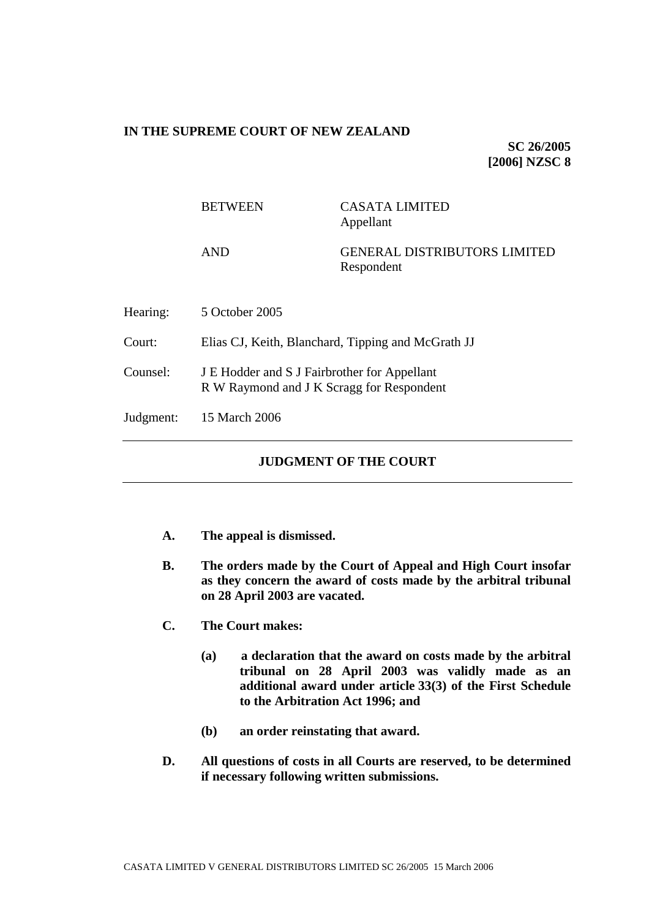**IN THE SUPREME COURT OF NEW ZEALAND**

**SC 26/2005**
**[2006] NZSC 8**

BETWEEN CASATA LIMITED
Appellant

AND GENERAL DISTRIBUTORS LIMITED
Respondent

Hearing: 5 October 2005

Court: Elias CJ, Keith, Blanchard, Tipping and McGrath JJ

Counsel: J E Hodder and S J Fairbrother for Appellant
R W Raymond and J K Scragg for Respondent

Judgment: 15 March 2006

---

## JUDGMENT OF THE COURT

---

**A. The appeal is dismissed.**

**B. The orders made by the Court of Appeal and High Court insofar as they concern the award of costs made by the arbitral tribunal on 28 April 2003 are vacated.**

**C. The Court makes:**

**(a) a declaration that the award on costs made by the arbitral tribunal on 28 April 2003 was validly made as an additional award under article 33(3) of the First Schedule to the Arbitration Act 1996; and**

**(b) an order reinstating that award.**

**D. All questions of costs in all Courts are reserved, to be determined if necessary following written submissions.**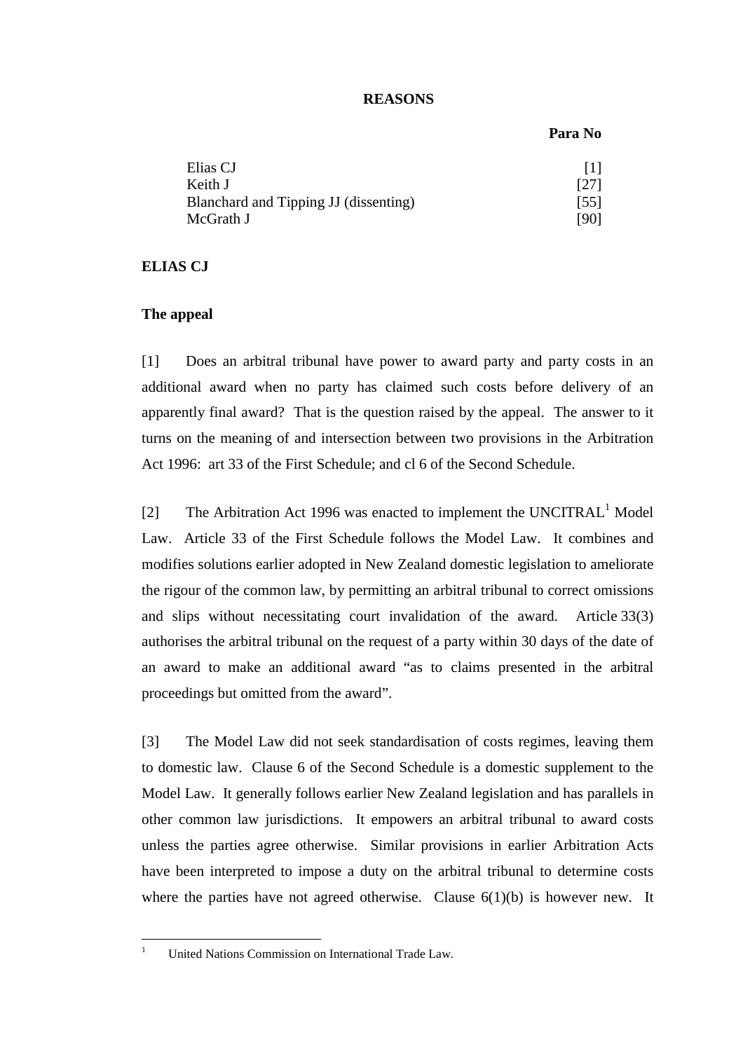**REASONS**

| | Para No |
|---|---|
| Elias CJ | [1] |
| Keith J | [27] |
| Blanchard and Tipping JJ (dissenting) | [55] |
| McGrath J | [90] |

**ELIAS CJ**

**The appeal**

[1] Does an arbitral tribunal have power to award party and party costs in an additional award when no party has claimed such costs before delivery of an apparently final award? That is the question raised by the appeal. The answer to it turns on the meaning of and intersection between two provisions in the Arbitration Act 1996: art 33 of the First Schedule; and cl 6 of the Second Schedule.

[2] The Arbitration Act 1996 was enacted to implement the UNCITRAL[1] Model Law. Article 33 of the First Schedule follows the Model Law. It combines and modifies solutions earlier adopted in New Zealand domestic legislation to ameliorate the rigour of the common law, by permitting an arbitral tribunal to correct omissions and slips without necessitating court invalidation of the award. Article 33(3) authorises the arbitral tribunal on the request of a party within 30 days of the date of an award to make an additional award "as to claims presented in the arbitral proceedings but omitted from the award".

[3] The Model Law did not seek standardisation of costs regimes, leaving them to domestic law. Clause 6 of the Second Schedule is a domestic supplement to the Model Law. It generally follows earlier New Zealand legislation and has parallels in other common law jurisdictions. It empowers an arbitral tribunal to award costs unless the parties agree otherwise. Similar provisions in earlier Arbitration Acts have been interpreted to impose a duty on the arbitral tribunal to determine costs where the parties have not agreed otherwise. Clause 6(1)(b) is however new. It

[1] United Nations Commission on International Trade Law.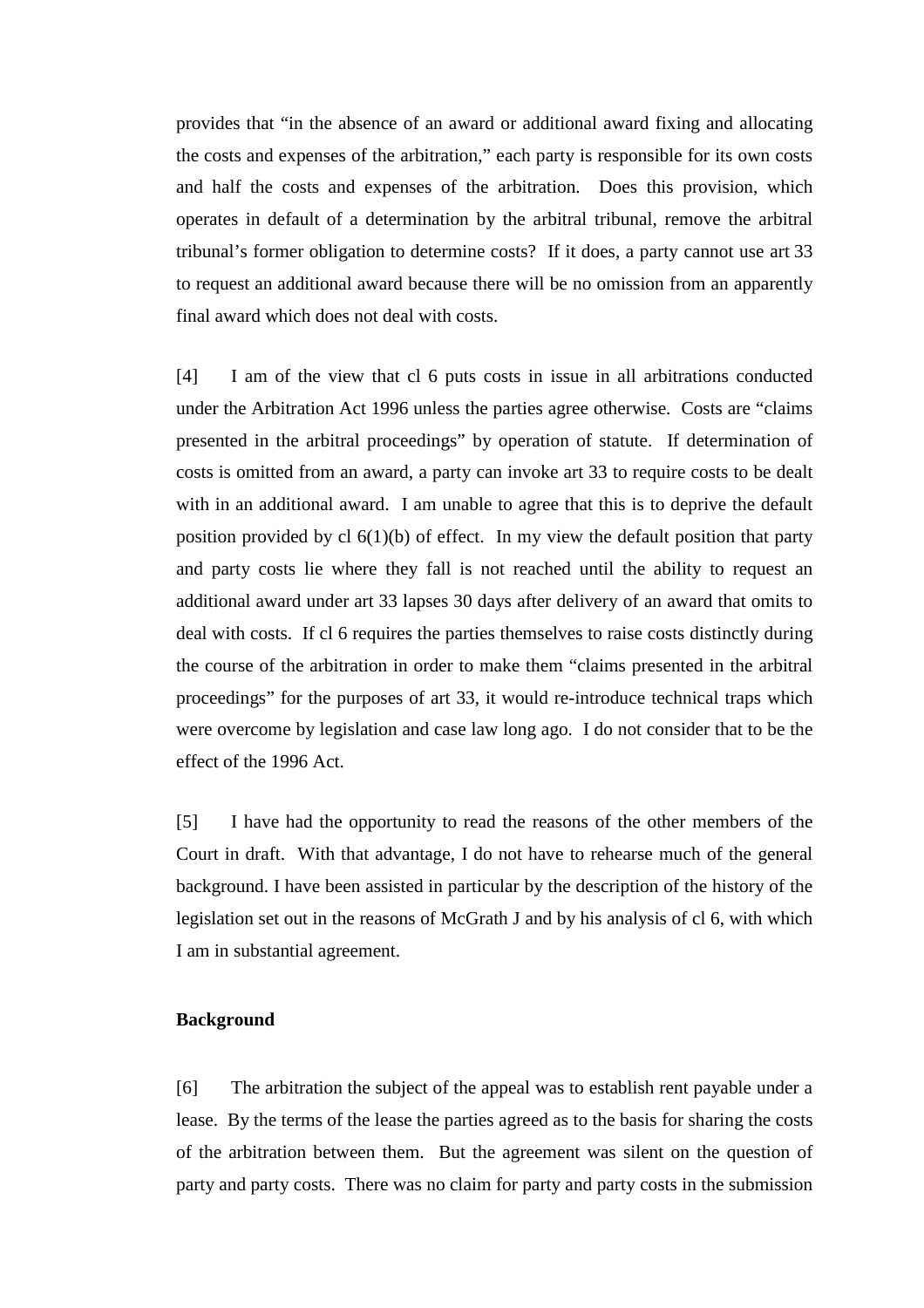provides that "in the absence of an award or additional award fixing and allocating the costs and expenses of the arbitration," each party is responsible for its own costs and half the costs and expenses of the arbitration. Does this provision, which operates in default of a determination by the arbitral tribunal, remove the arbitral tribunal's former obligation to determine costs? If it does, a party cannot use art 33 to request an additional award because there will be no omission from an apparently final award which does not deal with costs.

[4] I am of the view that cl 6 puts costs in issue in all arbitrations conducted under the Arbitration Act 1996 unless the parties agree otherwise. Costs are "claims presented in the arbitral proceedings" by operation of statute. If determination of costs is omitted from an award, a party can invoke art 33 to require costs to be dealt with in an additional award. I am unable to agree that this is to deprive the default position provided by cl 6(1)(b) of effect. In my view the default position that party and party costs lie where they fall is not reached until the ability to request an additional award under art 33 lapses 30 days after delivery of an award that omits to deal with costs. If cl 6 requires the parties themselves to raise costs distinctly during the course of the arbitration in order to make them "claims presented in the arbitral proceedings" for the purposes of art 33, it would re-introduce technical traps which were overcome by legislation and case law long ago. I do not consider that to be the effect of the 1996 Act.

[5] I have had the opportunity to read the reasons of the other members of the Court in draft. With that advantage, I do not have to rehearse much of the general background. I have been assisted in particular by the description of the history of the legislation set out in the reasons of McGrath J and by his analysis of cl 6, with which I am in substantial agreement.

**Background**

[6] The arbitration the subject of the appeal was to establish rent payable under a lease. By the terms of the lease the parties agreed as to the basis for sharing the costs of the arbitration between them. But the agreement was silent on the question of party and party costs. There was no claim for party and party costs in the submission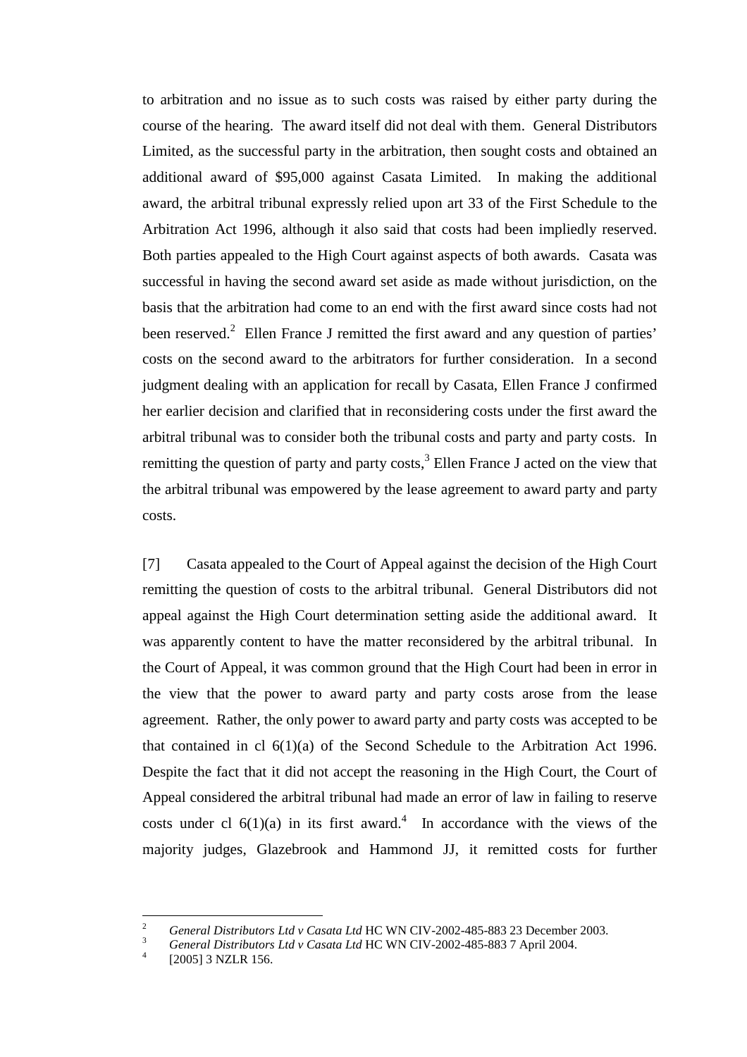to arbitration and no issue as to such costs was raised by either party during the course of the hearing. The award itself did not deal with them. General Distributors Limited, as the successful party in the arbitration, then sought costs and obtained an additional award of $95,000 against Casata Limited. In making the additional award, the arbitral tribunal expressly relied upon art 33 of the First Schedule to the Arbitration Act 1996, although it also said that costs had been impliedly reserved. Both parties appealed to the High Court against aspects of both awards. Casata was successful in having the second award set aside as made without jurisdiction, on the basis that the arbitration had come to an end with the first award since costs had not been reserved.[2] Ellen France J remitted the first award and any question of parties' costs on the second award to the arbitrators for further consideration. In a second judgment dealing with an application for recall by Casata, Ellen France J confirmed her earlier decision and clarified that in reconsidering costs under the first award the arbitral tribunal was to consider both the tribunal costs and party and party costs. In remitting the question of party and party costs,[3] Ellen France J acted on the view that the arbitral tribunal was empowered by the lease agreement to award party and party costs.

[7] Casata appealed to the Court of Appeal against the decision of the High Court remitting the question of costs to the arbitral tribunal. General Distributors did not appeal against the High Court determination setting aside the additional award. It was apparently content to have the matter reconsidered by the arbitral tribunal. In the Court of Appeal, it was common ground that the High Court had been in error in the view that the power to award party and party costs arose from the lease agreement. Rather, the only power to award party and party costs was accepted to be that contained in cl 6(1)(a) of the Second Schedule to the Arbitration Act 1996. Despite the fact that it did not accept the reasoning in the High Court, the Court of Appeal considered the arbitral tribunal had made an error of law in failing to reserve costs under cl 6(1)(a) in its first award.[4] In accordance with the views of the majority judges, Glazebrook and Hammond JJ, it remitted costs for further

---

[2] *General Distributors Ltd v Casata Ltd* HC WN CIV-2002-485-883 23 December 2003.

[3] *General Distributors Ltd v Casata Ltd* HC WN CIV-2002-485-883 7 April 2004.

[4] [2005] 3 NZLR 156.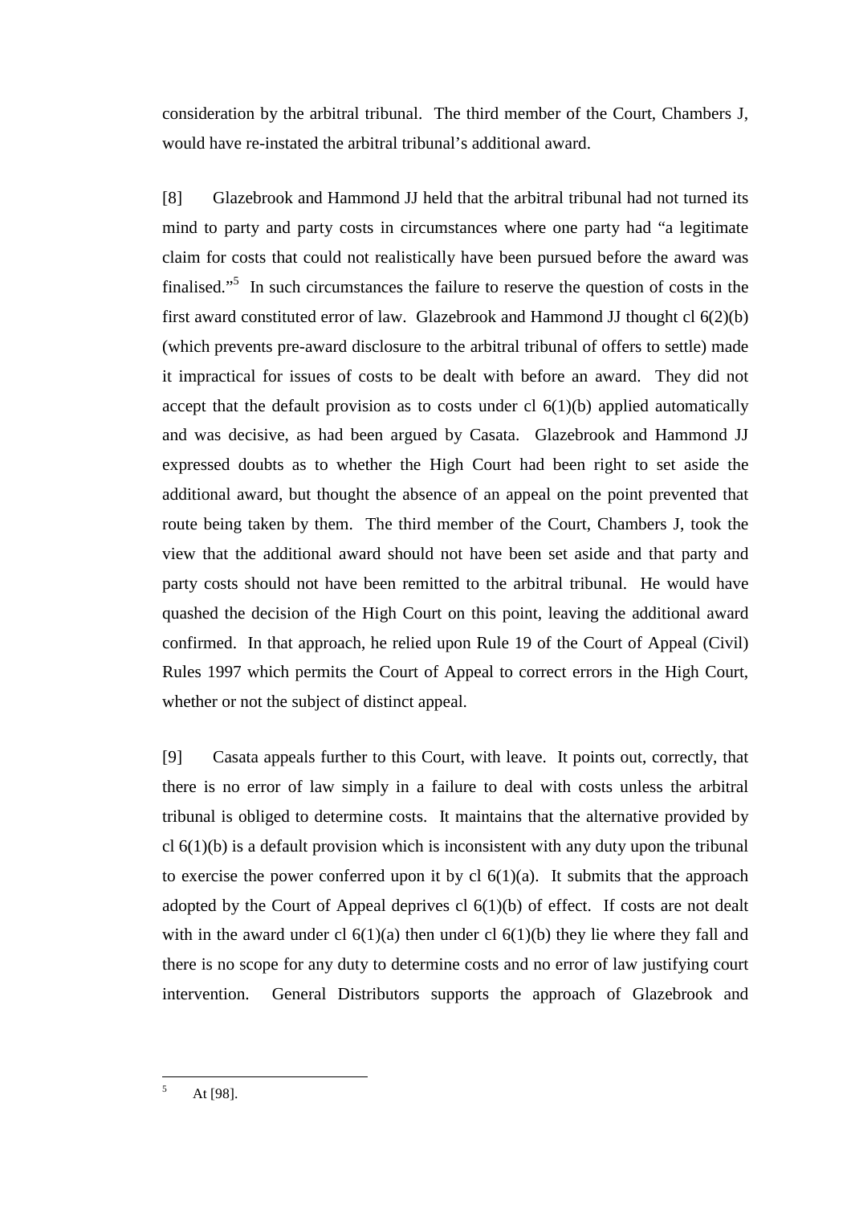consideration by the arbitral tribunal. The third member of the Court, Chambers J, would have re-instated the arbitral tribunal's additional award.

[8] Glazebrook and Hammond JJ held that the arbitral tribunal had not turned its mind to party and party costs in circumstances where one party had "a legitimate claim for costs that could not realistically have been pursued before the award was finalised."[5] In such circumstances the failure to reserve the question of costs in the first award constituted error of law. Glazebrook and Hammond JJ thought cl 6(2)(b) (which prevents pre-award disclosure to the arbitral tribunal of offers to settle) made it impractical for issues of costs to be dealt with before an award. They did not accept that the default provision as to costs under cl 6(1)(b) applied automatically and was decisive, as had been argued by Casata. Glazebrook and Hammond JJ expressed doubts as to whether the High Court had been right to set aside the additional award, but thought the absence of an appeal on the point prevented that route being taken by them. The third member of the Court, Chambers J, took the view that the additional award should not have been set aside and that party and party costs should not have been remitted to the arbitral tribunal. He would have quashed the decision of the High Court on this point, leaving the additional award confirmed. In that approach, he relied upon Rule 19 of the Court of Appeal (Civil) Rules 1997 which permits the Court of Appeal to correct errors in the High Court, whether or not the subject of distinct appeal.

[9] Casata appeals further to this Court, with leave. It points out, correctly, that there is no error of law simply in a failure to deal with costs unless the arbitral tribunal is obliged to determine costs. It maintains that the alternative provided by cl 6(1)(b) is a default provision which is inconsistent with any duty upon the tribunal to exercise the power conferred upon it by cl 6(1)(a). It submits that the approach adopted by the Court of Appeal deprives cl 6(1)(b) of effect. If costs are not dealt with in the award under cl 6(1)(a) then under cl 6(1)(b) they lie where they fall and there is no scope for any duty to determine costs and no error of law justifying court intervention. General Distributors supports the approach of Glazebrook and

---

[5] At [98].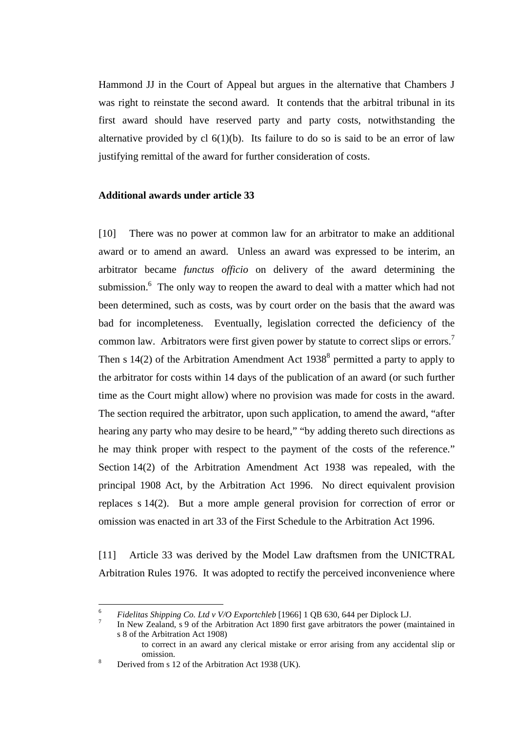Hammond JJ in the Court of Appeal but argues in the alternative that Chambers J was right to reinstate the second award. It contends that the arbitral tribunal in its first award should have reserved party and party costs, notwithstanding the alternative provided by cl 6(1)(b). Its failure to do so is said to be an error of law justifying remittal of the award for further consideration of costs.

**Additional awards under article 33**

[10] There was no power at common law for an arbitrator to make an additional award or to amend an award. Unless an award was expressed to be interim, an arbitrator became *functus officio* on delivery of the award determining the submission.[6] The only way to reopen the award to deal with a matter which had not been determined, such as costs, was by court order on the basis that the award was bad for incompleteness. Eventually, legislation corrected the deficiency of the common law. Arbitrators were first given power by statute to correct slips or errors.[7] Then s 14(2) of the Arbitration Amendment Act 1938[8] permitted a party to apply to the arbitrator for costs within 14 days of the publication of an award (or such further time as the Court might allow) where no provision was made for costs in the award. The section required the arbitrator, upon such application, to amend the award, "after hearing any party who may desire to be heard," "by adding thereto such directions as he may think proper with respect to the payment of the costs of the reference." Section 14(2) of the Arbitration Amendment Act 1938 was repealed, with the principal 1908 Act, by the Arbitration Act 1996. No direct equivalent provision replaces s 14(2). But a more ample general provision for correction of error or omission was enacted in art 33 of the First Schedule to the Arbitration Act 1996.

[11] Article 33 was derived by the Model Law draftsmen from the UNICTRAL Arbitration Rules 1976. It was adopted to rectify the perceived inconvenience where

---

[6] *Fidelitas Shipping Co. Ltd v V/O Exportchleb* [1966] 1 QB 630, 644 per Diplock LJ.

[7] In New Zealand, s 9 of the Arbitration Act 1890 first gave arbitrators the power (maintained in s 8 of the Arbitration Act 1908)

> to correct in an award any clerical mistake or error arising from any accidental slip or omission.

[8] Derived from s 12 of the Arbitration Act 1938 (UK).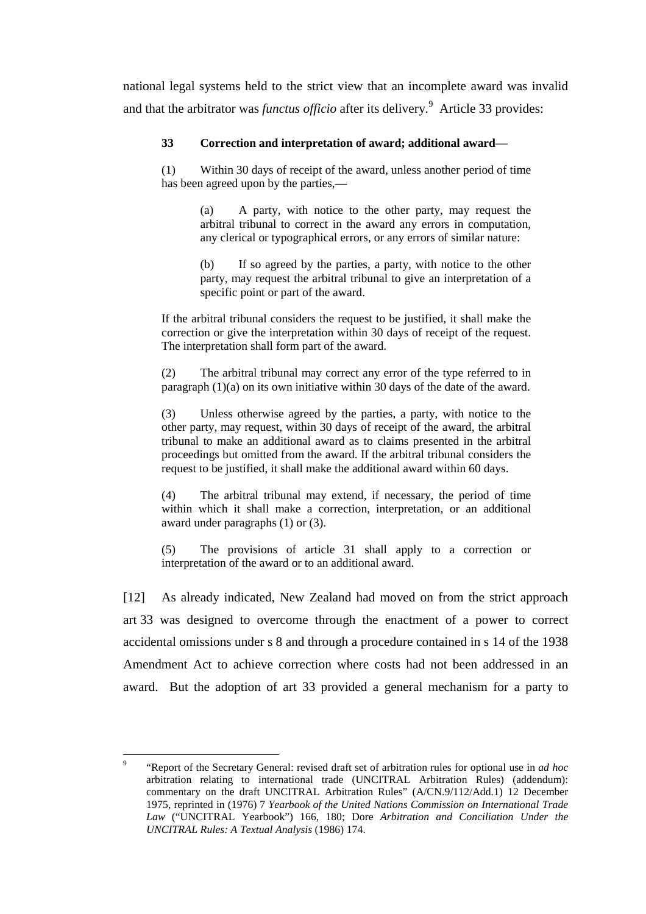national legal systems held to the strict view that an incomplete award was invalid and that the arbitrator was *functus officio* after its delivery.[9] Article 33 provides:

> **33 Correction and interpretation of award; additional award—**
>
> (1) Within 30 days of receipt of the award, unless another period of time has been agreed upon by the parties,—
>
> > (a) A party, with notice to the other party, may request the arbitral tribunal to correct in the award any errors in computation, any clerical or typographical errors, or any errors of similar nature:
> >
> > (b) If so agreed by the parties, a party, with notice to the other party, may request the arbitral tribunal to give an interpretation of a specific point or part of the award.
>
> If the arbitral tribunal considers the request to be justified, it shall make the correction or give the interpretation within 30 days of receipt of the request. The interpretation shall form part of the award.
>
> (2) The arbitral tribunal may correct any error of the type referred to in paragraph (1)(a) on its own initiative within 30 days of the date of the award.
>
> (3) Unless otherwise agreed by the parties, a party, with notice to the other party, may request, within 30 days of receipt of the award, the arbitral tribunal to make an additional award as to claims presented in the arbitral proceedings but omitted from the award. If the arbitral tribunal considers the request to be justified, it shall make the additional award within 60 days.
>
> (4) The arbitral tribunal may extend, if necessary, the period of time within which it shall make a correction, interpretation, or an additional award under paragraphs (1) or (3).
>
> (5) The provisions of article 31 shall apply to a correction or interpretation of the award or to an additional award.

[12] As already indicated, New Zealand had moved on from the strict approach art 33 was designed to overcome through the enactment of a power to correct accidental omissions under s 8 and through a procedure contained in s 14 of the 1938 Amendment Act to achieve correction where costs had not been addressed in an award. But the adoption of art 33 provided a general mechanism for a party to

---

[9] "Report of the Secretary General: revised draft set of arbitration rules for optional use in *ad hoc* arbitration relating to international trade (UNCITRAL Arbitration Rules) (addendum): commentary on the draft UNCITRAL Arbitration Rules" (A/CN.9/112/Add.1) 12 December 1975, reprinted in (1976) 7 *Yearbook of the United Nations Commission on International Trade Law* ("UNCITRAL Yearbook") 166, 180; Dore *Arbitration and Conciliation Under the UNCITRAL Rules: A Textual Analysis* (1986) 174.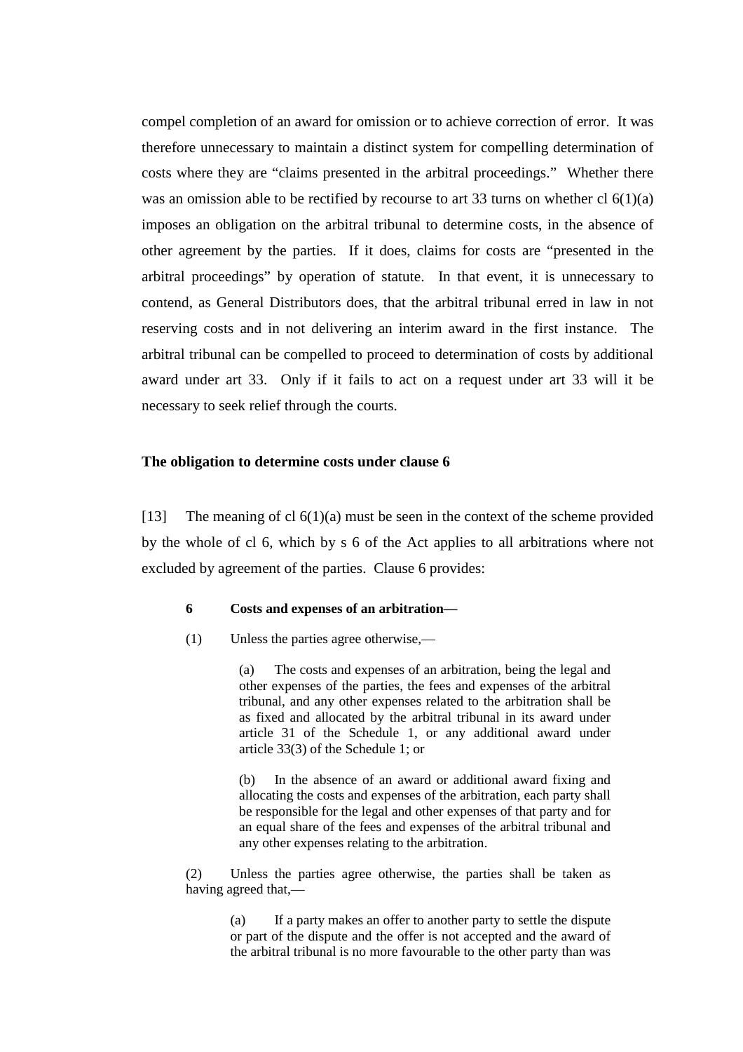compel completion of an award for omission or to achieve correction of error. It was therefore unnecessary to maintain a distinct system for compelling determination of costs where they are "claims presented in the arbitral proceedings." Whether there was an omission able to be rectified by recourse to art 33 turns on whether cl 6(1)(a) imposes an obligation on the arbitral tribunal to determine costs, in the absence of other agreement by the parties. If it does, claims for costs are "presented in the arbitral proceedings" by operation of statute. In that event, it is unnecessary to contend, as General Distributors does, that the arbitral tribunal erred in law in not reserving costs and in not delivering an interim award in the first instance. The arbitral tribunal can be compelled to proceed to determination of costs by additional award under art 33. Only if it fails to act on a request under art 33 will it be necessary to seek relief through the courts.

### The obligation to determine costs under clause 6

[13] The meaning of cl 6(1)(a) must be seen in the context of the scheme provided by the whole of cl 6, which by s 6 of the Act applies to all arbitrations where not excluded by agreement of the parties. Clause 6 provides:

> **6 Costs and expenses of an arbitration—**
>
> (1) Unless the parties agree otherwise,—
>
> (a) The costs and expenses of an arbitration, being the legal and other expenses of the parties, the fees and expenses of the arbitral tribunal, and any other expenses related to the arbitration shall be as fixed and allocated by the arbitral tribunal in its award under article 31 of the Schedule 1, or any additional award under article 33(3) of the Schedule 1; or
>
> (b) In the absence of an award or additional award fixing and allocating the costs and expenses of the arbitration, each party shall be responsible for the legal and other expenses of that party and for an equal share of the fees and expenses of the arbitral tribunal and any other expenses relating to the arbitration.
>
> (2) Unless the parties agree otherwise, the parties shall be taken as having agreed that,—
>
> (a) If a party makes an offer to another party to settle the dispute or part of the dispute and the offer is not accepted and the award of the arbitral tribunal is no more favourable to the other party than was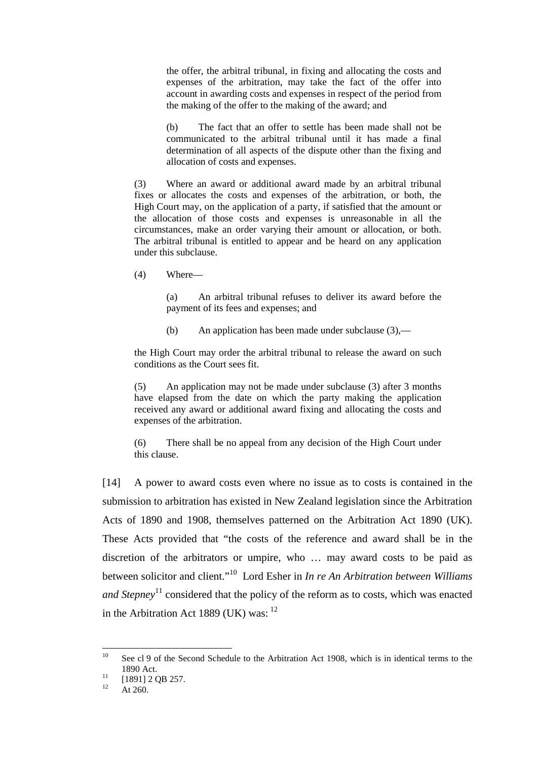> the offer, the arbitral tribunal, in fixing and allocating the costs and expenses of the arbitration, may take the fact of the offer into account in awarding costs and expenses in respect of the period from the making of the offer to the making of the award; and
>
> (b) The fact that an offer to settle has been made shall not be communicated to the arbitral tribunal until it has made a final determination of all aspects of the dispute other than the fixing and allocation of costs and expenses.
>
> (3) Where an award or additional award made by an arbitral tribunal fixes or allocates the costs and expenses of the arbitration, or both, the High Court may, on the application of a party, if satisfied that the amount or the allocation of those costs and expenses is unreasonable in all the circumstances, make an order varying their amount or allocation, or both. The arbitral tribunal is entitled to appear and be heard on any application under this subclause.
>
> (4) Where—
>
> (a) An arbitral tribunal refuses to deliver its award before the payment of its fees and expenses; and
>
> (b) An application has been made under subclause (3),—
>
> the High Court may order the arbitral tribunal to release the award on such conditions as the Court sees fit.
>
> (5) An application may not be made under subclause (3) after 3 months have elapsed from the date on which the party making the application received any award or additional award fixing and allocating the costs and expenses of the arbitration.
>
> (6) There shall be no appeal from any decision of the High Court under this clause.

[14] A power to award costs even where no issue as to costs is contained in the submission to arbitration has existed in New Zealand legislation since the Arbitration Acts of 1890 and 1908, themselves patterned on the Arbitration Act 1890 (UK). These Acts provided that "the costs of the reference and award shall be in the discretion of the arbitrators or umpire, who … may award costs to be paid as between solicitor and client."[10] Lord Esher in *In re An Arbitration between Williams and Stepney*[11] considered that the policy of the reform as to costs, which was enacted in the Arbitration Act 1889 (UK) was: [12]

---

[10] See cl 9 of the Second Schedule to the Arbitration Act 1908, which is in identical terms to the 1890 Act.

[11] [1891] 2 QB 257.

[12] At 260.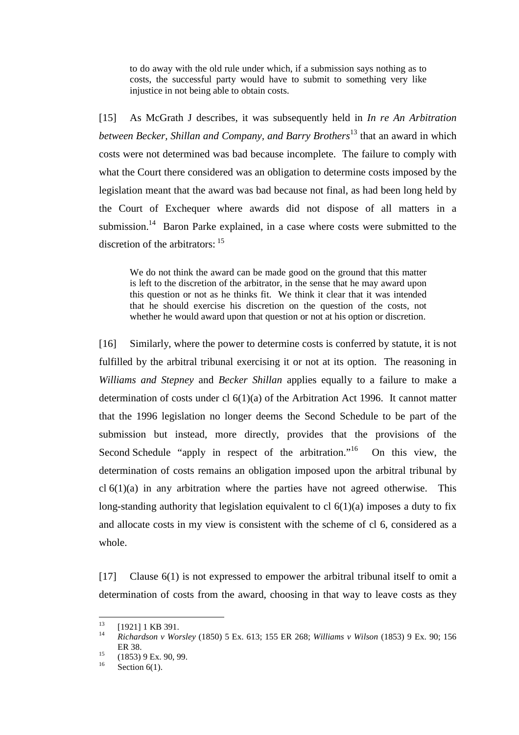> to do away with the old rule under which, if a submission says nothing as to costs, the successful party would have to submit to something very like injustice in not being able to obtain costs.

[15] As McGrath J describes, it was subsequently held in *In re An Arbitration between Becker, Shillan and Company, and Barry Brothers*[13] that an award in which costs were not determined was bad because incomplete. The failure to comply with what the Court there considered was an obligation to determine costs imposed by the legislation meant that the award was bad because not final, as had been long held by the Court of Exchequer where awards did not dispose of all matters in a submission.[14] Baron Parke explained, in a case where costs were submitted to the discretion of the arbitrators: [15]

> We do not think the award can be made good on the ground that this matter is left to the discretion of the arbitrator, in the sense that he may award upon this question or not as he thinks fit. We think it clear that it was intended that he should exercise his discretion on the question of the costs, not whether he would award upon that question or not at his option or discretion.

[16] Similarly, where the power to determine costs is conferred by statute, it is not fulfilled by the arbitral tribunal exercising it or not at its option. The reasoning in *Williams and Stepney* and *Becker Shillan* applies equally to a failure to make a determination of costs under cl 6(1)(a) of the Arbitration Act 1996. It cannot matter that the 1996 legislation no longer deems the Second Schedule to be part of the submission but instead, more directly, provides that the provisions of the Second Schedule "apply in respect of the arbitration."[16] On this view, the determination of costs remains an obligation imposed upon the arbitral tribunal by cl 6(1)(a) in any arbitration where the parties have not agreed otherwise. This long-standing authority that legislation equivalent to cl 6(1)(a) imposes a duty to fix and allocate costs in my view is consistent with the scheme of cl 6, considered as a whole.

[17] Clause 6(1) is not expressed to empower the arbitral tribunal itself to omit a determination of costs from the award, choosing in that way to leave costs as they

---

[13] [1921] 1 KB 391.

[14] *Richardson v Worsley* (1850) 5 Ex. 613; 155 ER 268; *Williams v Wilson* (1853) 9 Ex. 90; 156 ER 38.

[15] (1853) 9 Ex. 90, 99.

[16] Section 6(1).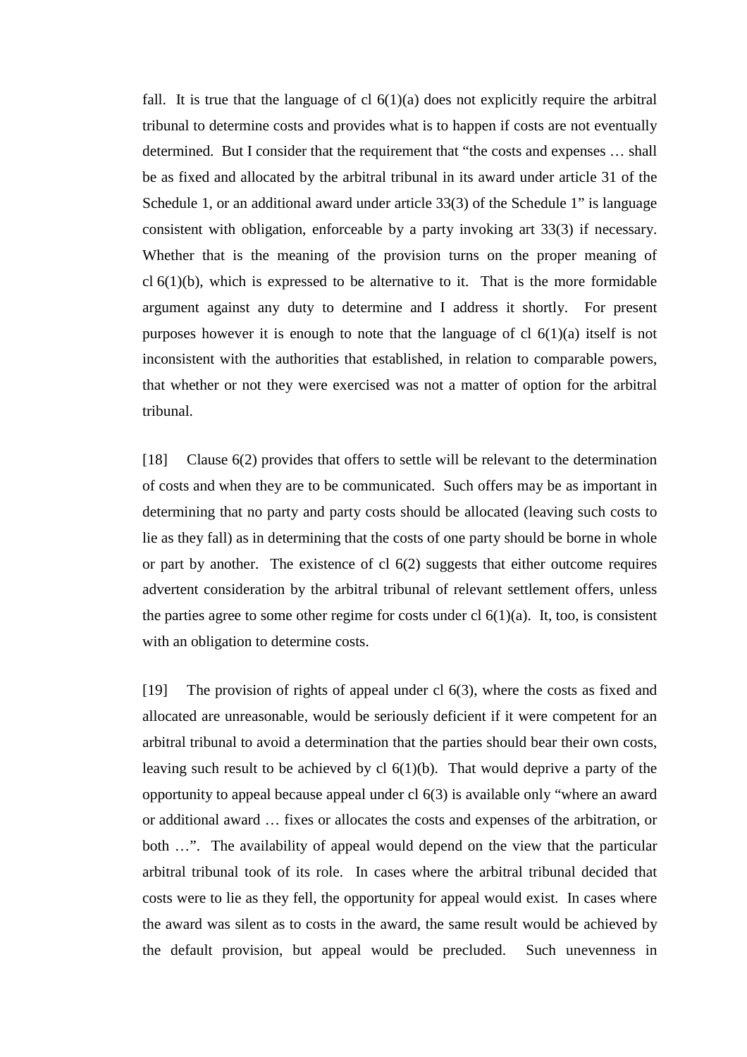fall. It is true that the language of cl 6(1)(a) does not explicitly require the arbitral tribunal to determine costs and provides what is to happen if costs are not eventually determined. But I consider that the requirement that "the costs and expenses … shall be as fixed and allocated by the arbitral tribunal in its award under article 31 of the Schedule 1, or an additional award under article 33(3) of the Schedule 1" is language consistent with obligation, enforceable by a party invoking art 33(3) if necessary. Whether that is the meaning of the provision turns on the proper meaning of cl 6(1)(b), which is expressed to be alternative to it. That is the more formidable argument against any duty to determine and I address it shortly. For present purposes however it is enough to note that the language of cl 6(1)(a) itself is not inconsistent with the authorities that established, in relation to comparable powers, that whether or not they were exercised was not a matter of option for the arbitral tribunal.

[18] Clause 6(2) provides that offers to settle will be relevant to the determination of costs and when they are to be communicated. Such offers may be as important in determining that no party and party costs should be allocated (leaving such costs to lie as they fall) as in determining that the costs of one party should be borne in whole or part by another. The existence of cl 6(2) suggests that either outcome requires advertent consideration by the arbitral tribunal of relevant settlement offers, unless the parties agree to some other regime for costs under cl 6(1)(a). It, too, is consistent with an obligation to determine costs.

[19] The provision of rights of appeal under cl 6(3), where the costs as fixed and allocated are unreasonable, would be seriously deficient if it were competent for an arbitral tribunal to avoid a determination that the parties should bear their own costs, leaving such result to be achieved by cl 6(1)(b). That would deprive a party of the opportunity to appeal because appeal under cl 6(3) is available only "where an award or additional award … fixes or allocates the costs and expenses of the arbitration, or both …". The availability of appeal would depend on the view that the particular arbitral tribunal took of its role. In cases where the arbitral tribunal decided that costs were to lie as they fell, the opportunity for appeal would exist. In cases where the award was silent as to costs in the award, the same result would be achieved by the default provision, but appeal would be precluded. Such unevenness in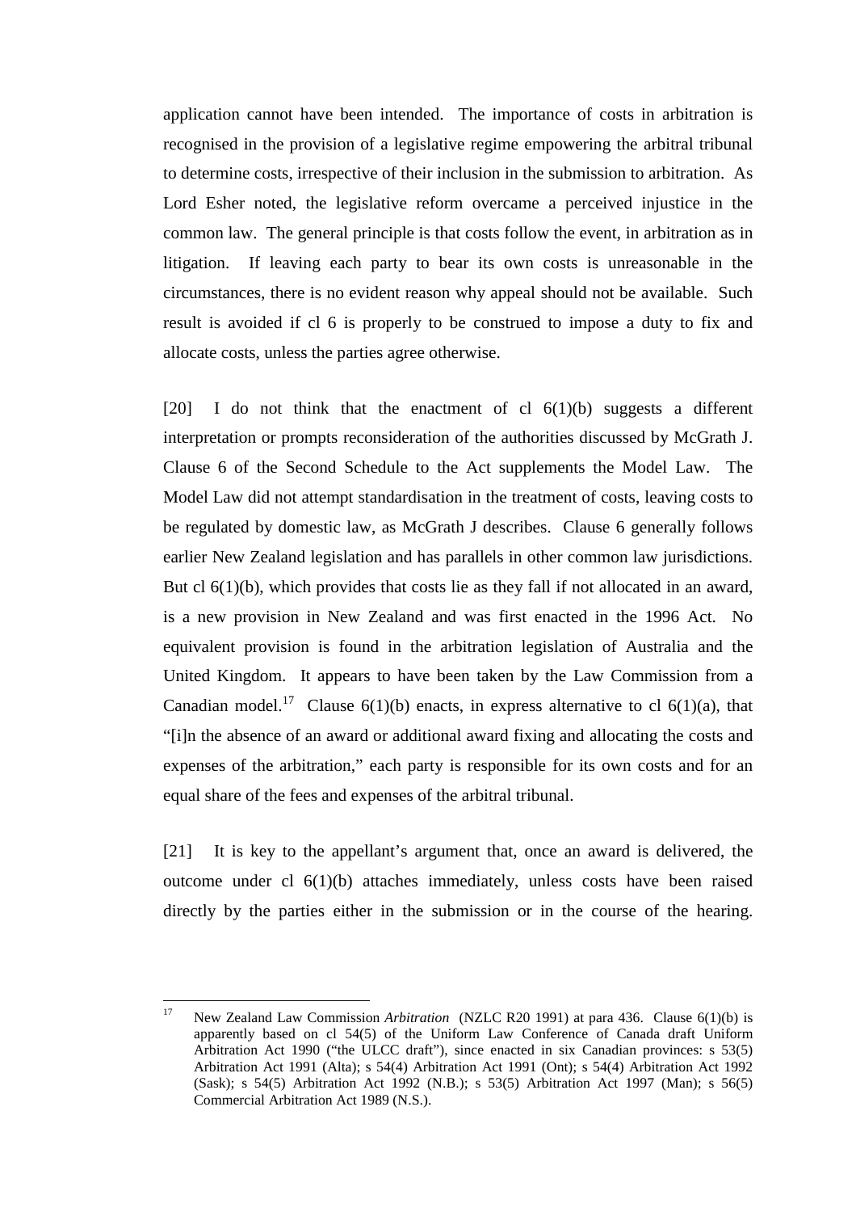application cannot have been intended. The importance of costs in arbitration is recognised in the provision of a legislative regime empowering the arbitral tribunal to determine costs, irrespective of their inclusion in the submission to arbitration. As Lord Esher noted, the legislative reform overcame a perceived injustice in the common law. The general principle is that costs follow the event, in arbitration as in litigation. If leaving each party to bear its own costs is unreasonable in the circumstances, there is no evident reason why appeal should not be available. Such result is avoided if cl 6 is properly to be construed to impose a duty to fix and allocate costs, unless the parties agree otherwise.

[20] I do not think that the enactment of cl 6(1)(b) suggests a different interpretation or prompts reconsideration of the authorities discussed by McGrath J. Clause 6 of the Second Schedule to the Act supplements the Model Law. The Model Law did not attempt standardisation in the treatment of costs, leaving costs to be regulated by domestic law, as McGrath J describes. Clause 6 generally follows earlier New Zealand legislation and has parallels in other common law jurisdictions. But cl 6(1)(b), which provides that costs lie as they fall if not allocated in an award, is a new provision in New Zealand and was first enacted in the 1996 Act. No equivalent provision is found in the arbitration legislation of Australia and the United Kingdom. It appears to have been taken by the Law Commission from a Canadian model.[17] Clause 6(1)(b) enacts, in express alternative to cl 6(1)(a), that "[i]n the absence of an award or additional award fixing and allocating the costs and expenses of the arbitration," each party is responsible for its own costs and for an equal share of the fees and expenses of the arbitral tribunal.

[21] It is key to the appellant's argument that, once an award is delivered, the outcome under cl 6(1)(b) attaches immediately, unless costs have been raised directly by the parties either in the submission or in the course of the hearing.

---

[17] New Zealand Law Commission *Arbitration* (NZLC R20 1991) at para 436. Clause 6(1)(b) is apparently based on cl 54(5) of the Uniform Law Conference of Canada draft Uniform Arbitration Act 1990 ("the ULCC draft"), since enacted in six Canadian provinces: s 53(5) Arbitration Act 1991 (Alta); s 54(4) Arbitration Act 1991 (Ont); s 54(4) Arbitration Act 1992 (Sask); s 54(5) Arbitration Act 1992 (N.B.); s 53(5) Arbitration Act 1997 (Man); s 56(5) Commercial Arbitration Act 1989 (N.S.).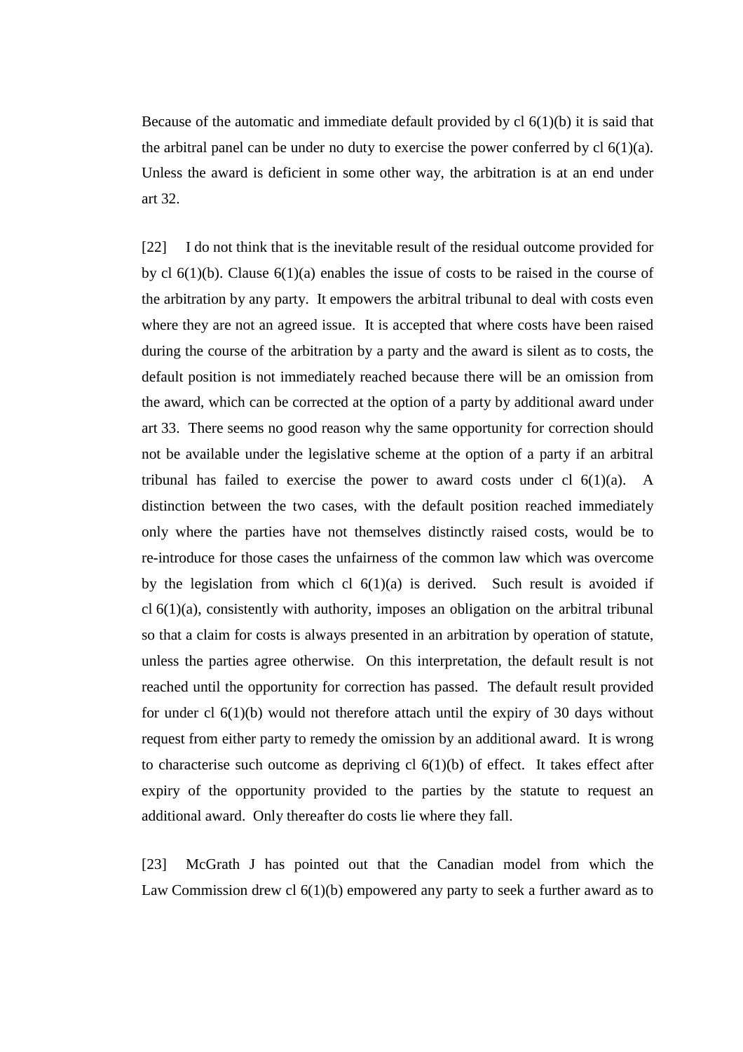Because of the automatic and immediate default provided by cl 6(1)(b) it is said that the arbitral panel can be under no duty to exercise the power conferred by cl 6(1)(a). Unless the award is deficient in some other way, the arbitration is at an end under art 32.

[22] I do not think that is the inevitable result of the residual outcome provided for by cl 6(1)(b). Clause 6(1)(a) enables the issue of costs to be raised in the course of the arbitration by any party. It empowers the arbitral tribunal to deal with costs even where they are not an agreed issue. It is accepted that where costs have been raised during the course of the arbitration by a party and the award is silent as to costs, the default position is not immediately reached because there will be an omission from the award, which can be corrected at the option of a party by additional award under art 33. There seems no good reason why the same opportunity for correction should not be available under the legislative scheme at the option of a party if an arbitral tribunal has failed to exercise the power to award costs under cl 6(1)(a). A distinction between the two cases, with the default position reached immediately only where the parties have not themselves distinctly raised costs, would be to re-introduce for those cases the unfairness of the common law which was overcome by the legislation from which cl 6(1)(a) is derived. Such result is avoided if cl 6(1)(a), consistently with authority, imposes an obligation on the arbitral tribunal so that a claim for costs is always presented in an arbitration by operation of statute, unless the parties agree otherwise. On this interpretation, the default result is not reached until the opportunity for correction has passed. The default result provided for under cl 6(1)(b) would not therefore attach until the expiry of 30 days without request from either party to remedy the omission by an additional award. It is wrong to characterise such outcome as depriving cl 6(1)(b) of effect. It takes effect after expiry of the opportunity provided to the parties by the statute to request an additional award. Only thereafter do costs lie where they fall.

[23] McGrath J has pointed out that the Canadian model from which the Law Commission drew cl 6(1)(b) empowered any party to seek a further award as to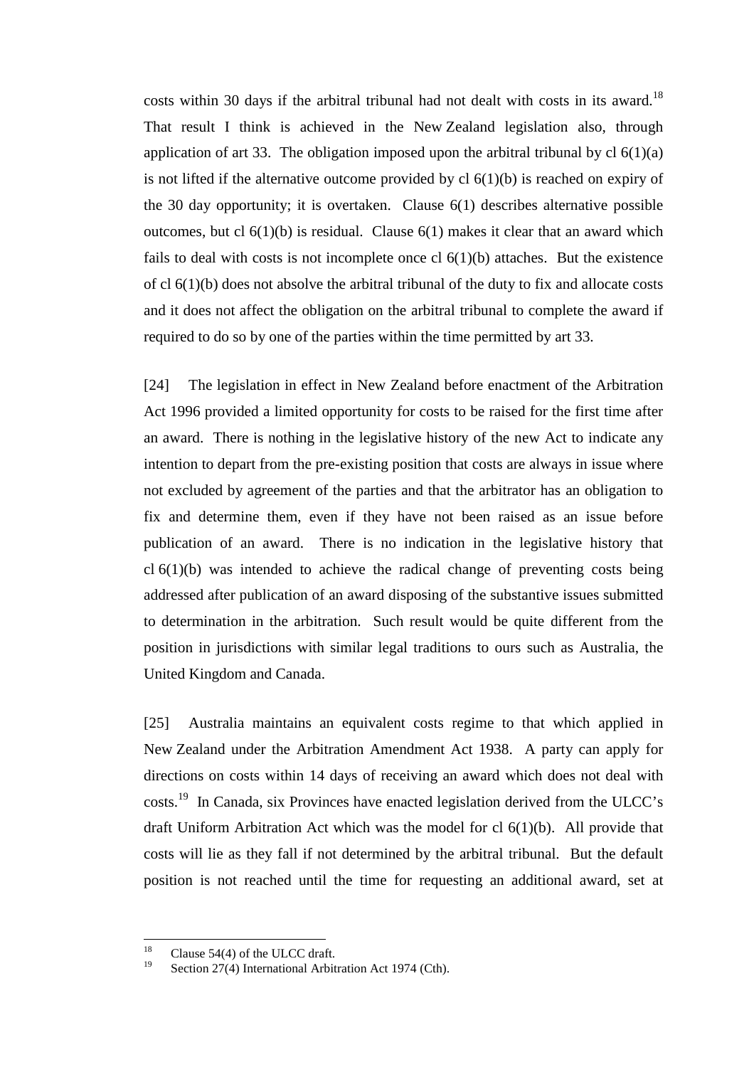costs within 30 days if the arbitral tribunal had not dealt with costs in its award.[18] That result I think is achieved in the New Zealand legislation also, through application of art 33. The obligation imposed upon the arbitral tribunal by cl 6(1)(a) is not lifted if the alternative outcome provided by cl 6(1)(b) is reached on expiry of the 30 day opportunity; it is overtaken. Clause 6(1) describes alternative possible outcomes, but cl 6(1)(b) is residual. Clause 6(1) makes it clear that an award which fails to deal with costs is not incomplete once cl 6(1)(b) attaches. But the existence of cl 6(1)(b) does not absolve the arbitral tribunal of the duty to fix and allocate costs and it does not affect the obligation on the arbitral tribunal to complete the award if required to do so by one of the parties within the time permitted by art 33.

[24] The legislation in effect in New Zealand before enactment of the Arbitration Act 1996 provided a limited opportunity for costs to be raised for the first time after an award. There is nothing in the legislative history of the new Act to indicate any intention to depart from the pre-existing position that costs are always in issue where not excluded by agreement of the parties and that the arbitrator has an obligation to fix and determine them, even if they have not been raised as an issue before publication of an award. There is no indication in the legislative history that cl 6(1)(b) was intended to achieve the radical change of preventing costs being addressed after publication of an award disposing of the substantive issues submitted to determination in the arbitration. Such result would be quite different from the position in jurisdictions with similar legal traditions to ours such as Australia, the United Kingdom and Canada.

[25] Australia maintains an equivalent costs regime to that which applied in New Zealand under the Arbitration Amendment Act 1938. A party can apply for directions on costs within 14 days of receiving an award which does not deal with costs.[19] In Canada, six Provinces have enacted legislation derived from the ULCC's draft Uniform Arbitration Act which was the model for cl 6(1)(b). All provide that costs will lie as they fall if not determined by the arbitral tribunal. But the default position is not reached until the time for requesting an additional award, set at

---

[18] Clause 54(4) of the ULCC draft.

[19] Section 27(4) International Arbitration Act 1974 (Cth).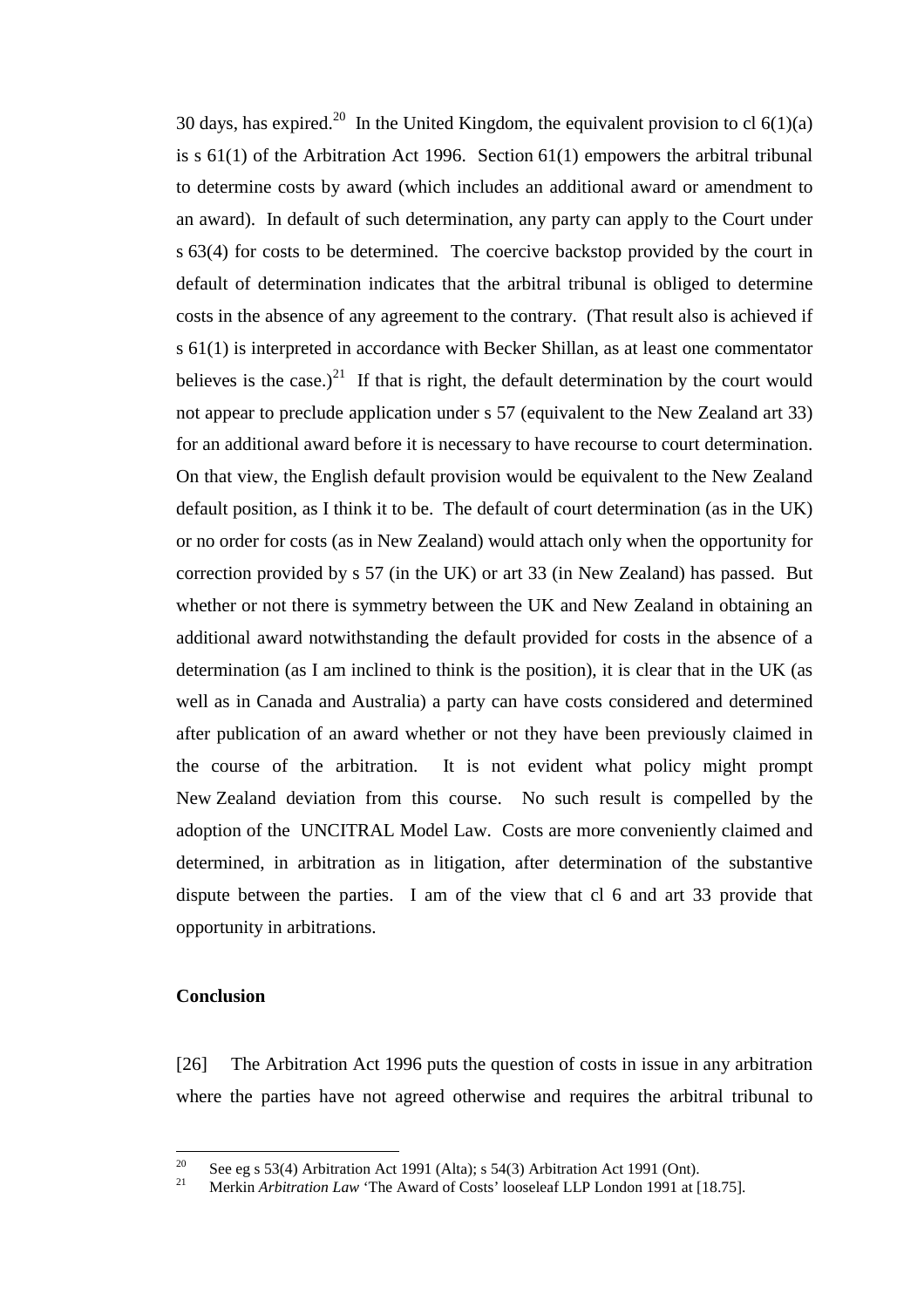30 days, has expired.[20] In the United Kingdom, the equivalent provision to cl 6(1)(a) is s 61(1) of the Arbitration Act 1996. Section 61(1) empowers the arbitral tribunal to determine costs by award (which includes an additional award or amendment to an award). In default of such determination, any party can apply to the Court under s 63(4) for costs to be determined. The coercive backstop provided by the court in default of determination indicates that the arbitral tribunal is obliged to determine costs in the absence of any agreement to the contrary. (That result also is achieved if s 61(1) is interpreted in accordance with Becker Shillan, as at least one commentator believes is the case.)[21] If that is right, the default determination by the court would not appear to preclude application under s 57 (equivalent to the New Zealand art 33) for an additional award before it is necessary to have recourse to court determination. On that view, the English default provision would be equivalent to the New Zealand default position, as I think it to be. The default of court determination (as in the UK) or no order for costs (as in New Zealand) would attach only when the opportunity for correction provided by s 57 (in the UK) or art 33 (in New Zealand) has passed. But whether or not there is symmetry between the UK and New Zealand in obtaining an additional award notwithstanding the default provided for costs in the absence of a determination (as I am inclined to think is the position), it is clear that in the UK (as well as in Canada and Australia) a party can have costs considered and determined after publication of an award whether or not they have been previously claimed in the course of the arbitration. It is not evident what policy might prompt New Zealand deviation from this course. No such result is compelled by the adoption of the UNCITRAL Model Law. Costs are more conveniently claimed and determined, in arbitration as in litigation, after determination of the substantive dispute between the parties. I am of the view that cl 6 and art 33 provide that opportunity in arbitrations.

### Conclusion

[26] The Arbitration Act 1996 puts the question of costs in issue in any arbitration where the parties have not agreed otherwise and requires the arbitral tribunal to

---

[20] See eg s 53(4) Arbitration Act 1991 (Alta); s 54(3) Arbitration Act 1991 (Ont).

[21] Merkin *Arbitration Law* 'The Award of Costs' looseleaf LLP London 1991 at [18.75].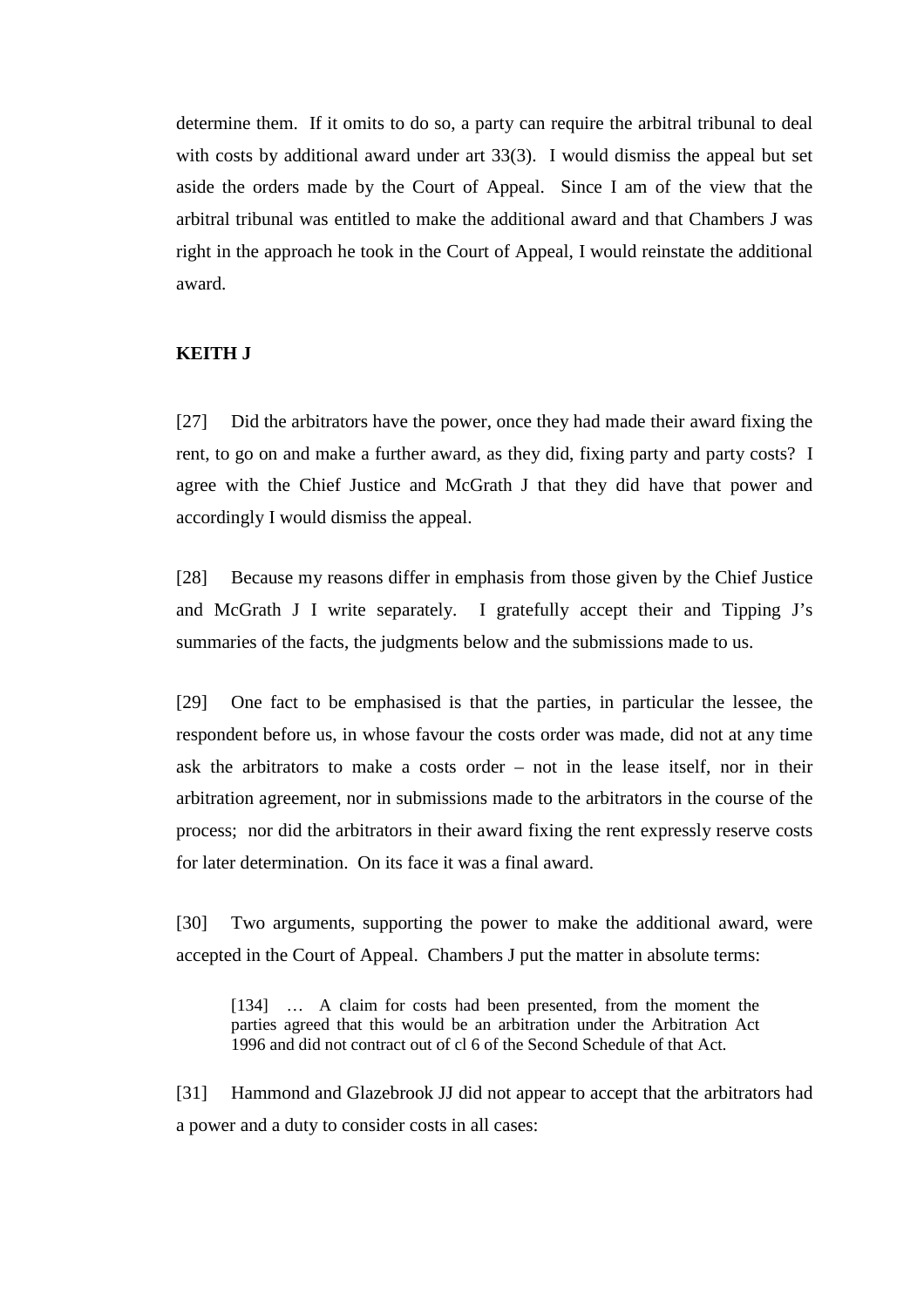determine them. If it omits to do so, a party can require the arbitral tribunal to deal with costs by additional award under art 33(3). I would dismiss the appeal but set aside the orders made by the Court of Appeal. Since I am of the view that the arbitral tribunal was entitled to make the additional award and that Chambers J was right in the approach he took in the Court of Appeal, I would reinstate the additional award.

**KEITH J**

[27] Did the arbitrators have the power, once they had made their award fixing the rent, to go on and make a further award, as they did, fixing party and party costs? I agree with the Chief Justice and McGrath J that they did have that power and accordingly I would dismiss the appeal.

[28] Because my reasons differ in emphasis from those given by the Chief Justice and McGrath J I write separately. I gratefully accept their and Tipping J's summaries of the facts, the judgments below and the submissions made to us.

[29] One fact to be emphasised is that the parties, in particular the lessee, the respondent before us, in whose favour the costs order was made, did not at any time ask the arbitrators to make a costs order – not in the lease itself, nor in their arbitration agreement, nor in submissions made to the arbitrators in the course of the process; nor did the arbitrators in their award fixing the rent expressly reserve costs for later determination. On its face it was a final award.

[30] Two arguments, supporting the power to make the additional award, were accepted in the Court of Appeal. Chambers J put the matter in absolute terms:

> [134] … A claim for costs had been presented, from the moment the parties agreed that this would be an arbitration under the Arbitration Act 1996 and did not contract out of cl 6 of the Second Schedule of that Act.

[31] Hammond and Glazebrook JJ did not appear to accept that the arbitrators had a power and a duty to consider costs in all cases: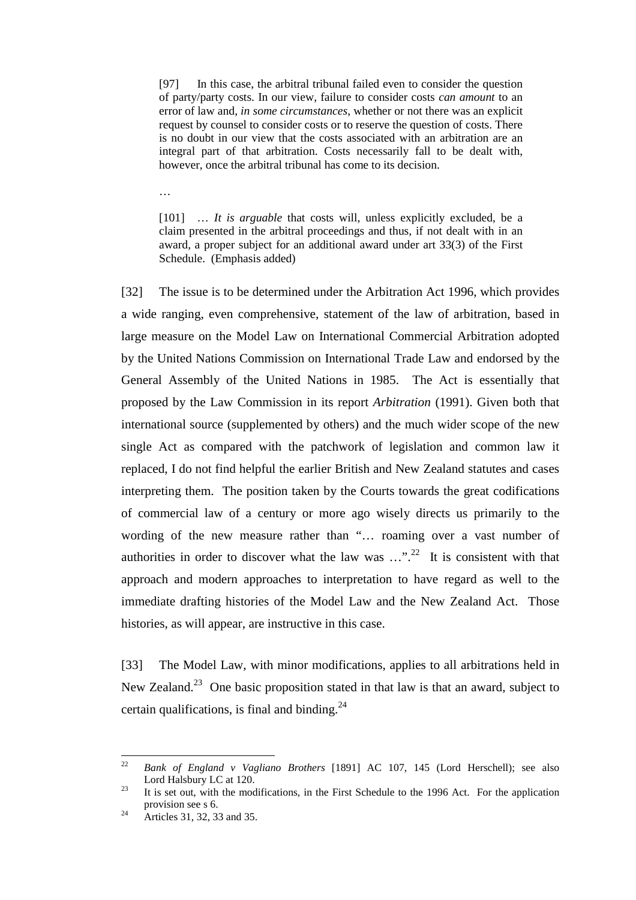> [97] In this case, the arbitral tribunal failed even to consider the question of party/party costs. In our view, failure to consider costs *can amount* to an error of law and, *in some circumstances*, whether or not there was an explicit request by counsel to consider costs or to reserve the question of costs. There is no doubt in our view that the costs associated with an arbitration are an integral part of that arbitration. Costs necessarily fall to be dealt with, however, once the arbitral tribunal has come to its decision.
>
> …
>
> [101] … *It is arguable* that costs will, unless explicitly excluded, be a claim presented in the arbitral proceedings and thus, if not dealt with in an award, a proper subject for an additional award under art 33(3) of the First Schedule. (Emphasis added)

[32] The issue is to be determined under the Arbitration Act 1996, which provides a wide ranging, even comprehensive, statement of the law of arbitration, based in large measure on the Model Law on International Commercial Arbitration adopted by the United Nations Commission on International Trade Law and endorsed by the General Assembly of the United Nations in 1985. The Act is essentially that proposed by the Law Commission in its report *Arbitration* (1991). Given both that international source (supplemented by others) and the much wider scope of the new single Act as compared with the patchwork of legislation and common law it replaced, I do not find helpful the earlier British and New Zealand statutes and cases interpreting them. The position taken by the Courts towards the great codifications of commercial law of a century or more ago wisely directs us primarily to the wording of the new measure rather than "… roaming over a vast number of authorities in order to discover what the law was …".[22] It is consistent with that approach and modern approaches to interpretation to have regard as well to the immediate drafting histories of the Model Law and the New Zealand Act. Those histories, as will appear, are instructive in this case.

[33] The Model Law, with minor modifications, applies to all arbitrations held in New Zealand.[23] One basic proposition stated in that law is that an award, subject to certain qualifications, is final and binding.[24]

---

[22] *Bank of England v Vagliano Brothers* [1891] AC 107, 145 (Lord Herschell); see also Lord Halsbury LC at 120.

[23] It is set out, with the modifications, in the First Schedule to the 1996 Act. For the application provision see s 6.

[24] Articles 31, 32, 33 and 35.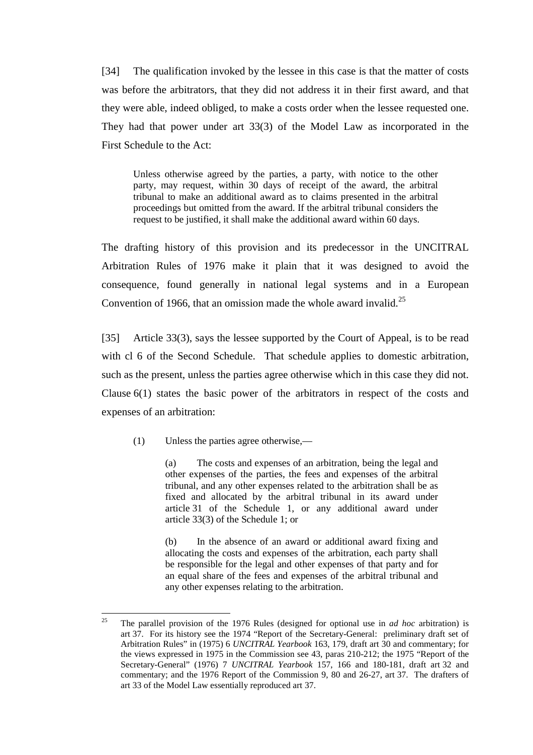[34] The qualification invoked by the lessee in this case is that the matter of costs was before the arbitrators, that they did not address it in their first award, and that they were able, indeed obliged, to make a costs order when the lessee requested one. They had that power under art 33(3) of the Model Law as incorporated in the First Schedule to the Act:

> Unless otherwise agreed by the parties, a party, with notice to the other party, may request, within 30 days of receipt of the award, the arbitral tribunal to make an additional award as to claims presented in the arbitral proceedings but omitted from the award. If the arbitral tribunal considers the request to be justified, it shall make the additional award within 60 days.

The drafting history of this provision and its predecessor in the UNCITRAL Arbitration Rules of 1976 make it plain that it was designed to avoid the consequence, found generally in national legal systems and in a European Convention of 1966, that an omission made the whole award invalid.[25]

[35] Article 33(3), says the lessee supported by the Court of Appeal, is to be read with cl 6 of the Second Schedule. That schedule applies to domestic arbitration, such as the present, unless the parties agree otherwise which in this case they did not. Clause 6(1) states the basic power of the arbitrators in respect of the costs and expenses of an arbitration:

> (1) Unless the parties agree otherwise,—
>
> (a) The costs and expenses of an arbitration, being the legal and other expenses of the parties, the fees and expenses of the arbitral tribunal, and any other expenses related to the arbitration shall be as fixed and allocated by the arbitral tribunal in its award under article 31 of the Schedule 1, or any additional award under article 33(3) of the Schedule 1; or
>
> (b) In the absence of an award or additional award fixing and allocating the costs and expenses of the arbitration, each party shall be responsible for the legal and other expenses of that party and for an equal share of the fees and expenses of the arbitral tribunal and any other expenses relating to the arbitration.

---

[25] The parallel provision of the 1976 Rules (designed for optional use in *ad hoc* arbitration) is art 37. For its history see the 1974 "Report of the Secretary-General: preliminary draft set of Arbitration Rules" in (1975) 6 *UNCITRAL Yearbook* 163, 179, draft art 30 and commentary; for the views expressed in 1975 in the Commission see 43, paras 210-212; the 1975 "Report of the Secretary-General" (1976) 7 *UNCITRAL Yearbook* 157, 166 and 180-181, draft art 32 and commentary; and the 1976 Report of the Commission 9, 80 and 26-27, art 37. The drafters of art 33 of the Model Law essentially reproduced art 37.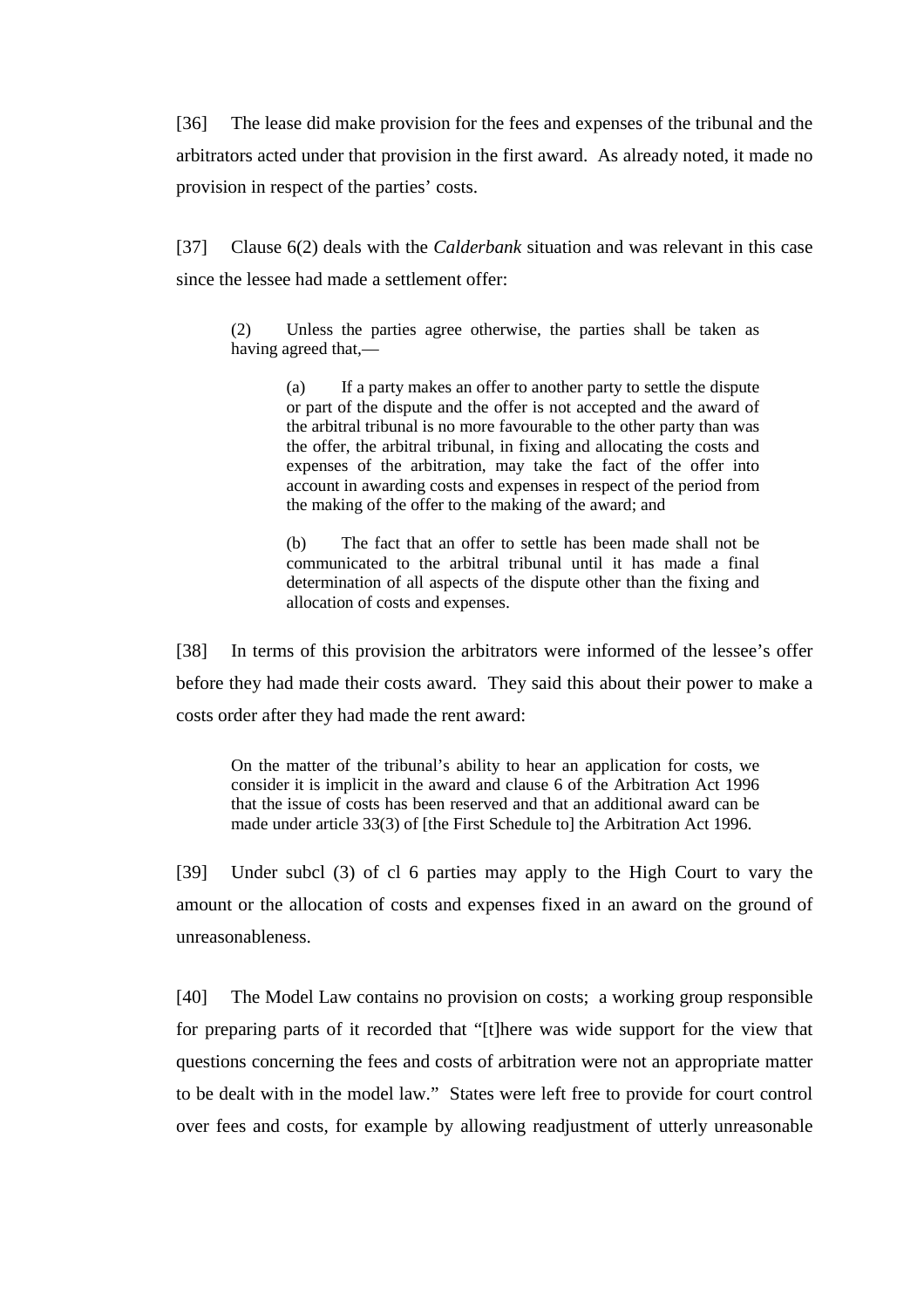[36] The lease did make provision for the fees and expenses of the tribunal and the arbitrators acted under that provision in the first award. As already noted, it made no provision in respect of the parties' costs.

[37] Clause 6(2) deals with the *Calderbank* situation and was relevant in this case since the lessee had made a settlement offer:

> (2) Unless the parties agree otherwise, the parties shall be taken as having agreed that,—
>
> > (a) If a party makes an offer to another party to settle the dispute or part of the dispute and the offer is not accepted and the award of the arbitral tribunal is no more favourable to the other party than was the offer, the arbitral tribunal, in fixing and allocating the costs and expenses of the arbitration, may take the fact of the offer into account in awarding costs and expenses in respect of the period from the making of the offer to the making of the award; and
> >
> > (b) The fact that an offer to settle has been made shall not be communicated to the arbitral tribunal until it has made a final determination of all aspects of the dispute other than the fixing and allocation of costs and expenses.

[38] In terms of this provision the arbitrators were informed of the lessee's offer before they had made their costs award. They said this about their power to make a costs order after they had made the rent award:

> On the matter of the tribunal's ability to hear an application for costs, we consider it is implicit in the award and clause 6 of the Arbitration Act 1996 that the issue of costs has been reserved and that an additional award can be made under article 33(3) of [the First Schedule to] the Arbitration Act 1996.

[39] Under subcl (3) of cl 6 parties may apply to the High Court to vary the amount or the allocation of costs and expenses fixed in an award on the ground of unreasonableness.

[40] The Model Law contains no provision on costs; a working group responsible for preparing parts of it recorded that "[t]here was wide support for the view that questions concerning the fees and costs of arbitration were not an appropriate matter to be dealt with in the model law." States were left free to provide for court control over fees and costs, for example by allowing readjustment of utterly unreasonable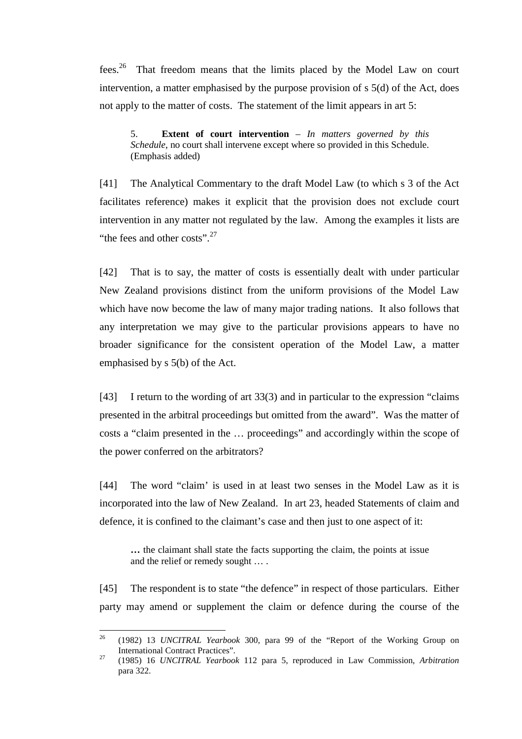fees.[26] That freedom means that the limits placed by the Model Law on court intervention, a matter emphasised by the purpose provision of s 5(d) of the Act, does not apply to the matter of costs. The statement of the limit appears in art 5:

> 5. **Extent of court intervention** – *In matters governed by this Schedule*, no court shall intervene except where so provided in this Schedule. (Emphasis added)

[41] The Analytical Commentary to the draft Model Law (to which s 3 of the Act facilitates reference) makes it explicit that the provision does not exclude court intervention in any matter not regulated by the law. Among the examples it lists are "the fees and other costs".[27]

[42] That is to say, the matter of costs is essentially dealt with under particular New Zealand provisions distinct from the uniform provisions of the Model Law which have now become the law of many major trading nations. It also follows that any interpretation we may give to the particular provisions appears to have no broader significance for the consistent operation of the Model Law, a matter emphasised by s 5(b) of the Act.

[43] I return to the wording of art 33(3) and in particular to the expression "claims presented in the arbitral proceedings but omitted from the award". Was the matter of costs a "claim presented in the … proceedings" and accordingly within the scope of the power conferred on the arbitrators?

[44] The word "claim' is used in at least two senses in the Model Law as it is incorporated into the law of New Zealand. In art 23, headed Statements of claim and defence, it is confined to the claimant's case and then just to one aspect of it:

> … the claimant shall state the facts supporting the claim, the points at issue and the relief or remedy sought … .

[45] The respondent is to state "the defence" in respect of those particulars. Either party may amend or supplement the claim or defence during the course of the

---

[26] (1982) 13 *UNCITRAL Yearbook* 300, para 99 of the "Report of the Working Group on International Contract Practices".

[27] (1985) 16 *UNCITRAL Yearbook* 112 para 5, reproduced in Law Commission, *Arbitration* para 322.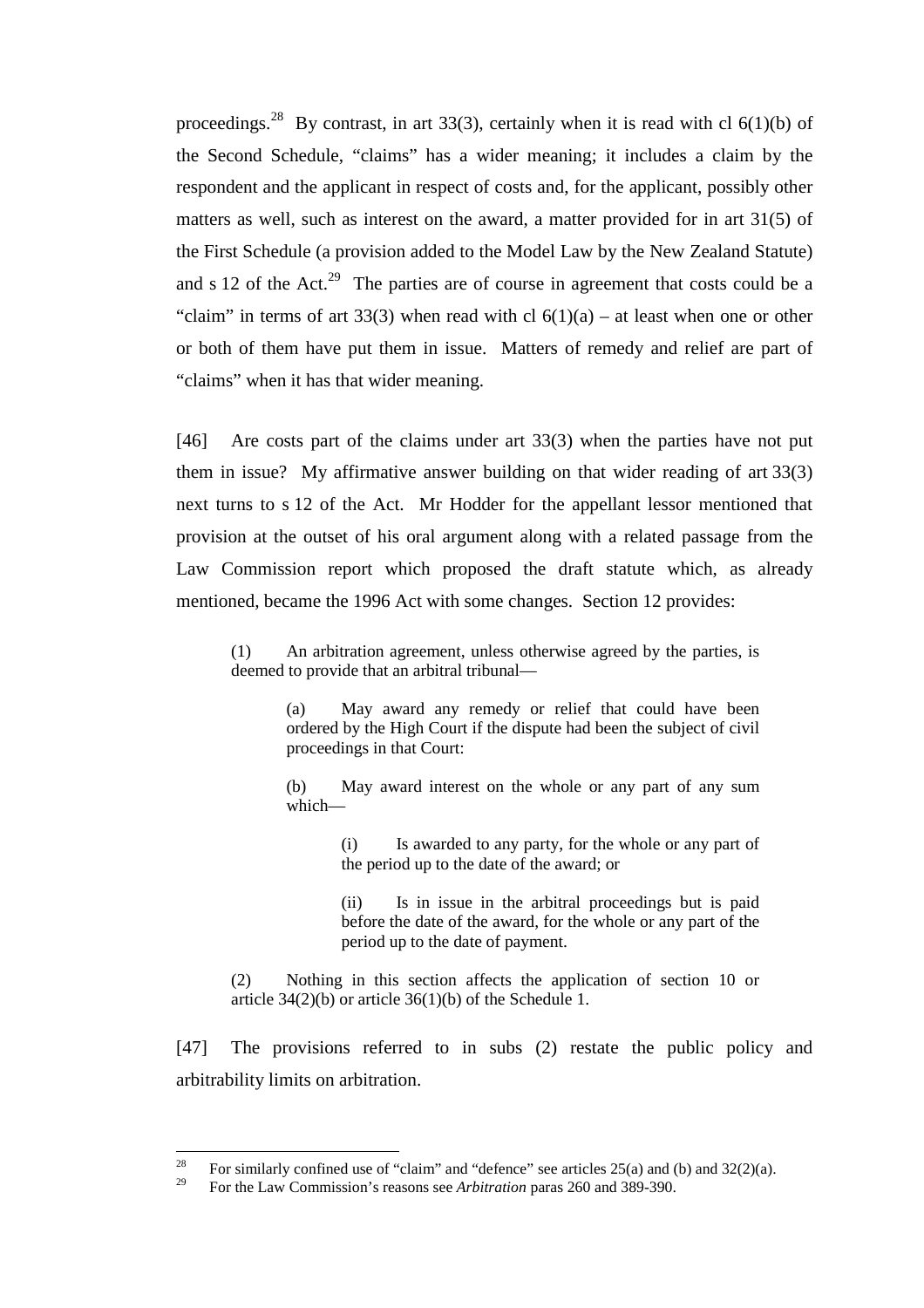proceedings.[28] By contrast, in art 33(3), certainly when it is read with cl 6(1)(b) of the Second Schedule, "claims" has a wider meaning; it includes a claim by the respondent and the applicant in respect of costs and, for the applicant, possibly other matters as well, such as interest on the award, a matter provided for in art 31(5) of the First Schedule (a provision added to the Model Law by the New Zealand Statute) and s 12 of the Act.[29] The parties are of course in agreement that costs could be a "claim" in terms of art 33(3) when read with cl 6(1)(a) – at least when one or other or both of them have put them in issue. Matters of remedy and relief are part of "claims" when it has that wider meaning.

[46] Are costs part of the claims under art 33(3) when the parties have not put them in issue? My affirmative answer building on that wider reading of art 33(3) next turns to s 12 of the Act. Mr Hodder for the appellant lessor mentioned that provision at the outset of his oral argument along with a related passage from the Law Commission report which proposed the draft statute which, as already mentioned, became the 1996 Act with some changes. Section 12 provides:

> (1) An arbitration agreement, unless otherwise agreed by the parties, is deemed to provide that an arbitral tribunal—
>
> > (a) May award any remedy or relief that could have been ordered by the High Court if the dispute had been the subject of civil proceedings in that Court:
> >
> > (b) May award interest on the whole or any part of any sum which—
> >
> > > (i) Is awarded to any party, for the whole or any part of the period up to the date of the award; or
> > >
> > > (ii) Is in issue in the arbitral proceedings but is paid before the date of the award, for the whole or any part of the period up to the date of payment.
>
> (2) Nothing in this section affects the application of section 10 or article 34(2)(b) or article 36(1)(b) of the Schedule 1.

[47] The provisions referred to in subs (2) restate the public policy and arbitrability limits on arbitration.

---

[28] For similarly confined use of "claim" and "defence" see articles 25(a) and (b) and 32(2)(a).

[29] For the Law Commission's reasons see *Arbitration* paras 260 and 389-390.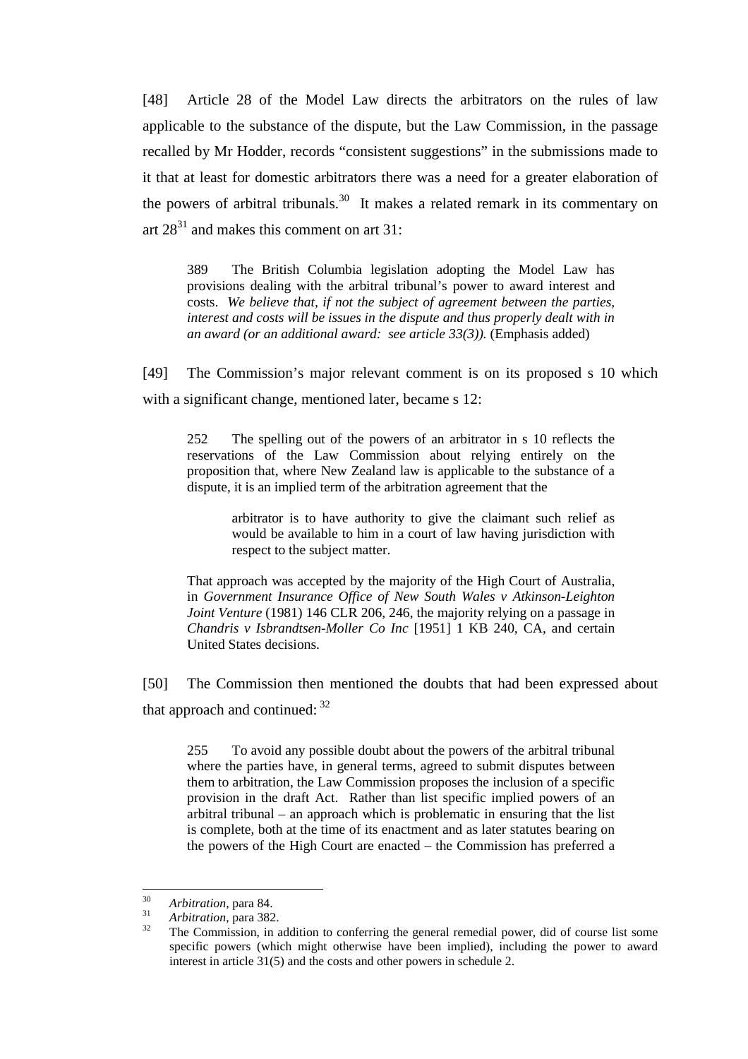[48] Article 28 of the Model Law directs the arbitrators on the rules of law applicable to the substance of the dispute, but the Law Commission, in the passage recalled by Mr Hodder, records "consistent suggestions" in the submissions made to it that at least for domestic arbitrators there was a need for a greater elaboration of the powers of arbitral tribunals.[30] It makes a related remark in its commentary on art 28[31] and makes this comment on art 31:

> 389 The British Columbia legislation adopting the Model Law has provisions dealing with the arbitral tribunal's power to award interest and costs. *We believe that, if not the subject of agreement between the parties, interest and costs will be issues in the dispute and thus properly dealt with in an award (or an additional award: see article 33(3)).* (Emphasis added)

[49] The Commission's major relevant comment is on its proposed s 10 which with a significant change, mentioned later, became s 12:

> 252 The spelling out of the powers of an arbitrator in s 10 reflects the reservations of the Law Commission about relying entirely on the proposition that, where New Zealand law is applicable to the substance of a dispute, it is an implied term of the arbitration agreement that the
>
> > arbitrator is to have authority to give the claimant such relief as would be available to him in a court of law having jurisdiction with respect to the subject matter.
>
> That approach was accepted by the majority of the High Court of Australia, in *Government Insurance Office of New South Wales v Atkinson-Leighton Joint Venture* (1981) 146 CLR 206, 246, the majority relying on a passage in *Chandris v Isbrandtsen-Moller Co Inc* [1951] 1 KB 240, CA, and certain United States decisions.

[50] The Commission then mentioned the doubts that had been expressed about that approach and continued: [32]

> 255 To avoid any possible doubt about the powers of the arbitral tribunal where the parties have, in general terms, agreed to submit disputes between them to arbitration, the Law Commission proposes the inclusion of a specific provision in the draft Act. Rather than list specific implied powers of an arbitral tribunal – an approach which is problematic in ensuring that the list is complete, both at the time of its enactment and as later statutes bearing on the powers of the High Court are enacted – the Commission has preferred a

---

[30] *Arbitration*, para 84.

[31] *Arbitration*, para 382.

[32] The Commission, in addition to conferring the general remedial power, did of course list some specific powers (which might otherwise have been implied), including the power to award interest in article 31(5) and the costs and other powers in schedule 2.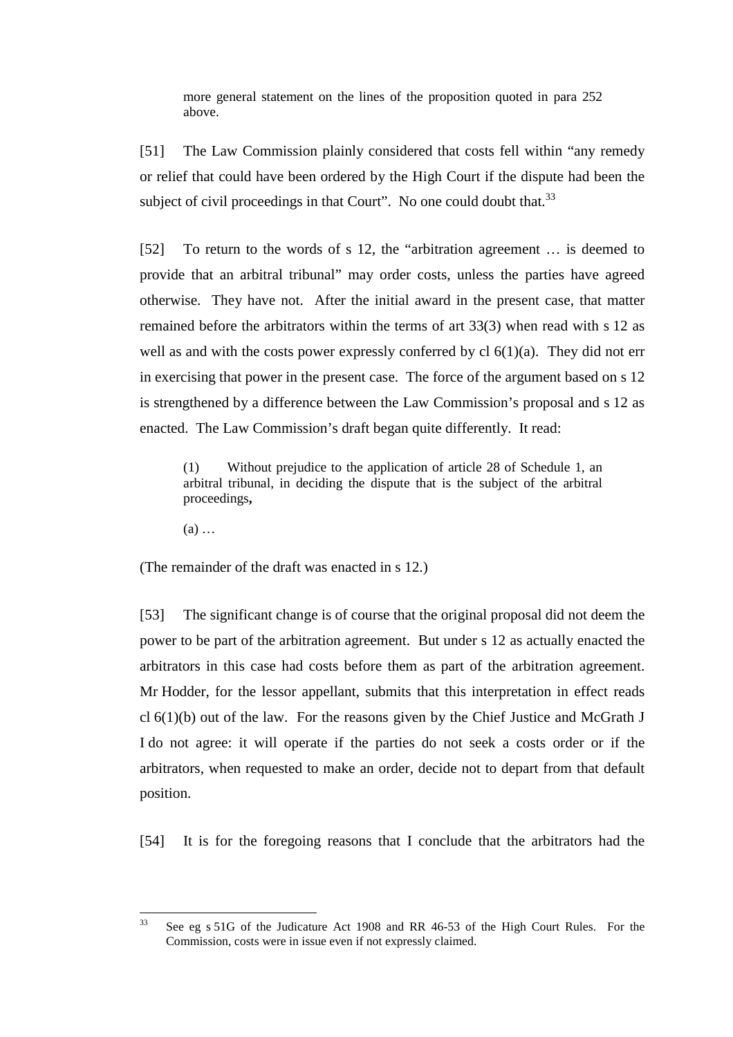> more general statement on the lines of the proposition quoted in para 252 above.

[51] The Law Commission plainly considered that costs fell within "any remedy or relief that could have been ordered by the High Court if the dispute had been the subject of civil proceedings in that Court". No one could doubt that.[33]

[52] To return to the words of s 12, the "arbitration agreement … is deemed to provide that an arbitral tribunal" may order costs, unless the parties have agreed otherwise. They have not. After the initial award in the present case, that matter remained before the arbitrators within the terms of art 33(3) when read with s 12 as well as and with the costs power expressly conferred by cl 6(1)(a). They did not err in exercising that power in the present case. The force of the argument based on s 12 is strengthened by a difference between the Law Commission's proposal and s 12 as enacted. The Law Commission's draft began quite differently. It read:

> (1) Without prejudice to the application of article 28 of Schedule 1, an arbitral tribunal, in deciding the dispute that is the subject of the arbitral proceedings**,**
>
> (a) …

(The remainder of the draft was enacted in s 12.)

[53] The significant change is of course that the original proposal did not deem the power to be part of the arbitration agreement. But under s 12 as actually enacted the arbitrators in this case had costs before them as part of the arbitration agreement. Mr Hodder, for the lessor appellant, submits that this interpretation in effect reads cl 6(1)(b) out of the law. For the reasons given by the Chief Justice and McGrath J I do not agree: it will operate if the parties do not seek a costs order or if the arbitrators, when requested to make an order, decide not to depart from that default position.

[54] It is for the foregoing reasons that I conclude that the arbitrators had the

---

[33] See eg s 51G of the Judicature Act 1908 and RR 46-53 of the High Court Rules. For the Commission, costs were in issue even if not expressly claimed.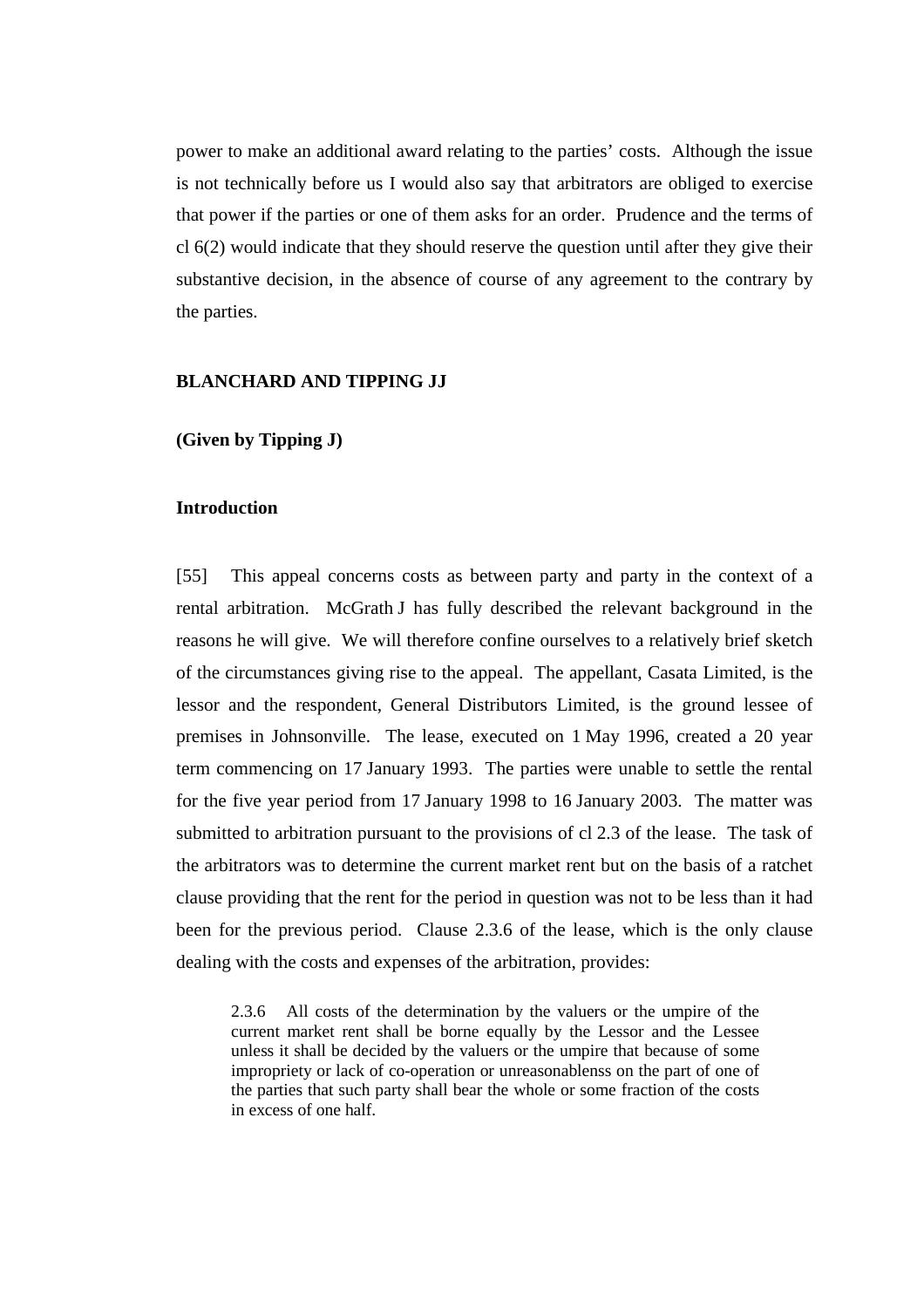power to make an additional award relating to the parties' costs. Although the issue is not technically before us I would also say that arbitrators are obliged to exercise that power if the parties or one of them asks for an order. Prudence and the terms of cl 6(2) would indicate that they should reserve the question until after they give their substantive decision, in the absence of course of any agreement to the contrary by the parties.

**BLANCHARD AND TIPPING JJ**

**(Given by Tipping J)**

**Introduction**

[55] This appeal concerns costs as between party and party in the context of a rental arbitration. McGrath J has fully described the relevant background in the reasons he will give. We will therefore confine ourselves to a relatively brief sketch of the circumstances giving rise to the appeal. The appellant, Casata Limited, is the lessor and the respondent, General Distributors Limited, is the ground lessee of premises in Johnsonville. The lease, executed on 1 May 1996, created a 20 year term commencing on 17 January 1993. The parties were unable to settle the rental for the five year period from 17 January 1998 to 16 January 2003. The matter was submitted to arbitration pursuant to the provisions of cl 2.3 of the lease. The task of the arbitrators was to determine the current market rent but on the basis of a ratchet clause providing that the rent for the period in question was not to be less than it had been for the previous period. Clause 2.3.6 of the lease, which is the only clause dealing with the costs and expenses of the arbitration, provides:

> 2.3.6 All costs of the determination by the valuers or the umpire of the current market rent shall be borne equally by the Lessor and the Lessee unless it shall be decided by the valuers or the umpire that because of some impropriety or lack of co-operation or unreasonablenss on the part of one of the parties that such party shall bear the whole or some fraction of the costs in excess of one half.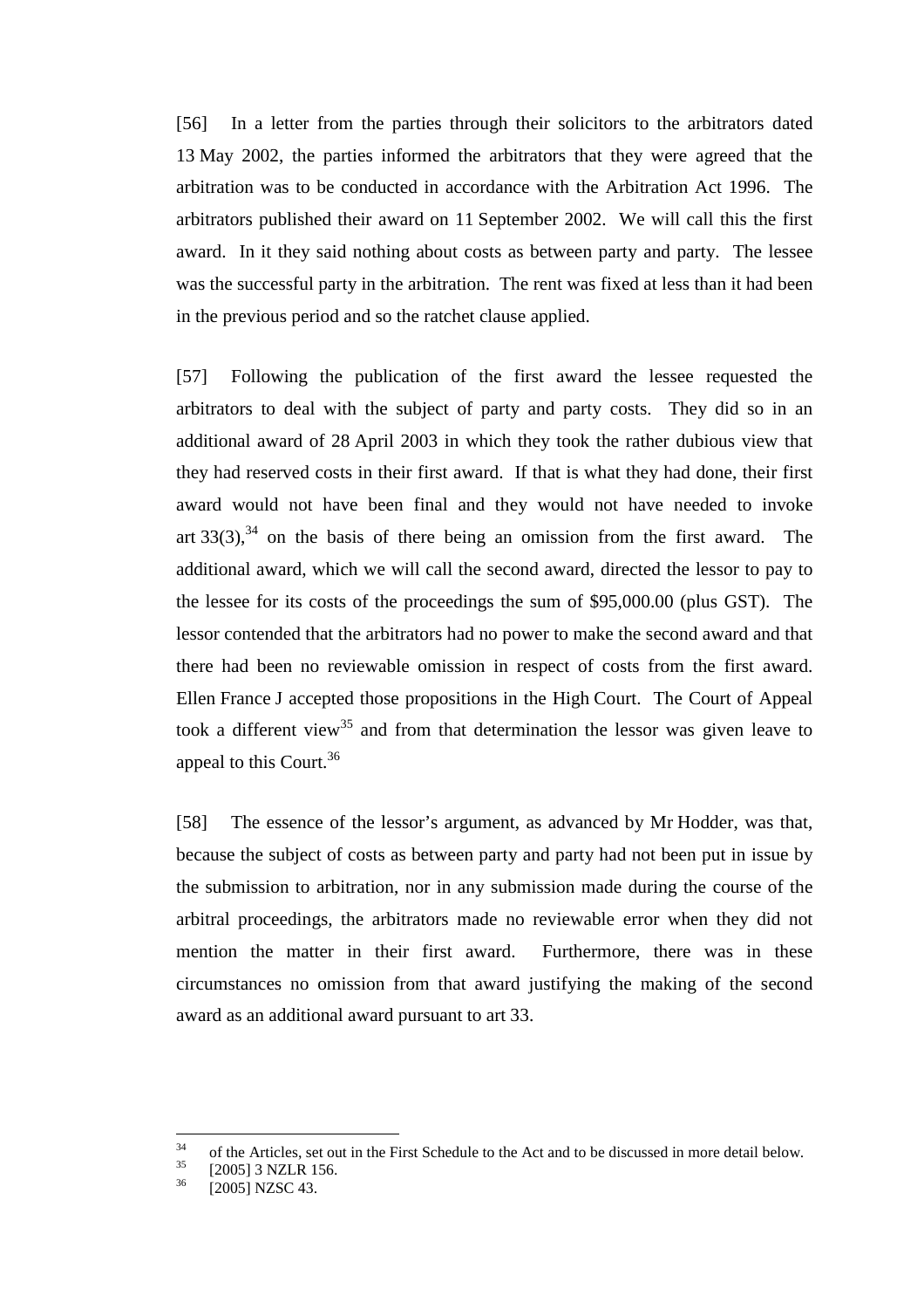[56] In a letter from the parties through their solicitors to the arbitrators dated 13 May 2002, the parties informed the arbitrators that they were agreed that the arbitration was to be conducted in accordance with the Arbitration Act 1996. The arbitrators published their award on 11 September 2002. We will call this the first award. In it they said nothing about costs as between party and party. The lessee was the successful party in the arbitration. The rent was fixed at less than it had been in the previous period and so the ratchet clause applied.

[57] Following the publication of the first award the lessee requested the arbitrators to deal with the subject of party and party costs. They did so in an additional award of 28 April 2003 in which they took the rather dubious view that they had reserved costs in their first award. If that is what they had done, their first award would not have been final and they would not have needed to invoke art 33(3),[34] on the basis of there being an omission from the first award. The additional award, which we will call the second award, directed the lessor to pay to the lessee for its costs of the proceedings the sum of $95,000.00 (plus GST). The lessor contended that the arbitrators had no power to make the second award and that there had been no reviewable omission in respect of costs from the first award. Ellen France J accepted those propositions in the High Court. The Court of Appeal took a different view[35] and from that determination the lessor was given leave to appeal to this Court.[36]

[58] The essence of the lessor's argument, as advanced by Mr Hodder, was that, because the subject of costs as between party and party had not been put in issue by the submission to arbitration, nor in any submission made during the course of the arbitral proceedings, the arbitrators made no reviewable error when they did not mention the matter in their first award. Furthermore, there was in these circumstances no omission from that award justifying the making of the second award as an additional award pursuant to art 33.

---

[34] of the Articles, set out in the First Schedule to the Act and to be discussed in more detail below.

[35] [2005] 3 NZLR 156.

[36] [2005] NZSC 43.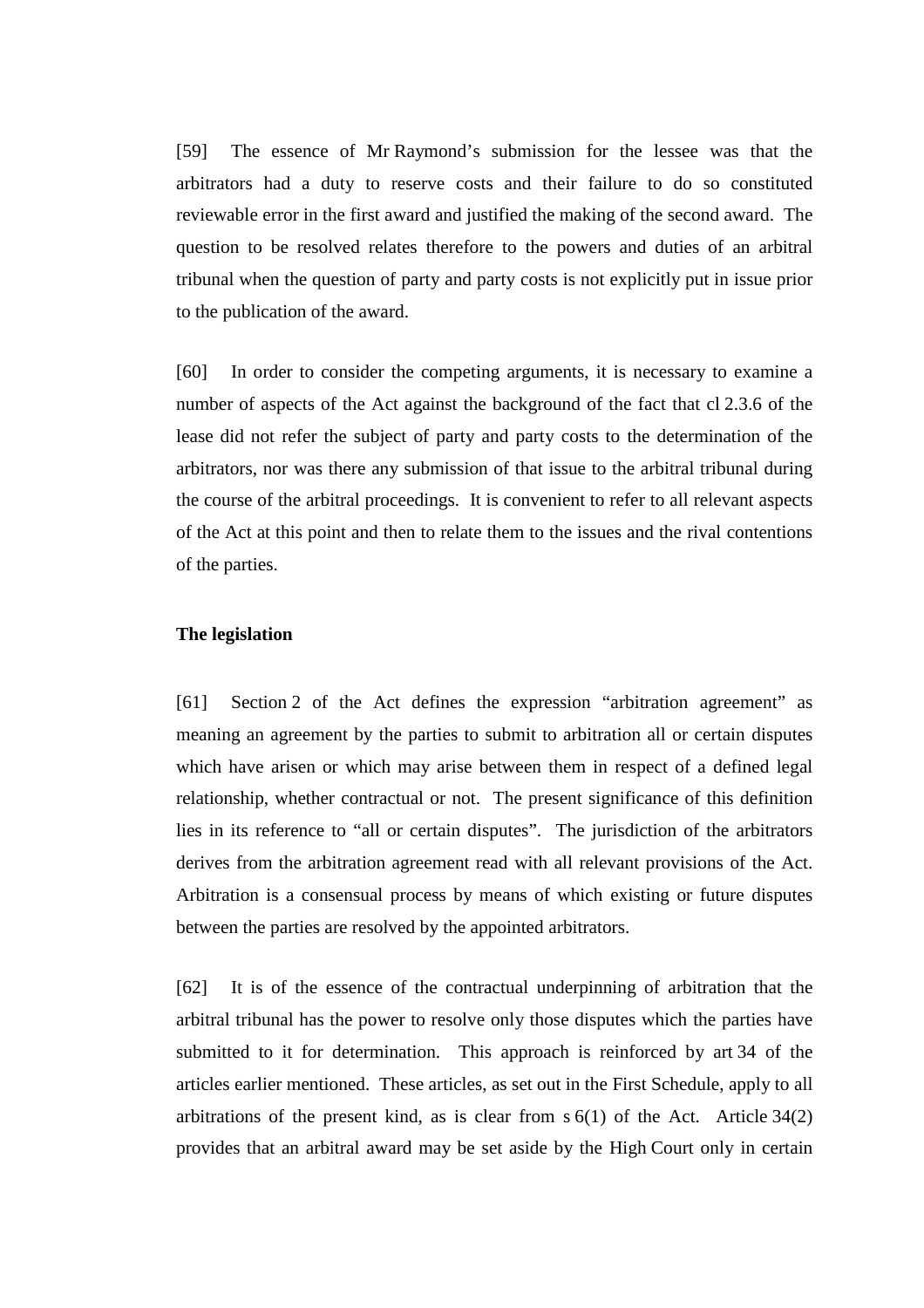[59] The essence of Mr Raymond's submission for the lessee was that the arbitrators had a duty to reserve costs and their failure to do so constituted reviewable error in the first award and justified the making of the second award. The question to be resolved relates therefore to the powers and duties of an arbitral tribunal when the question of party and party costs is not explicitly put in issue prior to the publication of the award.

[60] In order to consider the competing arguments, it is necessary to examine a number of aspects of the Act against the background of the fact that cl 2.3.6 of the lease did not refer the subject of party and party costs to the determination of the arbitrators, nor was there any submission of that issue to the arbitral tribunal during the course of the arbitral proceedings. It is convenient to refer to all relevant aspects of the Act at this point and then to relate them to the issues and the rival contentions of the parties.

**The legislation**

[61] Section 2 of the Act defines the expression "arbitration agreement" as meaning an agreement by the parties to submit to arbitration all or certain disputes which have arisen or which may arise between them in respect of a defined legal relationship, whether contractual or not. The present significance of this definition lies in its reference to "all or certain disputes". The jurisdiction of the arbitrators derives from the arbitration agreement read with all relevant provisions of the Act. Arbitration is a consensual process by means of which existing or future disputes between the parties are resolved by the appointed arbitrators.

[62] It is of the essence of the contractual underpinning of arbitration that the arbitral tribunal has the power to resolve only those disputes which the parties have submitted to it for determination. This approach is reinforced by art 34 of the articles earlier mentioned. These articles, as set out in the First Schedule, apply to all arbitrations of the present kind, as is clear from s 6(1) of the Act. Article 34(2) provides that an arbitral award may be set aside by the High Court only in certain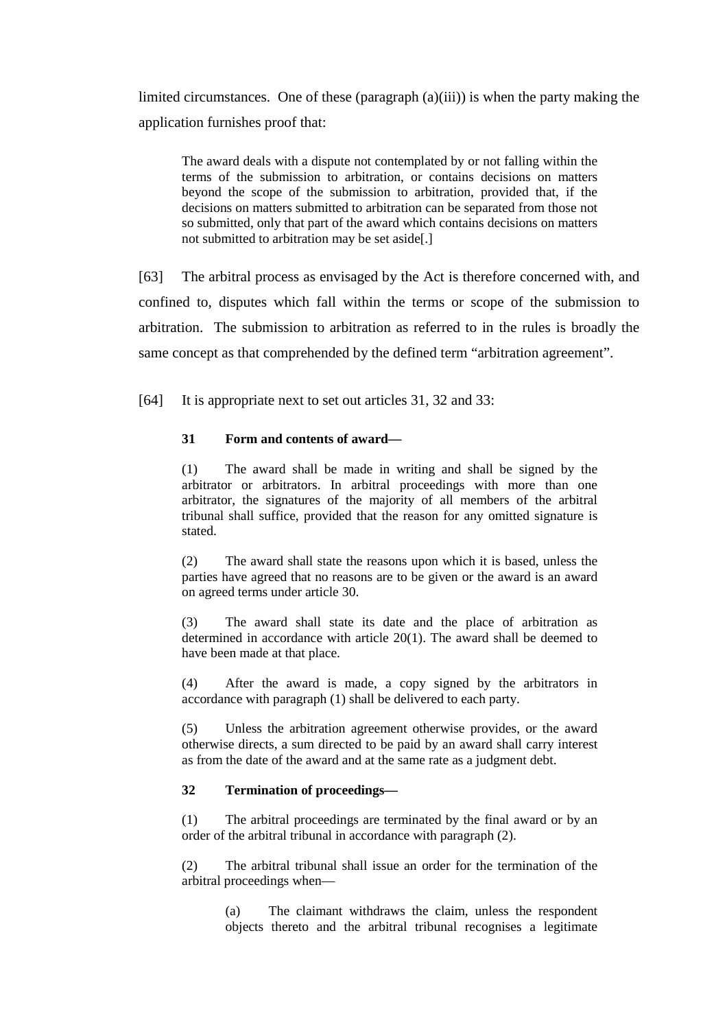limited circumstances. One of these (paragraph (a)(iii)) is when the party making the application furnishes proof that:

> The award deals with a dispute not contemplated by or not falling within the terms of the submission to arbitration, or contains decisions on matters beyond the scope of the submission to arbitration, provided that, if the decisions on matters submitted to arbitration can be separated from those not so submitted, only that part of the award which contains decisions on matters not submitted to arbitration may be set aside[.]

[63] The arbitral process as envisaged by the Act is therefore concerned with, and confined to, disputes which fall within the terms or scope of the submission to arbitration. The submission to arbitration as referred to in the rules is broadly the same concept as that comprehended by the defined term "arbitration agreement".

[64] It is appropriate next to set out articles 31, 32 and 33:

> **31 Form and contents of award—**
>
> (1) The award shall be made in writing and shall be signed by the arbitrator or arbitrators. In arbitral proceedings with more than one arbitrator, the signatures of the majority of all members of the arbitral tribunal shall suffice, provided that the reason for any omitted signature is stated.
>
> (2) The award shall state the reasons upon which it is based, unless the parties have agreed that no reasons are to be given or the award is an award on agreed terms under article 30.
>
> (3) The award shall state its date and the place of arbitration as determined in accordance with article 20(1). The award shall be deemed to have been made at that place.
>
> (4) After the award is made, a copy signed by the arbitrators in accordance with paragraph (1) shall be delivered to each party.
>
> (5) Unless the arbitration agreement otherwise provides, or the award otherwise directs, a sum directed to be paid by an award shall carry interest as from the date of the award and at the same rate as a judgment debt.
>
> **32 Termination of proceedings—**
>
> (1) The arbitral proceedings are terminated by the final award or by an order of the arbitral tribunal in accordance with paragraph (2).
>
> (2) The arbitral tribunal shall issue an order for the termination of the arbitral proceedings when—
>
> > (a) The claimant withdraws the claim, unless the respondent objects thereto and the arbitral tribunal recognises a legitimate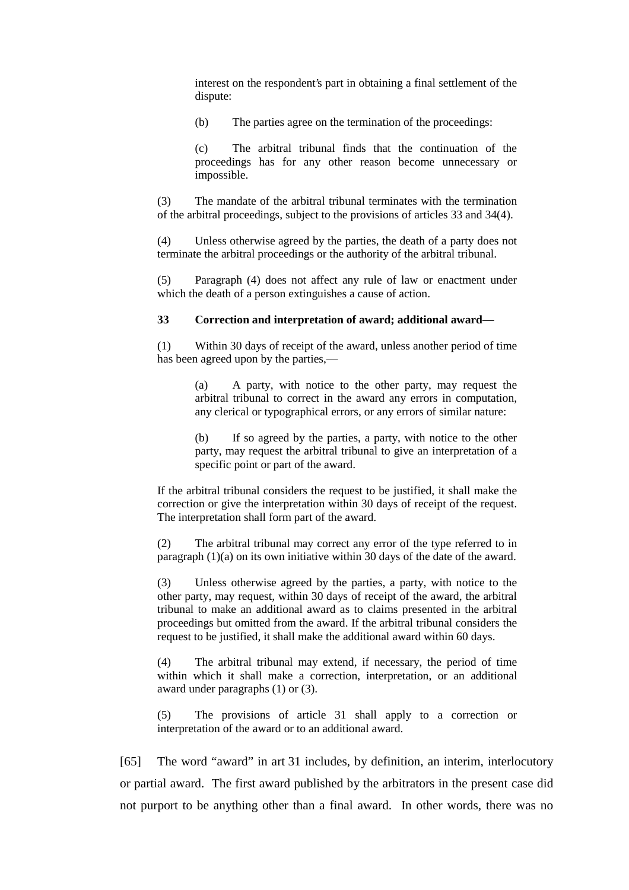interest on the respondent's part in obtaining a final settlement of the dispute:

(b) The parties agree on the termination of the proceedings:

(c) The arbitral tribunal finds that the continuation of the proceedings has for any other reason become unnecessary or impossible.

(3) The mandate of the arbitral tribunal terminates with the termination of the arbitral proceedings, subject to the provisions of articles 33 and 34(4).

(4) Unless otherwise agreed by the parties, the death of a party does not terminate the arbitral proceedings or the authority of the arbitral tribunal.

(5) Paragraph (4) does not affect any rule of law or enactment under which the death of a person extinguishes a cause of action.

**33 Correction and interpretation of award; additional award—**

(1) Within 30 days of receipt of the award, unless another period of time has been agreed upon by the parties,—

(a) A party, with notice to the other party, may request the arbitral tribunal to correct in the award any errors in computation, any clerical or typographical errors, or any errors of similar nature:

(b) If so agreed by the parties, a party, with notice to the other party, may request the arbitral tribunal to give an interpretation of a specific point or part of the award.

If the arbitral tribunal considers the request to be justified, it shall make the correction or give the interpretation within 30 days of receipt of the request. The interpretation shall form part of the award.

(2) The arbitral tribunal may correct any error of the type referred to in paragraph (1)(a) on its own initiative within 30 days of the date of the award.

(3) Unless otherwise agreed by the parties, a party, with notice to the other party, may request, within 30 days of receipt of the award, the arbitral tribunal to make an additional award as to claims presented in the arbitral proceedings but omitted from the award. If the arbitral tribunal considers the request to be justified, it shall make the additional award within 60 days.

(4) The arbitral tribunal may extend, if necessary, the period of time within which it shall make a correction, interpretation, or an additional award under paragraphs (1) or (3).

(5) The provisions of article 31 shall apply to a correction or interpretation of the award or to an additional award.

[65] The word "award" in art 31 includes, by definition, an interim, interlocutory or partial award. The first award published by the arbitrators in the present case did not purport to be anything other than a final award. In other words, there was no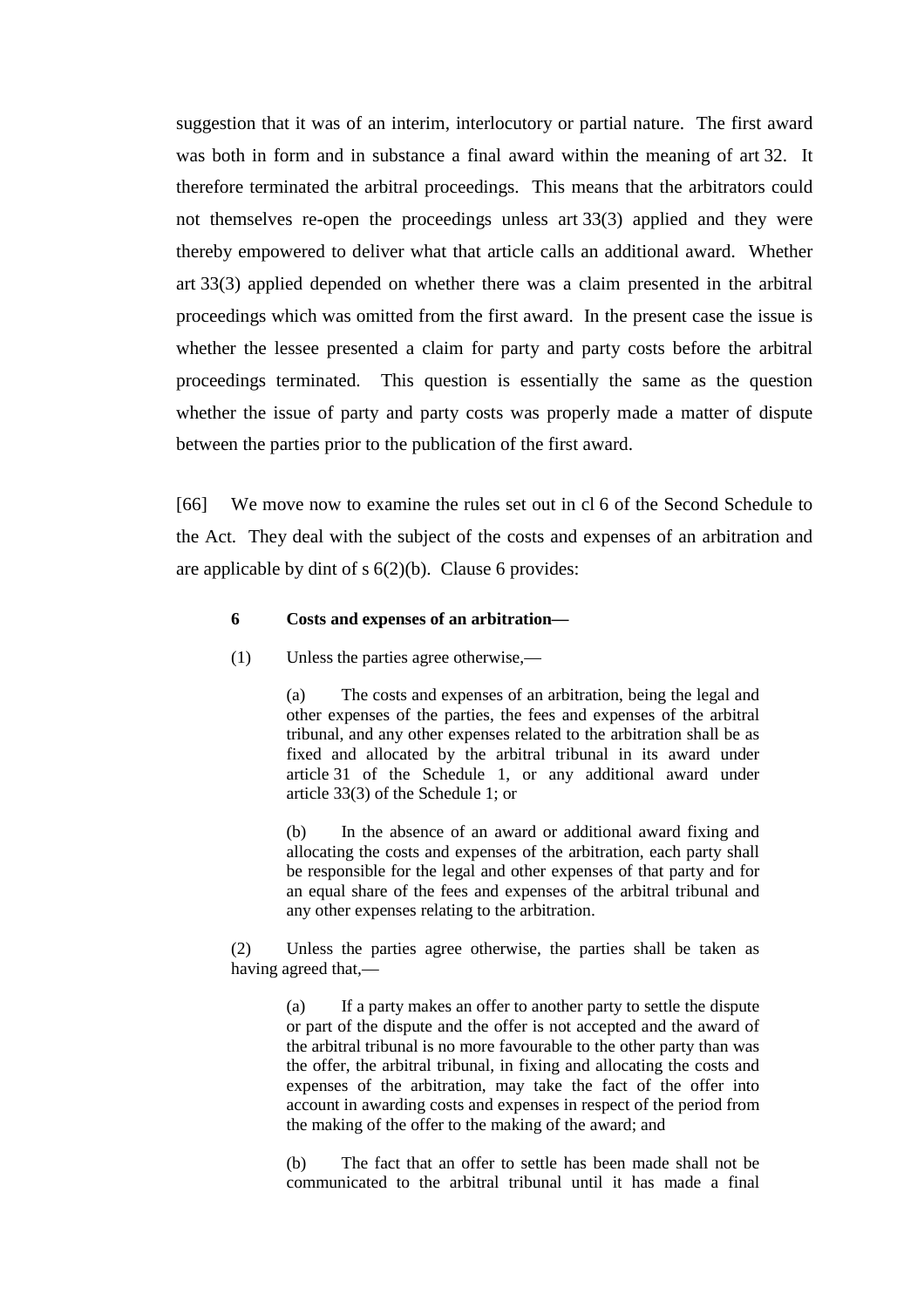suggestion that it was of an interim, interlocutory or partial nature. The first award was both in form and in substance a final award within the meaning of art 32. It therefore terminated the arbitral proceedings. This means that the arbitrators could not themselves re-open the proceedings unless art 33(3) applied and they were thereby empowered to deliver what that article calls an additional award. Whether art 33(3) applied depended on whether there was a claim presented in the arbitral proceedings which was omitted from the first award. In the present case the issue is whether the lessee presented a claim for party and party costs before the arbitral proceedings terminated. This question is essentially the same as the question whether the issue of party and party costs was properly made a matter of dispute between the parties prior to the publication of the first award.

[66] We move now to examine the rules set out in cl 6 of the Second Schedule to the Act. They deal with the subject of the costs and expenses of an arbitration and are applicable by dint of s 6(2)(b). Clause 6 provides:

> **6 Costs and expenses of an arbitration—**
>
> (1) Unless the parties agree otherwise,—
>
> > (a) The costs and expenses of an arbitration, being the legal and other expenses of the parties, the fees and expenses of the arbitral tribunal, and any other expenses related to the arbitration shall be as fixed and allocated by the arbitral tribunal in its award under article 31 of the Schedule 1, or any additional award under article 33(3) of the Schedule 1; or
> >
> > (b) In the absence of an award or additional award fixing and allocating the costs and expenses of the arbitration, each party shall be responsible for the legal and other expenses of that party and for an equal share of the fees and expenses of the arbitral tribunal and any other expenses relating to the arbitration.
>
> (2) Unless the parties agree otherwise, the parties shall be taken as having agreed that,—
>
> > (a) If a party makes an offer to another party to settle the dispute or part of the dispute and the offer is not accepted and the award of the arbitral tribunal is no more favourable to the other party than was the offer, the arbitral tribunal, in fixing and allocating the costs and expenses of the arbitration, may take the fact of the offer into account in awarding costs and expenses in respect of the period from the making of the offer to the making of the award; and
> >
> > (b) The fact that an offer to settle has been made shall not be communicated to the arbitral tribunal until it has made a final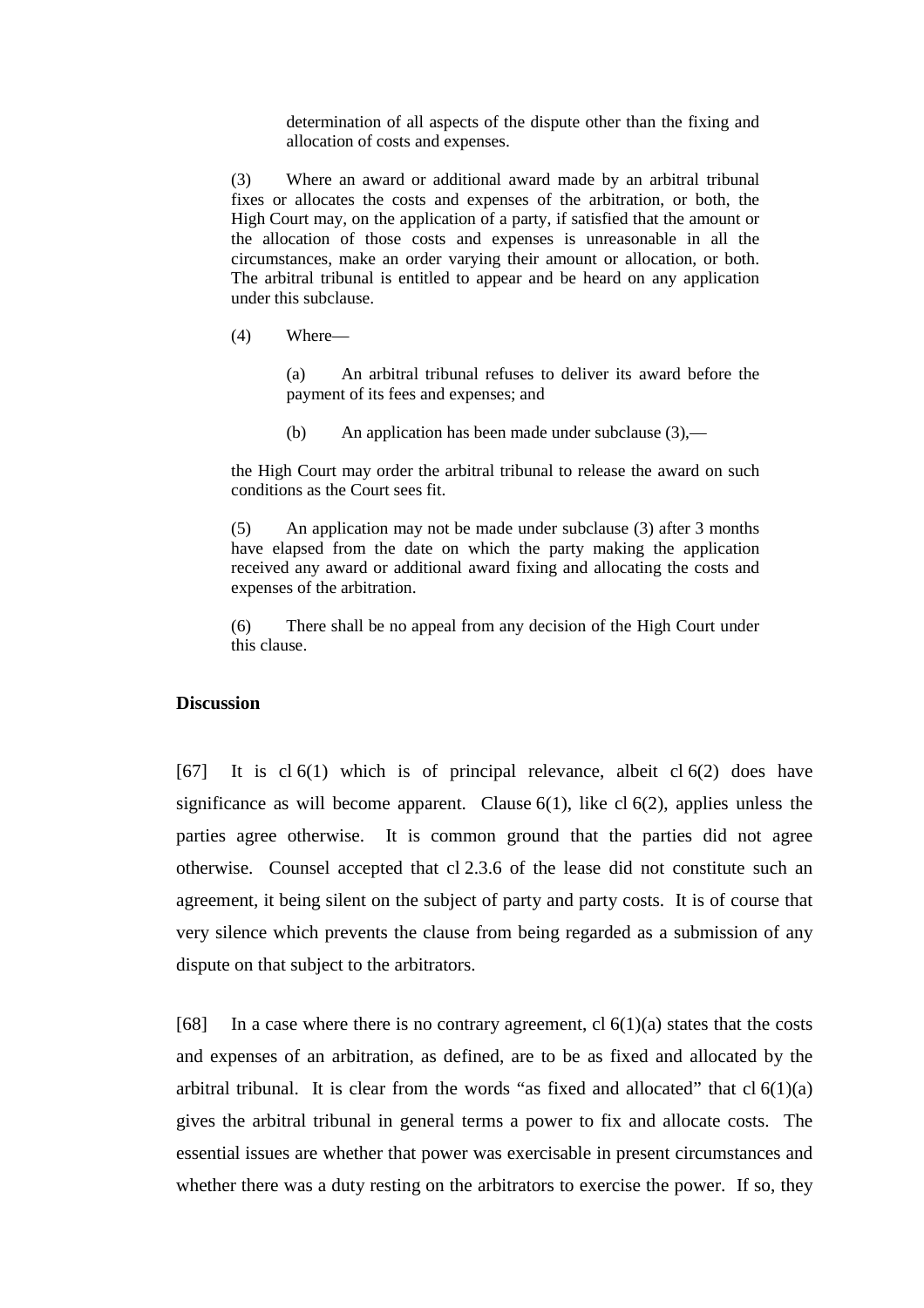determination of all aspects of the dispute other than the fixing and allocation of costs and expenses.

(3) Where an award or additional award made by an arbitral tribunal fixes or allocates the costs and expenses of the arbitration, or both, the High Court may, on the application of a party, if satisfied that the amount or the allocation of those costs and expenses is unreasonable in all the circumstances, make an order varying their amount or allocation, or both. The arbitral tribunal is entitled to appear and be heard on any application under this subclause.

(4) Where—

(a) An arbitral tribunal refuses to deliver its award before the payment of its fees and expenses; and

(b) An application has been made under subclause (3),—

the High Court may order the arbitral tribunal to release the award on such conditions as the Court sees fit.

(5) An application may not be made under subclause (3) after 3 months have elapsed from the date on which the party making the application received any award or additional award fixing and allocating the costs and expenses of the arbitration.

(6) There shall be no appeal from any decision of the High Court under this clause.

**Discussion**

[67] It is cl 6(1) which is of principal relevance, albeit cl 6(2) does have significance as will become apparent. Clause 6(1), like cl 6(2), applies unless the parties agree otherwise. It is common ground that the parties did not agree otherwise. Counsel accepted that cl 2.3.6 of the lease did not constitute such an agreement, it being silent on the subject of party and party costs. It is of course that very silence which prevents the clause from being regarded as a submission of any dispute on that subject to the arbitrators.

[68] In a case where there is no contrary agreement, cl 6(1)(a) states that the costs and expenses of an arbitration, as defined, are to be as fixed and allocated by the arbitral tribunal. It is clear from the words "as fixed and allocated" that cl 6(1)(a) gives the arbitral tribunal in general terms a power to fix and allocate costs. The essential issues are whether that power was exercisable in present circumstances and whether there was a duty resting on the arbitrators to exercise the power. If so, they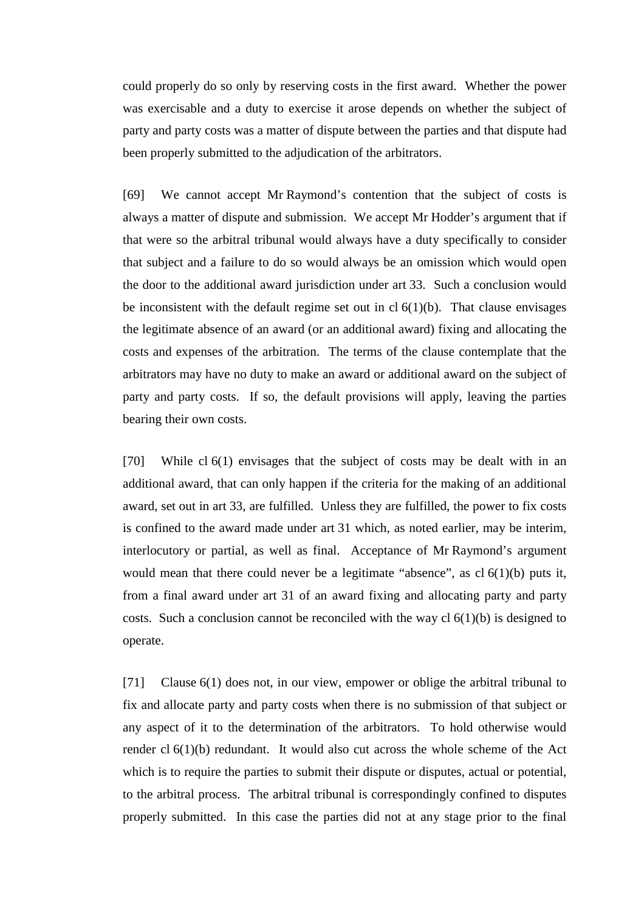could properly do so only by reserving costs in the first award. Whether the power was exercisable and a duty to exercise it arose depends on whether the subject of party and party costs was a matter of dispute between the parties and that dispute had been properly submitted to the adjudication of the arbitrators.

[69] We cannot accept Mr Raymond's contention that the subject of costs is always a matter of dispute and submission. We accept Mr Hodder's argument that if that were so the arbitral tribunal would always have a duty specifically to consider that subject and a failure to do so would always be an omission which would open the door to the additional award jurisdiction under art 33. Such a conclusion would be inconsistent with the default regime set out in cl 6(1)(b). That clause envisages the legitimate absence of an award (or an additional award) fixing and allocating the costs and expenses of the arbitration. The terms of the clause contemplate that the arbitrators may have no duty to make an award or additional award on the subject of party and party costs. If so, the default provisions will apply, leaving the parties bearing their own costs.

[70] While cl 6(1) envisages that the subject of costs may be dealt with in an additional award, that can only happen if the criteria for the making of an additional award, set out in art 33, are fulfilled. Unless they are fulfilled, the power to fix costs is confined to the award made under art 31 which, as noted earlier, may be interim, interlocutory or partial, as well as final. Acceptance of Mr Raymond's argument would mean that there could never be a legitimate "absence", as cl 6(1)(b) puts it, from a final award under art 31 of an award fixing and allocating party and party costs. Such a conclusion cannot be reconciled with the way cl 6(1)(b) is designed to operate.

[71] Clause 6(1) does not, in our view, empower or oblige the arbitral tribunal to fix and allocate party and party costs when there is no submission of that subject or any aspect of it to the determination of the arbitrators. To hold otherwise would render cl 6(1)(b) redundant. It would also cut across the whole scheme of the Act which is to require the parties to submit their dispute or disputes, actual or potential, to the arbitral process. The arbitral tribunal is correspondingly confined to disputes properly submitted. In this case the parties did not at any stage prior to the final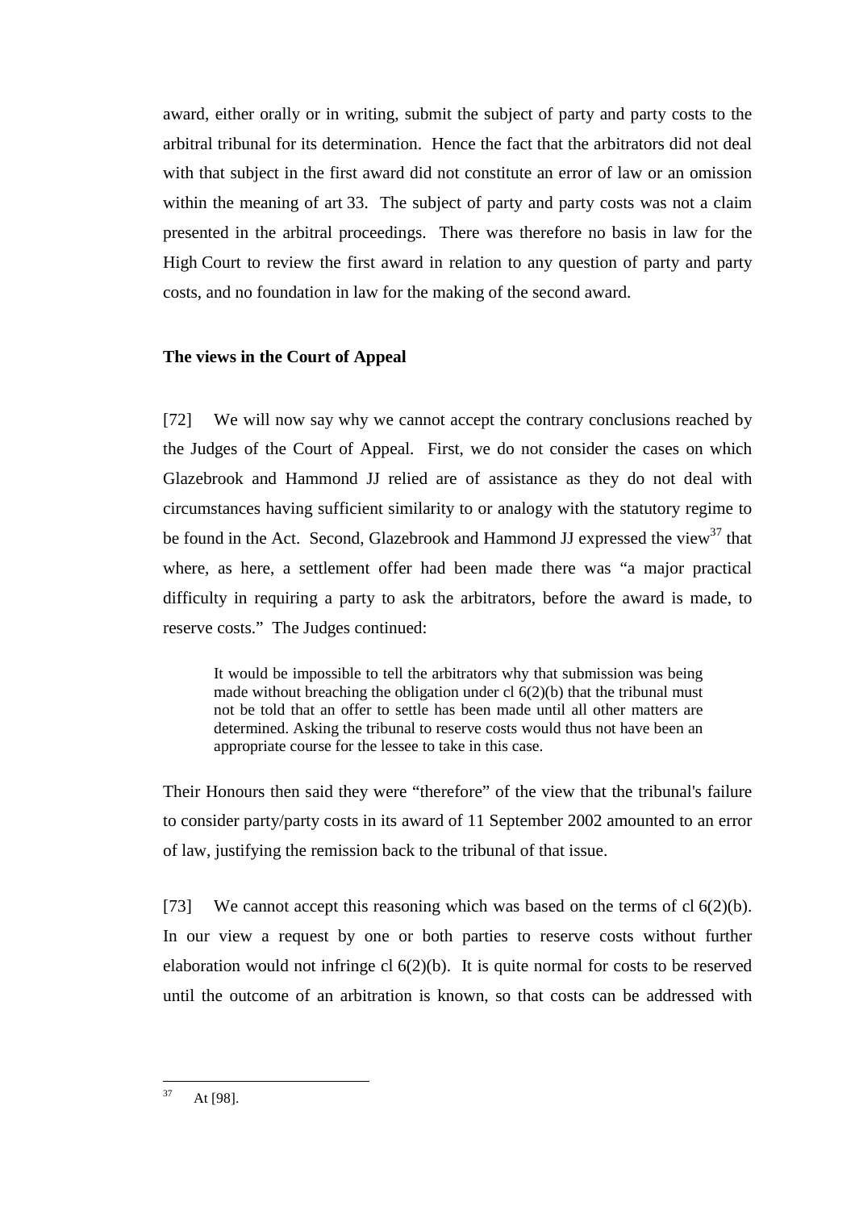award, either orally or in writing, submit the subject of party and party costs to the arbitral tribunal for its determination. Hence the fact that the arbitrators did not deal with that subject in the first award did not constitute an error of law or an omission within the meaning of art 33. The subject of party and party costs was not a claim presented in the arbitral proceedings. There was therefore no basis in law for the High Court to review the first award in relation to any question of party and party costs, and no foundation in law for the making of the second award.

**The views in the Court of Appeal**

[72] We will now say why we cannot accept the contrary conclusions reached by the Judges of the Court of Appeal. First, we do not consider the cases on which Glazebrook and Hammond JJ relied are of assistance as they do not deal with circumstances having sufficient similarity to or analogy with the statutory regime to be found in the Act. Second, Glazebrook and Hammond JJ expressed the view[37] that where, as here, a settlement offer had been made there was "a major practical difficulty in requiring a party to ask the arbitrators, before the award is made, to reserve costs." The Judges continued:

> It would be impossible to tell the arbitrators why that submission was being made without breaching the obligation under cl 6(2)(b) that the tribunal must not be told that an offer to settle has been made until all other matters are determined. Asking the tribunal to reserve costs would thus not have been an appropriate course for the lessee to take in this case.

Their Honours then said they were "therefore" of the view that the tribunal's failure to consider party/party costs in its award of 11 September 2002 amounted to an error of law, justifying the remission back to the tribunal of that issue.

[73] We cannot accept this reasoning which was based on the terms of cl 6(2)(b). In our view a request by one or both parties to reserve costs without further elaboration would not infringe cl 6(2)(b). It is quite normal for costs to be reserved until the outcome of an arbitration is known, so that costs can be addressed with

[37] At [98].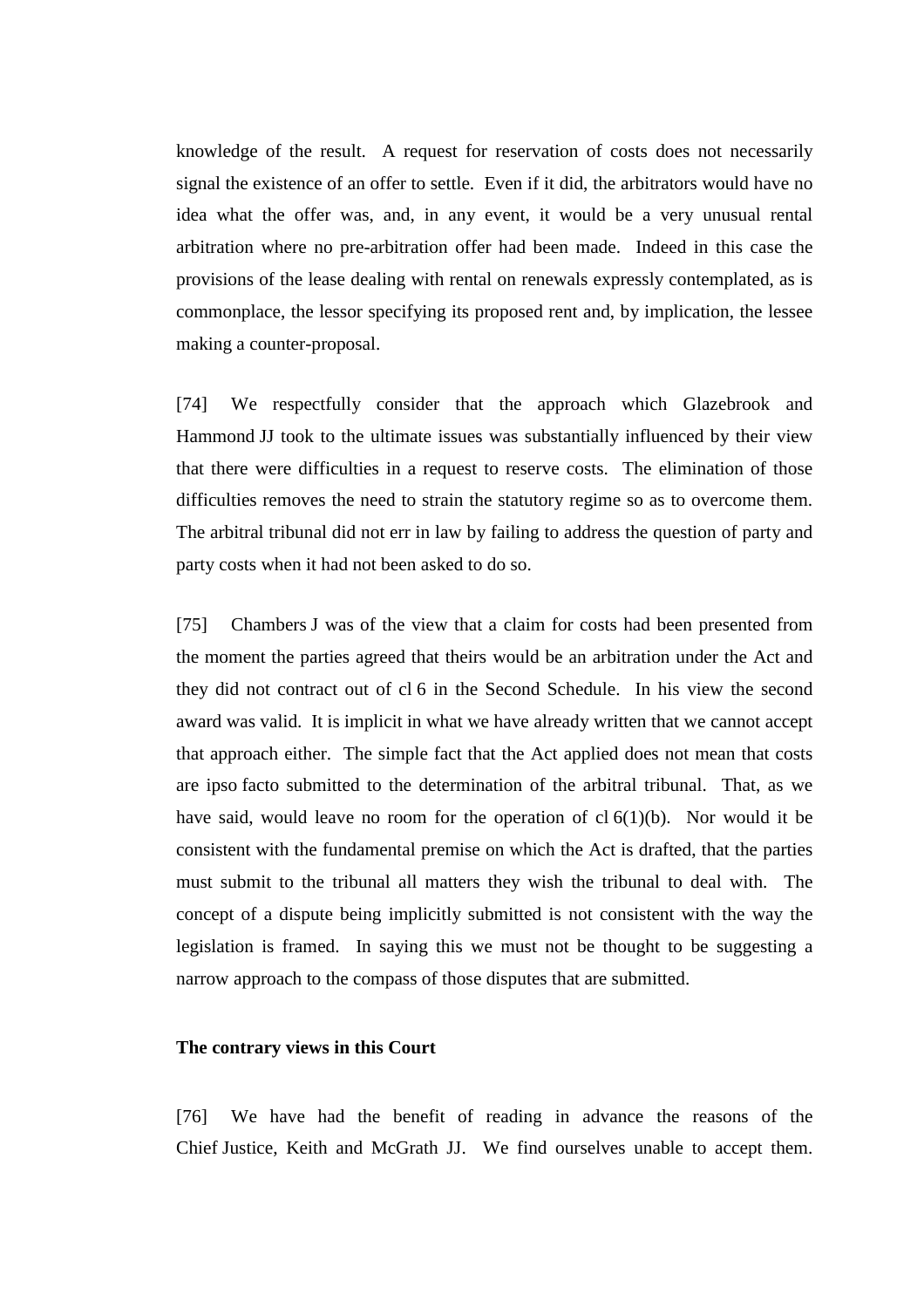knowledge of the result. A request for reservation of costs does not necessarily signal the existence of an offer to settle. Even if it did, the arbitrators would have no idea what the offer was, and, in any event, it would be a very unusual rental arbitration where no pre-arbitration offer had been made. Indeed in this case the provisions of the lease dealing with rental on renewals expressly contemplated, as is commonplace, the lessor specifying its proposed rent and, by implication, the lessee making a counter-proposal.

[74] We respectfully consider that the approach which Glazebrook and Hammond JJ took to the ultimate issues was substantially influenced by their view that there were difficulties in a request to reserve costs. The elimination of those difficulties removes the need to strain the statutory regime so as to overcome them. The arbitral tribunal did not err in law by failing to address the question of party and party costs when it had not been asked to do so.

[75] Chambers J was of the view that a claim for costs had been presented from the moment the parties agreed that theirs would be an arbitration under the Act and they did not contract out of cl 6 in the Second Schedule. In his view the second award was valid. It is implicit in what we have already written that we cannot accept that approach either. The simple fact that the Act applied does not mean that costs are ipso facto submitted to the determination of the arbitral tribunal. That, as we have said, would leave no room for the operation of cl 6(1)(b). Nor would it be consistent with the fundamental premise on which the Act is drafted, that the parties must submit to the tribunal all matters they wish the tribunal to deal with. The concept of a dispute being implicitly submitted is not consistent with the way the legislation is framed. In saying this we must not be thought to be suggesting a narrow approach to the compass of those disputes that are submitted.

**The contrary views in this Court**

[76] We have had the benefit of reading in advance the reasons of the Chief Justice, Keith and McGrath JJ. We find ourselves unable to accept them.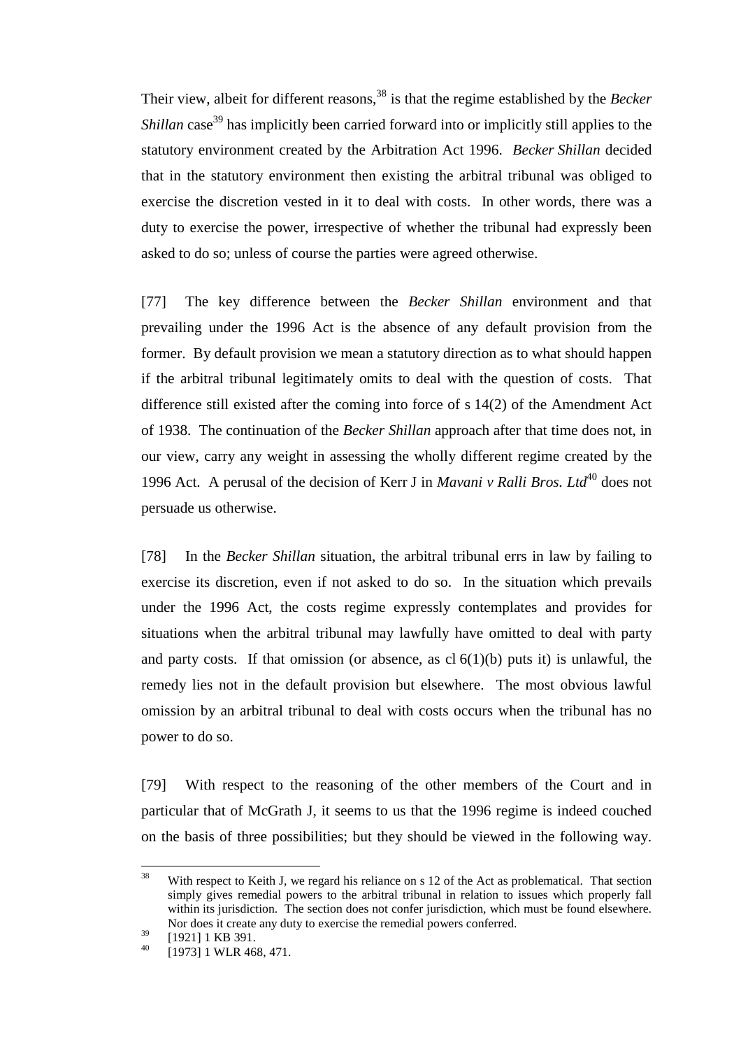Their view, albeit for different reasons,[38] is that the regime established by the *Becker Shillan* case[39] has implicitly been carried forward into or implicitly still applies to the statutory environment created by the Arbitration Act 1996. *Becker Shillan* decided that in the statutory environment then existing the arbitral tribunal was obliged to exercise the discretion vested in it to deal with costs. In other words, there was a duty to exercise the power, irrespective of whether the tribunal had expressly been asked to do so; unless of course the parties were agreed otherwise.

[77] The key difference between the *Becker Shillan* environment and that prevailing under the 1996 Act is the absence of any default provision from the former. By default provision we mean a statutory direction as to what should happen if the arbitral tribunal legitimately omits to deal with the question of costs. That difference still existed after the coming into force of s 14(2) of the Amendment Act of 1938. The continuation of the *Becker Shillan* approach after that time does not, in our view, carry any weight in assessing the wholly different regime created by the 1996 Act. A perusal of the decision of Kerr J in *Mavani v Ralli Bros. Ltd*[40] does not persuade us otherwise.

[78] In the *Becker Shillan* situation, the arbitral tribunal errs in law by failing to exercise its discretion, even if not asked to do so. In the situation which prevails under the 1996 Act, the costs regime expressly contemplates and provides for situations when the arbitral tribunal may lawfully have omitted to deal with party and party costs. If that omission (or absence, as cl 6(1)(b) puts it) is unlawful, the remedy lies not in the default provision but elsewhere. The most obvious lawful omission by an arbitral tribunal to deal with costs occurs when the tribunal has no power to do so.

[79] With respect to the reasoning of the other members of the Court and in particular that of McGrath J, it seems to us that the 1996 regime is indeed couched on the basis of three possibilities; but they should be viewed in the following way.

---

[38] With respect to Keith J, we regard his reliance on s 12 of the Act as problematical. That section simply gives remedial powers to the arbitral tribunal in relation to issues which properly fall within its jurisdiction. The section does not confer jurisdiction, which must be found elsewhere. Nor does it create any duty to exercise the remedial powers conferred.

[39] [1921] 1 KB 391.

[40] [1973] 1 WLR 468, 471.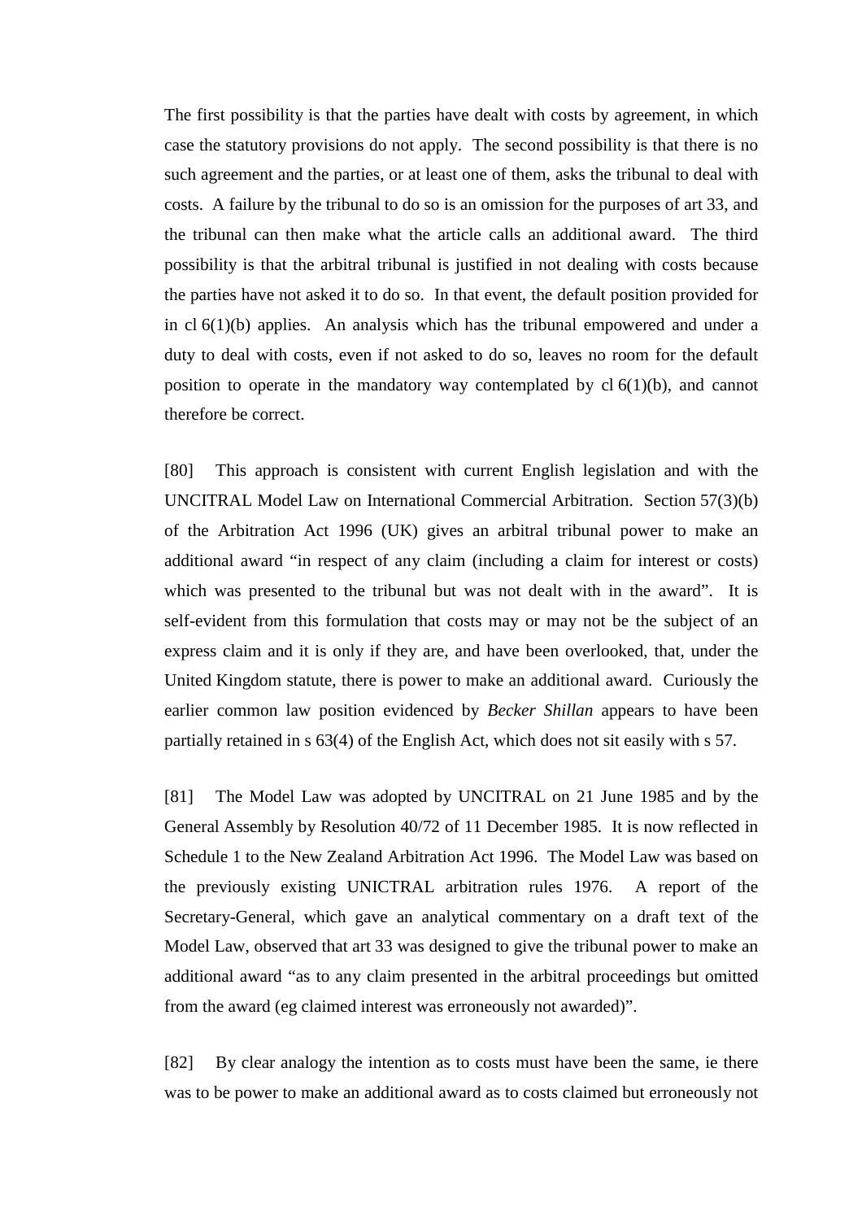The first possibility is that the parties have dealt with costs by agreement, in which case the statutory provisions do not apply. The second possibility is that there is no such agreement and the parties, or at least one of them, asks the tribunal to deal with costs. A failure by the tribunal to do so is an omission for the purposes of art 33, and the tribunal can then make what the article calls an additional award. The third possibility is that the arbitral tribunal is justified in not dealing with costs because the parties have not asked it to do so. In that event, the default position provided for in cl 6(1)(b) applies. An analysis which has the tribunal empowered and under a duty to deal with costs, even if not asked to do so, leaves no room for the default position to operate in the mandatory way contemplated by cl 6(1)(b), and cannot therefore be correct.

[80] This approach is consistent with current English legislation and with the UNCITRAL Model Law on International Commercial Arbitration. Section 57(3)(b) of the Arbitration Act 1996 (UK) gives an arbitral tribunal power to make an additional award "in respect of any claim (including a claim for interest or costs) which was presented to the tribunal but was not dealt with in the award". It is self-evident from this formulation that costs may or may not be the subject of an express claim and it is only if they are, and have been overlooked, that, under the United Kingdom statute, there is power to make an additional award. Curiously the earlier common law position evidenced by *Becker Shillan* appears to have been partially retained in s 63(4) of the English Act, which does not sit easily with s 57.

[81] The Model Law was adopted by UNCITRAL on 21 June 1985 and by the General Assembly by Resolution 40/72 of 11 December 1985. It is now reflected in Schedule 1 to the New Zealand Arbitration Act 1996. The Model Law was based on the previously existing UNICTRAL arbitration rules 1976. A report of the Secretary-General, which gave an analytical commentary on a draft text of the Model Law, observed that art 33 was designed to give the tribunal power to make an additional award "as to any claim presented in the arbitral proceedings but omitted from the award (eg claimed interest was erroneously not awarded)".

[82] By clear analogy the intention as to costs must have been the same, ie there was to be power to make an additional award as to costs claimed but erroneously not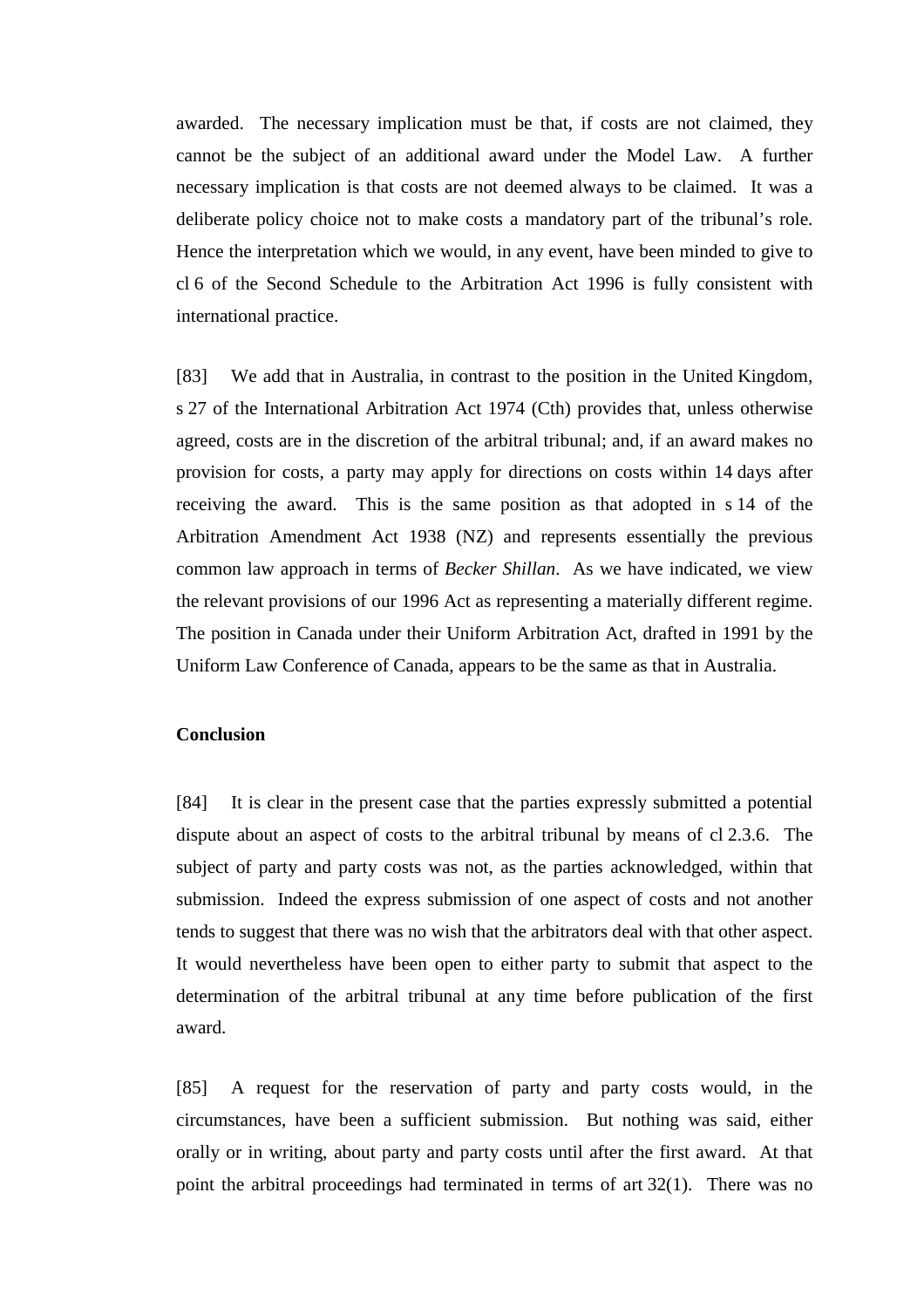awarded. The necessary implication must be that, if costs are not claimed, they cannot be the subject of an additional award under the Model Law. A further necessary implication is that costs are not deemed always to be claimed. It was a deliberate policy choice not to make costs a mandatory part of the tribunal's role. Hence the interpretation which we would, in any event, have been minded to give to cl 6 of the Second Schedule to the Arbitration Act 1996 is fully consistent with international practice.

[83] We add that in Australia, in contrast to the position in the United Kingdom, s 27 of the International Arbitration Act 1974 (Cth) provides that, unless otherwise agreed, costs are in the discretion of the arbitral tribunal; and, if an award makes no provision for costs, a party may apply for directions on costs within 14 days after receiving the award. This is the same position as that adopted in s 14 of the Arbitration Amendment Act 1938 (NZ) and represents essentially the previous common law approach in terms of *Becker Shillan*. As we have indicated, we view the relevant provisions of our 1996 Act as representing a materially different regime. The position in Canada under their Uniform Arbitration Act, drafted in 1991 by the Uniform Law Conference of Canada, appears to be the same as that in Australia.

**Conclusion**

[84] It is clear in the present case that the parties expressly submitted a potential dispute about an aspect of costs to the arbitral tribunal by means of cl 2.3.6. The subject of party and party costs was not, as the parties acknowledged, within that submission. Indeed the express submission of one aspect of costs and not another tends to suggest that there was no wish that the arbitrators deal with that other aspect. It would nevertheless have been open to either party to submit that aspect to the determination of the arbitral tribunal at any time before publication of the first award.

[85] A request for the reservation of party and party costs would, in the circumstances, have been a sufficient submission. But nothing was said, either orally or in writing, about party and party costs until after the first award. At that point the arbitral proceedings had terminated in terms of art 32(1). There was no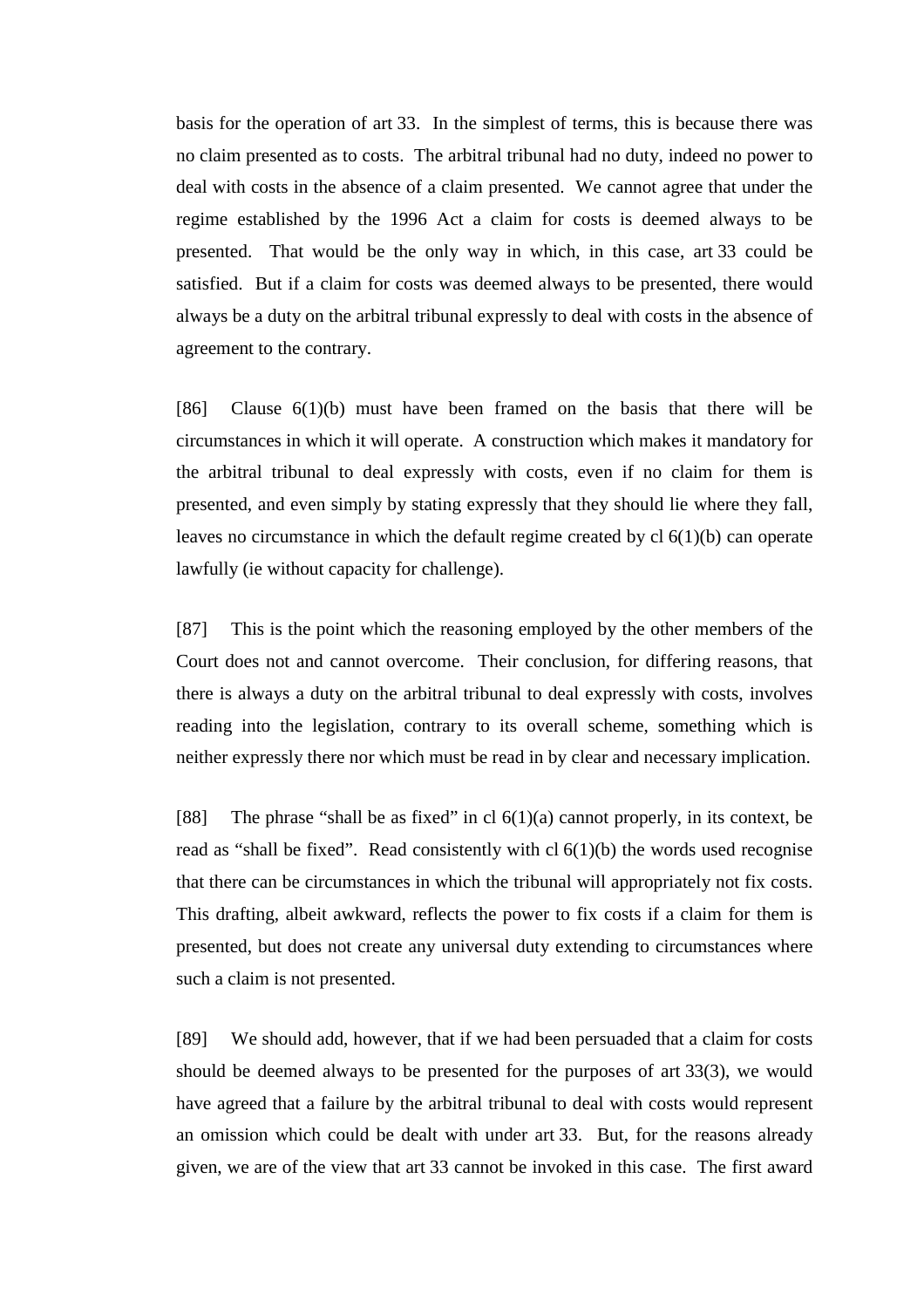basis for the operation of art 33. In the simplest of terms, this is because there was no claim presented as to costs. The arbitral tribunal had no duty, indeed no power to deal with costs in the absence of a claim presented. We cannot agree that under the regime established by the 1996 Act a claim for costs is deemed always to be presented. That would be the only way in which, in this case, art 33 could be satisfied. But if a claim for costs was deemed always to be presented, there would always be a duty on the arbitral tribunal expressly to deal with costs in the absence of agreement to the contrary.

[86] Clause 6(1)(b) must have been framed on the basis that there will be circumstances in which it will operate. A construction which makes it mandatory for the arbitral tribunal to deal expressly with costs, even if no claim for them is presented, and even simply by stating expressly that they should lie where they fall, leaves no circumstance in which the default regime created by cl 6(1)(b) can operate lawfully (ie without capacity for challenge).

[87] This is the point which the reasoning employed by the other members of the Court does not and cannot overcome. Their conclusion, for differing reasons, that there is always a duty on the arbitral tribunal to deal expressly with costs, involves reading into the legislation, contrary to its overall scheme, something which is neither expressly there nor which must be read in by clear and necessary implication.

[88] The phrase "shall be as fixed" in cl 6(1)(a) cannot properly, in its context, be read as "shall be fixed". Read consistently with cl 6(1)(b) the words used recognise that there can be circumstances in which the tribunal will appropriately not fix costs. This drafting, albeit awkward, reflects the power to fix costs if a claim for them is presented, but does not create any universal duty extending to circumstances where such a claim is not presented.

[89] We should add, however, that if we had been persuaded that a claim for costs should be deemed always to be presented for the purposes of art 33(3), we would have agreed that a failure by the arbitral tribunal to deal with costs would represent an omission which could be dealt with under art 33. But, for the reasons already given, we are of the view that art 33 cannot be invoked in this case. The first award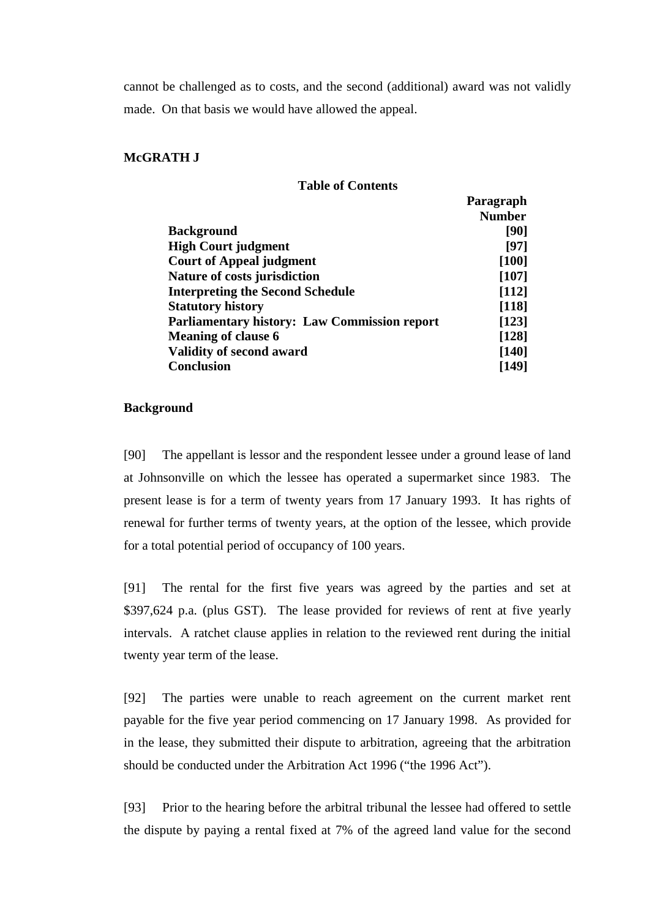cannot be challenged as to costs, and the second (additional) award was not validly made. On that basis we would have allowed the appeal.

**McGRATH J**

**Table of Contents**

| | Paragraph Number |
|---|---|
| **Background** | **[90]** |
| **High Court judgment** | **[97]** |
| **Court of Appeal judgment** | **[100]** |
| **Nature of costs jurisdiction** | **[107]** |
| **Interpreting the Second Schedule** | **[112]** |
| **Statutory history** | **[118]** |
| **Parliamentary history: Law Commission report** | **[123]** |
| **Meaning of clause 6** | **[128]** |
| **Validity of second award** | **[140]** |
| **Conclusion** | **[149]** |

**Background**

[90] The appellant is lessor and the respondent lessee under a ground lease of land at Johnsonville on which the lessee has operated a supermarket since 1983. The present lease is for a term of twenty years from 17 January 1993. It has rights of renewal for further terms of twenty years, at the option of the lessee, which provide for a total potential period of occupancy of 100 years.

[91] The rental for the first five years was agreed by the parties and set at $397,624 p.a. (plus GST). The lease provided for reviews of rent at five yearly intervals. A ratchet clause applies in relation to the reviewed rent during the initial twenty year term of the lease.

[92] The parties were unable to reach agreement on the current market rent payable for the five year period commencing on 17 January 1998. As provided for in the lease, they submitted their dispute to arbitration, agreeing that the arbitration should be conducted under the Arbitration Act 1996 ("the 1996 Act").

[93] Prior to the hearing before the arbitral tribunal the lessee had offered to settle the dispute by paying a rental fixed at 7% of the agreed land value for the second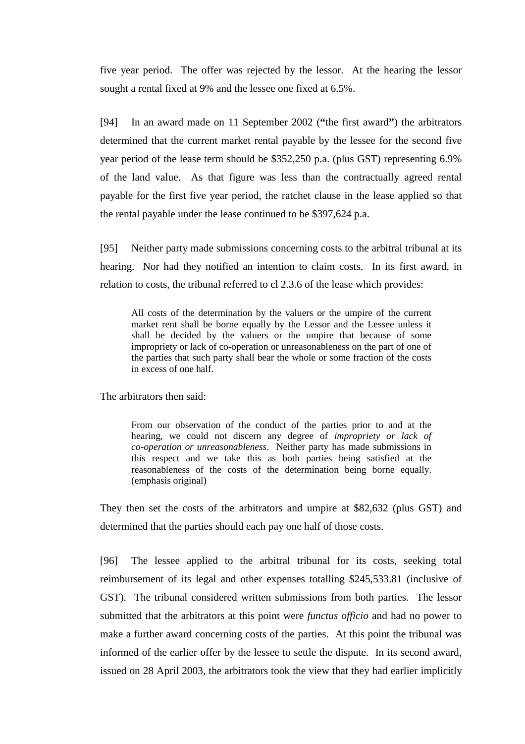five year period. The offer was rejected by the lessor. At the hearing the lessor sought a rental fixed at 9% and the lessee one fixed at 6.5%.

[94] In an award made on 11 September 2002 (**"**the first award**"**) the arbitrators determined that the current market rental payable by the lessee for the second five year period of the lease term should be $352,250 p.a. (plus GST) representing 6.9% of the land value. As that figure was less than the contractually agreed rental payable for the first five year period, the ratchet clause in the lease applied so that the rental payable under the lease continued to be $397,624 p.a.

[95] Neither party made submissions concerning costs to the arbitral tribunal at its hearing. Nor had they notified an intention to claim costs. In its first award, in relation to costs, the tribunal referred to cl 2.3.6 of the lease which provides:

> All costs of the determination by the valuers or the umpire of the current market rent shall be borne equally by the Lessor and the Lessee unless it shall be decided by the valuers or the umpire that because of some impropriety or lack of co-operation or unreasonableness on the part of one of the parties that such party shall bear the whole or some fraction of the costs in excess of one half.

The arbitrators then said:

> From our observation of the conduct of the parties prior to and at the hearing, we could not discern any degree of *impropriety or lack of co-operation or unreasonableness*. Neither party has made submissions in this respect and we take this as both parties being satisfied at the reasonableness of the costs of the determination being borne equally. (emphasis original)

They then set the costs of the arbitrators and umpire at $82,632 (plus GST) and determined that the parties should each pay one half of those costs.

[96] The lessee applied to the arbitral tribunal for its costs, seeking total reimbursement of its legal and other expenses totalling $245,533.81 (inclusive of GST). The tribunal considered written submissions from both parties. The lessor submitted that the arbitrators at this point were *functus officio* and had no power to make a further award concerning costs of the parties. At this point the tribunal was informed of the earlier offer by the lessee to settle the dispute. In its second award, issued on 28 April 2003, the arbitrators took the view that they had earlier implicitly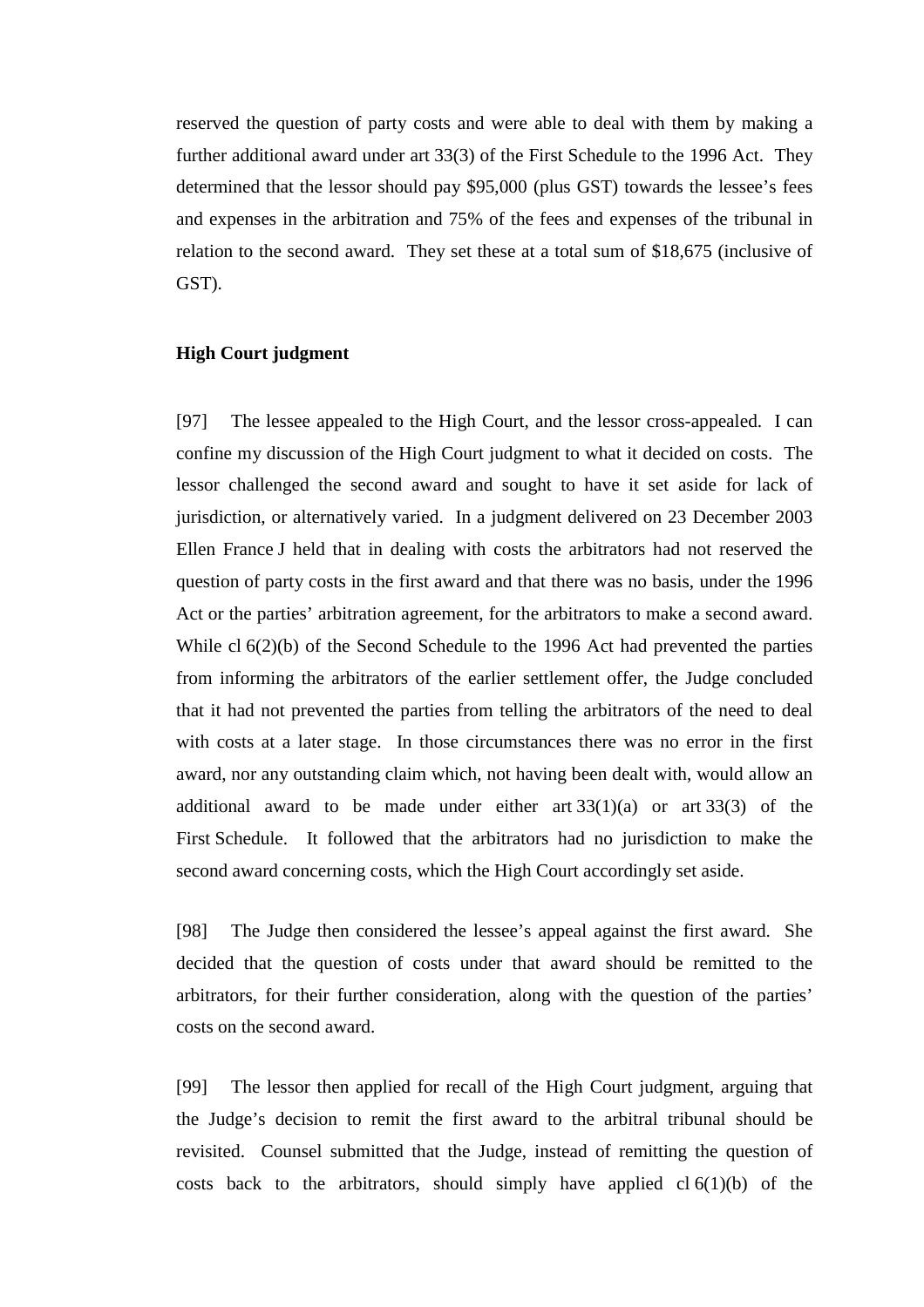reserved the question of party costs and were able to deal with them by making a further additional award under art 33(3) of the First Schedule to the 1996 Act. They determined that the lessor should pay $95,000 (plus GST) towards the lessee's fees and expenses in the arbitration and 75% of the fees and expenses of the tribunal in relation to the second award. They set these at a total sum of $18,675 (inclusive of GST).

**High Court judgment**

[97] The lessee appealed to the High Court, and the lessor cross-appealed. I can confine my discussion of the High Court judgment to what it decided on costs. The lessor challenged the second award and sought to have it set aside for lack of jurisdiction, or alternatively varied. In a judgment delivered on 23 December 2003 Ellen France J held that in dealing with costs the arbitrators had not reserved the question of party costs in the first award and that there was no basis, under the 1996 Act or the parties' arbitration agreement, for the arbitrators to make a second award. While cl 6(2)(b) of the Second Schedule to the 1996 Act had prevented the parties from informing the arbitrators of the earlier settlement offer, the Judge concluded that it had not prevented the parties from telling the arbitrators of the need to deal with costs at a later stage. In those circumstances there was no error in the first award, nor any outstanding claim which, not having been dealt with, would allow an additional award to be made under either art 33(1)(a) or art 33(3) of the First Schedule. It followed that the arbitrators had no jurisdiction to make the second award concerning costs, which the High Court accordingly set aside.

[98] The Judge then considered the lessee's appeal against the first award. She decided that the question of costs under that award should be remitted to the arbitrators, for their further consideration, along with the question of the parties' costs on the second award.

[99] The lessor then applied for recall of the High Court judgment, arguing that the Judge's decision to remit the first award to the arbitral tribunal should be revisited. Counsel submitted that the Judge, instead of remitting the question of costs back to the arbitrators, should simply have applied cl 6(1)(b) of the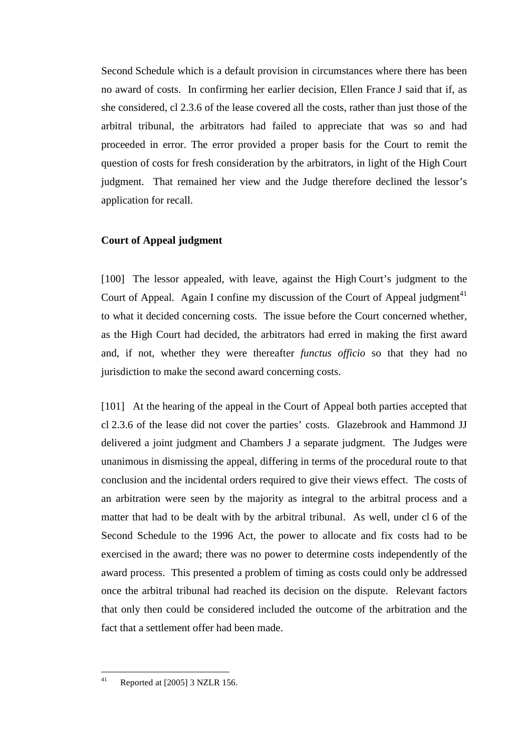Second Schedule which is a default provision in circumstances where there has been no award of costs. In confirming her earlier decision, Ellen France J said that if, as she considered, cl 2.3.6 of the lease covered all the costs, rather than just those of the arbitral tribunal, the arbitrators had failed to appreciate that was so and had proceeded in error. The error provided a proper basis for the Court to remit the question of costs for fresh consideration by the arbitrators, in light of the High Court judgment. That remained her view and the Judge therefore declined the lessor's application for recall.

**Court of Appeal judgment**

[100] The lessor appealed, with leave, against the High Court's judgment to the Court of Appeal. Again I confine my discussion of the Court of Appeal judgment[41] to what it decided concerning costs. The issue before the Court concerned whether, as the High Court had decided, the arbitrators had erred in making the first award and, if not, whether they were thereafter *functus officio* so that they had no jurisdiction to make the second award concerning costs.

[101] At the hearing of the appeal in the Court of Appeal both parties accepted that cl 2.3.6 of the lease did not cover the parties' costs. Glazebrook and Hammond JJ delivered a joint judgment and Chambers J a separate judgment. The Judges were unanimous in dismissing the appeal, differing in terms of the procedural route to that conclusion and the incidental orders required to give their views effect. The costs of an arbitration were seen by the majority as integral to the arbitral process and a matter that had to be dealt with by the arbitral tribunal. As well, under cl 6 of the Second Schedule to the 1996 Act, the power to allocate and fix costs had to be exercised in the award; there was no power to determine costs independently of the award process. This presented a problem of timing as costs could only be addressed once the arbitral tribunal had reached its decision on the dispute. Relevant factors that only then could be considered included the outcome of the arbitration and the fact that a settlement offer had been made.

---

[41] Reported at [2005] 3 NZLR 156.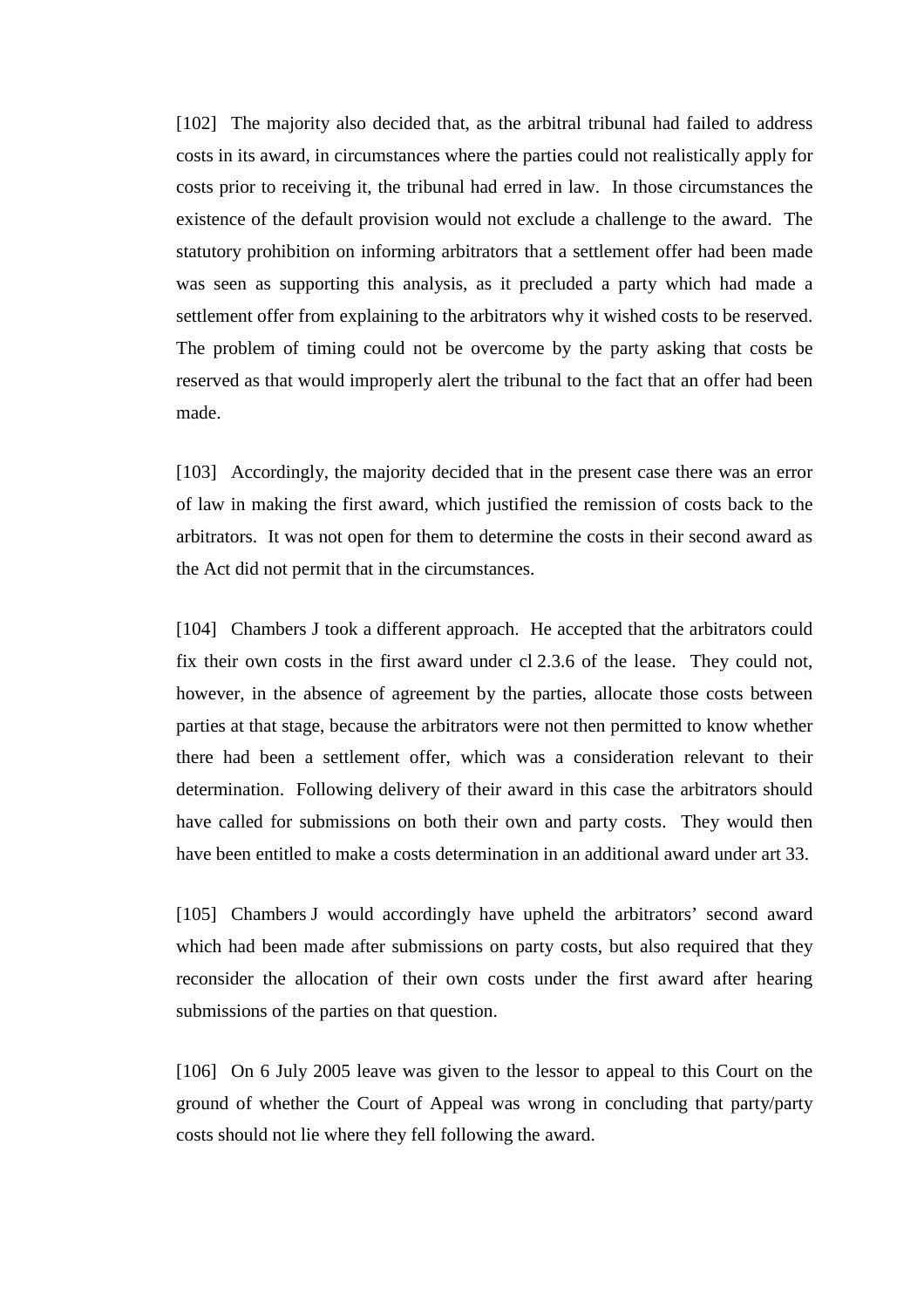[102] The majority also decided that, as the arbitral tribunal had failed to address costs in its award, in circumstances where the parties could not realistically apply for costs prior to receiving it, the tribunal had erred in law. In those circumstances the existence of the default provision would not exclude a challenge to the award. The statutory prohibition on informing arbitrators that a settlement offer had been made was seen as supporting this analysis, as it precluded a party which had made a settlement offer from explaining to the arbitrators why it wished costs to be reserved. The problem of timing could not be overcome by the party asking that costs be reserved as that would improperly alert the tribunal to the fact that an offer had been made.

[103] Accordingly, the majority decided that in the present case there was an error of law in making the first award, which justified the remission of costs back to the arbitrators. It was not open for them to determine the costs in their second award as the Act did not permit that in the circumstances.

[104] Chambers J took a different approach. He accepted that the arbitrators could fix their own costs in the first award under cl 2.3.6 of the lease. They could not, however, in the absence of agreement by the parties, allocate those costs between parties at that stage, because the arbitrators were not then permitted to know whether there had been a settlement offer, which was a consideration relevant to their determination. Following delivery of their award in this case the arbitrators should have called for submissions on both their own and party costs. They would then have been entitled to make a costs determination in an additional award under art 33.

[105] Chambers J would accordingly have upheld the arbitrators' second award which had been made after submissions on party costs, but also required that they reconsider the allocation of their own costs under the first award after hearing submissions of the parties on that question.

[106] On 6 July 2005 leave was given to the lessor to appeal to this Court on the ground of whether the Court of Appeal was wrong in concluding that party/party costs should not lie where they fell following the award.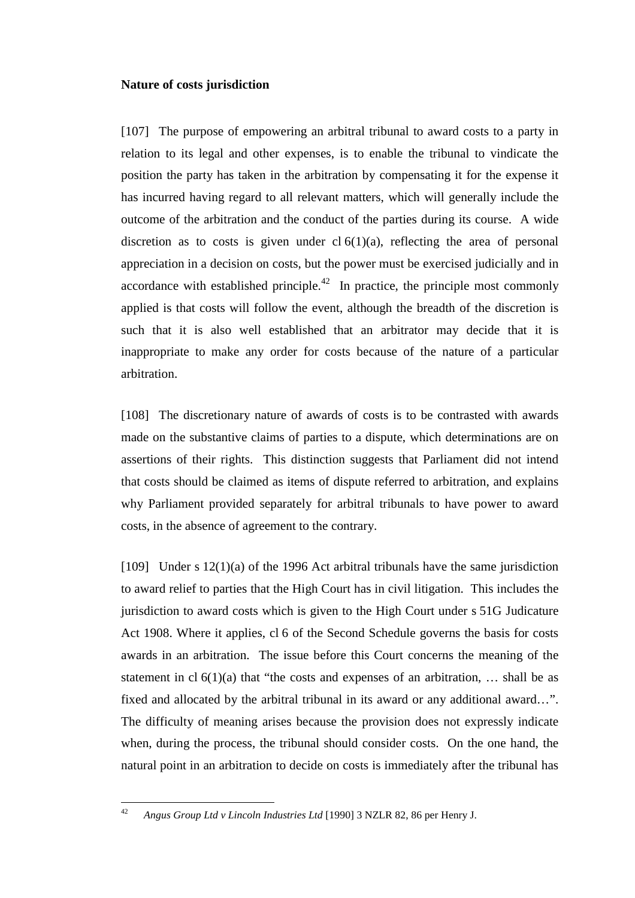**Nature of costs jurisdiction**

[107] The purpose of empowering an arbitral tribunal to award costs to a party in relation to its legal and other expenses, is to enable the tribunal to vindicate the position the party has taken in the arbitration by compensating it for the expense it has incurred having regard to all relevant matters, which will generally include the outcome of the arbitration and the conduct of the parties during its course. A wide discretion as to costs is given under cl 6(1)(a), reflecting the area of personal appreciation in a decision on costs, but the power must be exercised judicially and in accordance with established principle.[42] In practice, the principle most commonly applied is that costs will follow the event, although the breadth of the discretion is such that it is also well established that an arbitrator may decide that it is inappropriate to make any order for costs because of the nature of a particular arbitration.

[108] The discretionary nature of awards of costs is to be contrasted with awards made on the substantive claims of parties to a dispute, which determinations are on assertions of their rights. This distinction suggests that Parliament did not intend that costs should be claimed as items of dispute referred to arbitration, and explains why Parliament provided separately for arbitral tribunals to have power to award costs, in the absence of agreement to the contrary.

[109] Under s 12(1)(a) of the 1996 Act arbitral tribunals have the same jurisdiction to award relief to parties that the High Court has in civil litigation. This includes the jurisdiction to award costs which is given to the High Court under s 51G Judicature Act 1908. Where it applies, cl 6 of the Second Schedule governs the basis for costs awards in an arbitration. The issue before this Court concerns the meaning of the statement in cl 6(1)(a) that "the costs and expenses of an arbitration, … shall be as fixed and allocated by the arbitral tribunal in its award or any additional award…". The difficulty of meaning arises because the provision does not expressly indicate when, during the process, the tribunal should consider costs. On the one hand, the natural point in an arbitration to decide on costs is immediately after the tribunal has

---

[42] *Angus Group Ltd v Lincoln Industries Ltd* [1990] 3 NZLR 82, 86 per Henry J.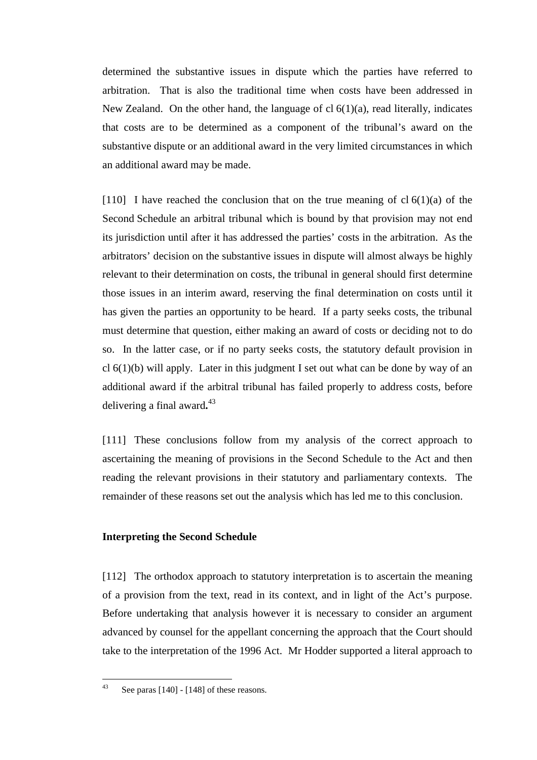determined the substantive issues in dispute which the parties have referred to arbitration. That is also the traditional time when costs have been addressed in New Zealand. On the other hand, the language of cl 6(1)(a), read literally, indicates that costs are to be determined as a component of the tribunal's award on the substantive dispute or an additional award in the very limited circumstances in which an additional award may be made.

[110] I have reached the conclusion that on the true meaning of cl 6(1)(a) of the Second Schedule an arbitral tribunal which is bound by that provision may not end its jurisdiction until after it has addressed the parties' costs in the arbitration. As the arbitrators' decision on the substantive issues in dispute will almost always be highly relevant to their determination on costs, the tribunal in general should first determine those issues in an interim award, reserving the final determination on costs until it has given the parties an opportunity to be heard. If a party seeks costs, the tribunal must determine that question, either making an award of costs or deciding not to do so. In the latter case, or if no party seeks costs, the statutory default provision in cl 6(1)(b) will apply. Later in this judgment I set out what can be done by way of an additional award if the arbitral tribunal has failed properly to address costs, before delivering a final award**.**[43]

[111] These conclusions follow from my analysis of the correct approach to ascertaining the meaning of provisions in the Second Schedule to the Act and then reading the relevant provisions in their statutory and parliamentary contexts. The remainder of these reasons set out the analysis which has led me to this conclusion.

**Interpreting the Second Schedule**

[112] The orthodox approach to statutory interpretation is to ascertain the meaning of a provision from the text, read in its context, and in light of the Act's purpose. Before undertaking that analysis however it is necessary to consider an argument advanced by counsel for the appellant concerning the approach that the Court should take to the interpretation of the 1996 Act. Mr Hodder supported a literal approach to

---

[43] See paras [140] - [148] of these reasons.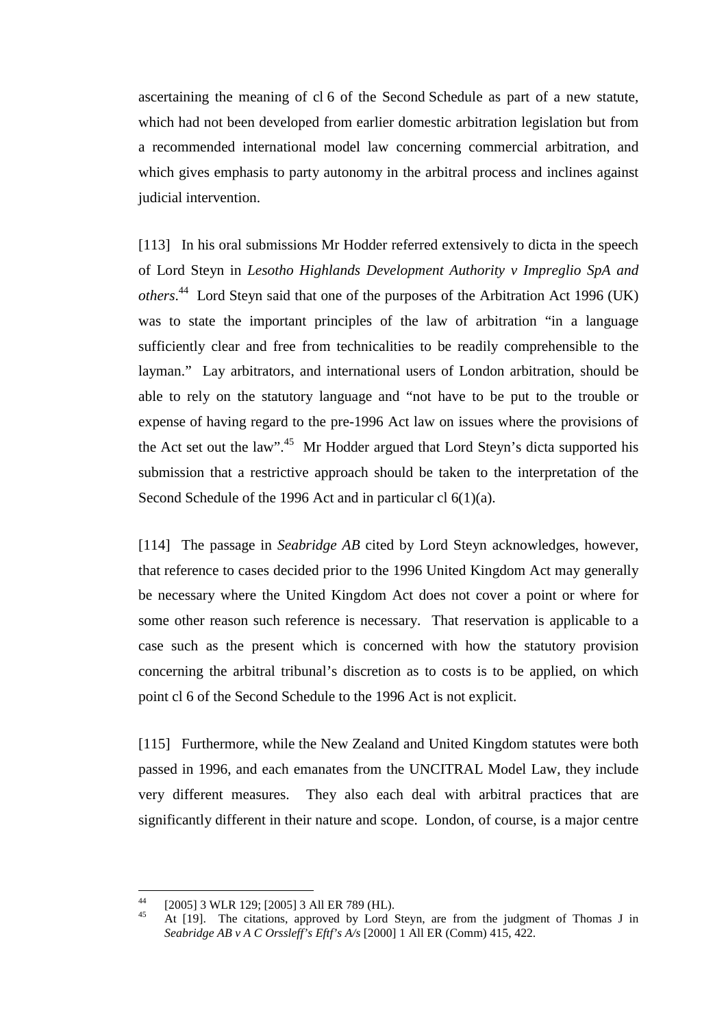ascertaining the meaning of cl 6 of the Second Schedule as part of a new statute, which had not been developed from earlier domestic arbitration legislation but from a recommended international model law concerning commercial arbitration, and which gives emphasis to party autonomy in the arbitral process and inclines against judicial intervention.

[113] In his oral submissions Mr Hodder referred extensively to dicta in the speech of Lord Steyn in *Lesotho Highlands Development Authority v Impreglio SpA and others*.[44] Lord Steyn said that one of the purposes of the Arbitration Act 1996 (UK) was to state the important principles of the law of arbitration "in a language sufficiently clear and free from technicalities to be readily comprehensible to the layman." Lay arbitrators, and international users of London arbitration, should be able to rely on the statutory language and "not have to be put to the trouble or expense of having regard to the pre-1996 Act law on issues where the provisions of the Act set out the law".[45] Mr Hodder argued that Lord Steyn's dicta supported his submission that a restrictive approach should be taken to the interpretation of the Second Schedule of the 1996 Act and in particular cl 6(1)(a).

[114] The passage in *Seabridge AB* cited by Lord Steyn acknowledges, however, that reference to cases decided prior to the 1996 United Kingdom Act may generally be necessary where the United Kingdom Act does not cover a point or where for some other reason such reference is necessary. That reservation is applicable to a case such as the present which is concerned with how the statutory provision concerning the arbitral tribunal's discretion as to costs is to be applied, on which point cl 6 of the Second Schedule to the 1996 Act is not explicit.

[115] Furthermore, while the New Zealand and United Kingdom statutes were both passed in 1996, and each emanates from the UNCITRAL Model Law, they include very different measures. They also each deal with arbitral practices that are significantly different in their nature and scope. London, of course, is a major centre

---

[44] [2005] 3 WLR 129; [2005] 3 All ER 789 (HL).

[45] At [19]. The citations, approved by Lord Steyn, are from the judgment of Thomas J in *Seabridge AB v A C Orssleff's Eftf's A/s* [2000] 1 All ER (Comm) 415, 422.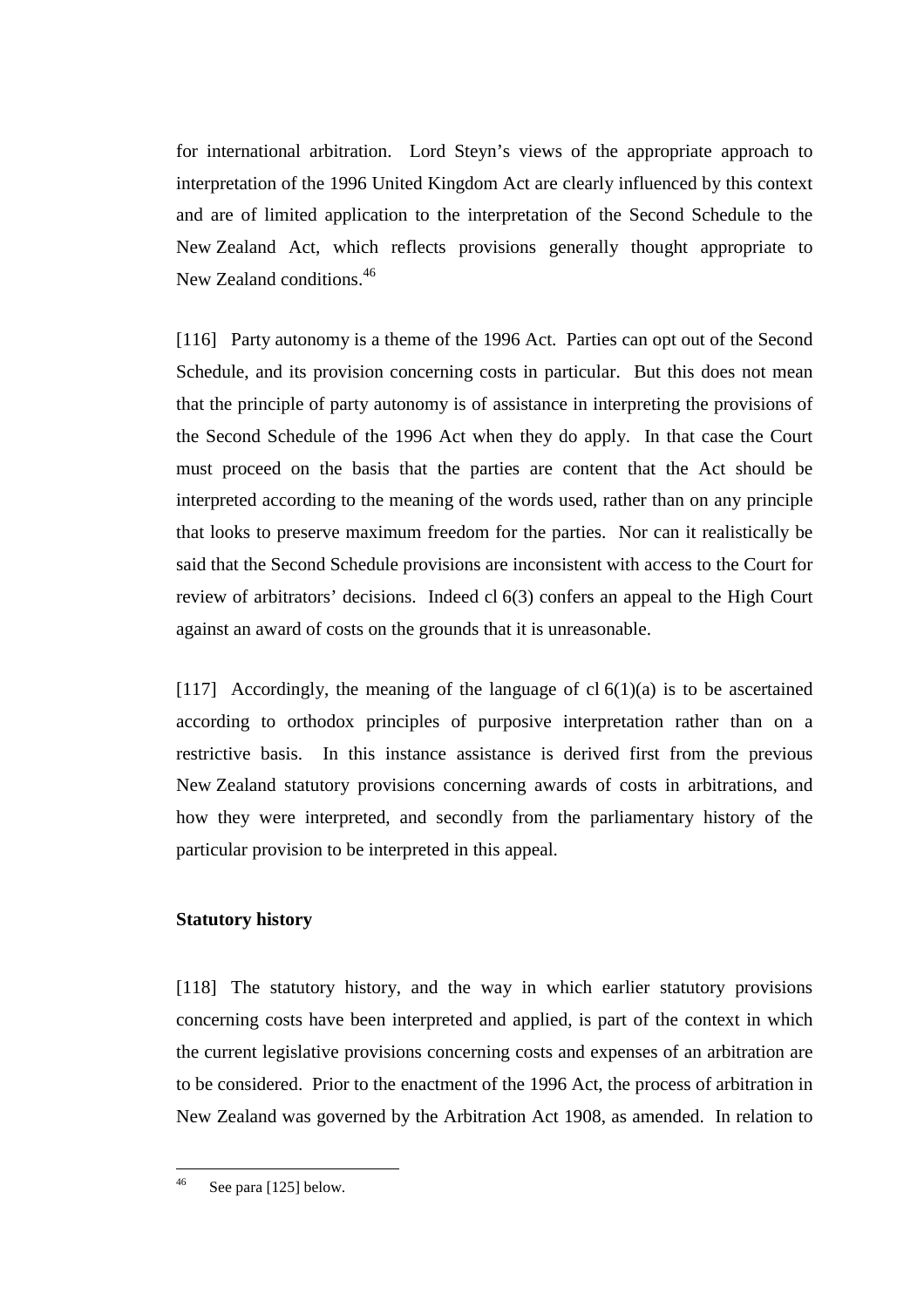for international arbitration. Lord Steyn's views of the appropriate approach to interpretation of the 1996 United Kingdom Act are clearly influenced by this context and are of limited application to the interpretation of the Second Schedule to the New Zealand Act, which reflects provisions generally thought appropriate to New Zealand conditions.[46]

[116] Party autonomy is a theme of the 1996 Act. Parties can opt out of the Second Schedule, and its provision concerning costs in particular. But this does not mean that the principle of party autonomy is of assistance in interpreting the provisions of the Second Schedule of the 1996 Act when they do apply. In that case the Court must proceed on the basis that the parties are content that the Act should be interpreted according to the meaning of the words used, rather than on any principle that looks to preserve maximum freedom for the parties. Nor can it realistically be said that the Second Schedule provisions are inconsistent with access to the Court for review of arbitrators' decisions. Indeed cl 6(3) confers an appeal to the High Court against an award of costs on the grounds that it is unreasonable.

[117] Accordingly, the meaning of the language of cl 6(1)(a) is to be ascertained according to orthodox principles of purposive interpretation rather than on a restrictive basis. In this instance assistance is derived first from the previous New Zealand statutory provisions concerning awards of costs in arbitrations, and how they were interpreted, and secondly from the parliamentary history of the particular provision to be interpreted in this appeal.

**Statutory history**

[118] The statutory history, and the way in which earlier statutory provisions concerning costs have been interpreted and applied, is part of the context in which the current legislative provisions concerning costs and expenses of an arbitration are to be considered. Prior to the enactment of the 1996 Act, the process of arbitration in New Zealand was governed by the Arbitration Act 1908, as amended. In relation to

[46] See para [125] below.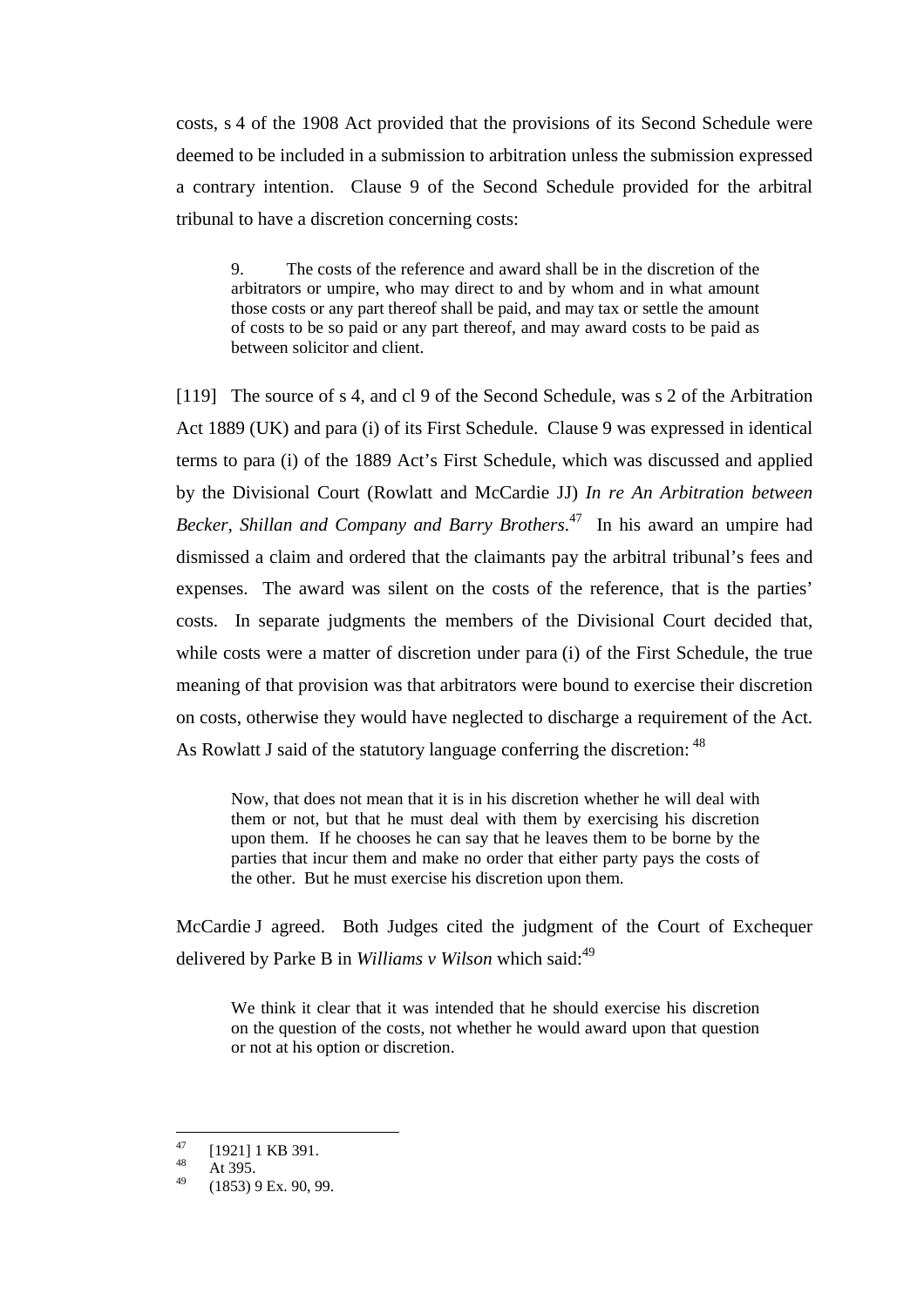costs, s 4 of the 1908 Act provided that the provisions of its Second Schedule were deemed to be included in a submission to arbitration unless the submission expressed a contrary intention. Clause 9 of the Second Schedule provided for the arbitral tribunal to have a discretion concerning costs:

> 9. The costs of the reference and award shall be in the discretion of the arbitrators or umpire, who may direct to and by whom and in what amount those costs or any part thereof shall be paid, and may tax or settle the amount of costs to be so paid or any part thereof, and may award costs to be paid as between solicitor and client.

[119] The source of s 4, and cl 9 of the Second Schedule, was s 2 of the Arbitration Act 1889 (UK) and para (i) of its First Schedule. Clause 9 was expressed in identical terms to para (i) of the 1889 Act's First Schedule, which was discussed and applied by the Divisional Court (Rowlatt and McCardie JJ) *In re An Arbitration between Becker, Shillan and Company and Barry Brothers*.[47] In his award an umpire had dismissed a claim and ordered that the claimants pay the arbitral tribunal's fees and expenses. The award was silent on the costs of the reference, that is the parties' costs. In separate judgments the members of the Divisional Court decided that, while costs were a matter of discretion under para (i) of the First Schedule, the true meaning of that provision was that arbitrators were bound to exercise their discretion on costs, otherwise they would have neglected to discharge a requirement of the Act. As Rowlatt J said of the statutory language conferring the discretion:[48]

> Now, that does not mean that it is in his discretion whether he will deal with them or not, but that he must deal with them by exercising his discretion upon them. If he chooses he can say that he leaves them to be borne by the parties that incur them and make no order that either party pays the costs of the other. But he must exercise his discretion upon them.

McCardie J agreed. Both Judges cited the judgment of the Court of Exchequer delivered by Parke B in *Williams v Wilson* which said:[49]

> We think it clear that it was intended that he should exercise his discretion on the question of the costs, not whether he would award upon that question or not at his option or discretion.

---

[47] [1921] 1 KB 391.

[48] At 395.

[49] (1853) 9 Ex. 90, 99.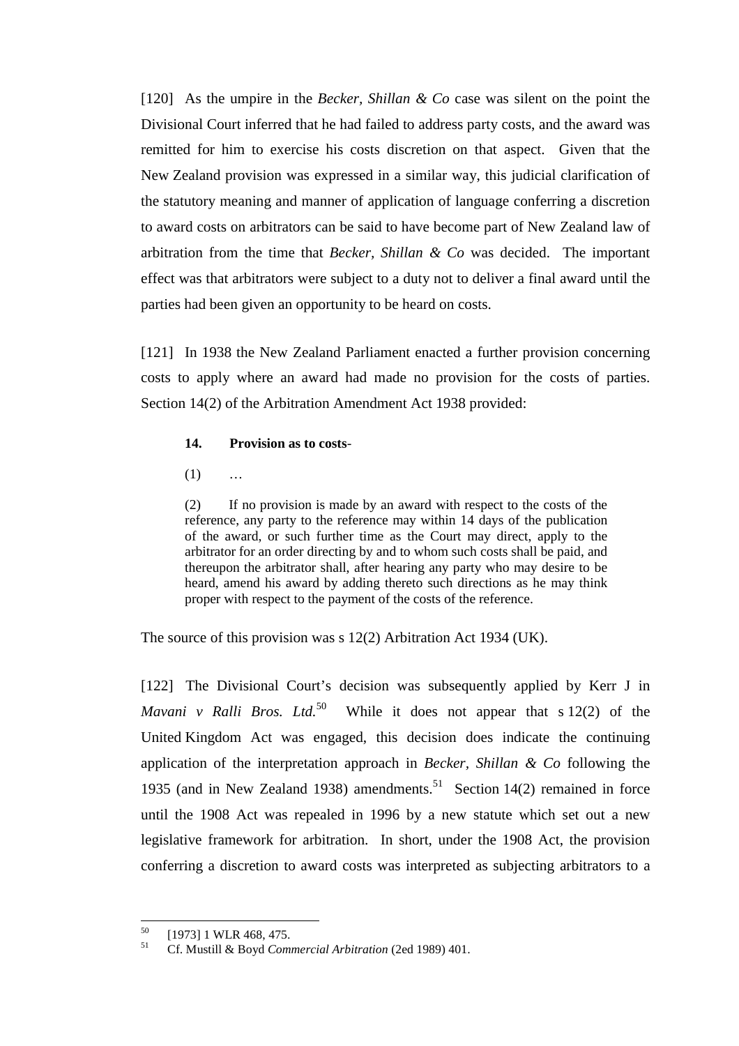[120] As the umpire in the *Becker, Shillan & Co* case was silent on the point the Divisional Court inferred that he had failed to address party costs, and the award was remitted for him to exercise his costs discretion on that aspect. Given that the New Zealand provision was expressed in a similar way, this judicial clarification of the statutory meaning and manner of application of language conferring a discretion to award costs on arbitrators can be said to have become part of New Zealand law of arbitration from the time that *Becker, Shillan & Co* was decided. The important effect was that arbitrators were subject to a duty not to deliver a final award until the parties had been given an opportunity to be heard on costs.

[121] In 1938 the New Zealand Parliament enacted a further provision concerning costs to apply where an award had made no provision for the costs of parties. Section 14(2) of the Arbitration Amendment Act 1938 provided:

> **14. Provision as to costs**-
>
> (1) …
>
> (2) If no provision is made by an award with respect to the costs of the reference, any party to the reference may within 14 days of the publication of the award, or such further time as the Court may direct, apply to the arbitrator for an order directing by and to whom such costs shall be paid, and thereupon the arbitrator shall, after hearing any party who may desire to be heard, amend his award by adding thereto such directions as he may think proper with respect to the payment of the costs of the reference.

The source of this provision was s 12(2) Arbitration Act 1934 (UK).

[122] The Divisional Court's decision was subsequently applied by Kerr J in *Mavani v Ralli Bros. Ltd.*[50] While it does not appear that s 12(2) of the United Kingdom Act was engaged, this decision does indicate the continuing application of the interpretation approach in *Becker, Shillan & Co* following the 1935 (and in New Zealand 1938) amendments.[51] Section 14(2) remained in force until the 1908 Act was repealed in 1996 by a new statute which set out a new legislative framework for arbitration. In short, under the 1908 Act, the provision conferring a discretion to award costs was interpreted as subjecting arbitrators to a

---

[50] [1973] 1 WLR 468, 475.

[51] Cf. Mustill & Boyd *Commercial Arbitration* (2ed 1989) 401.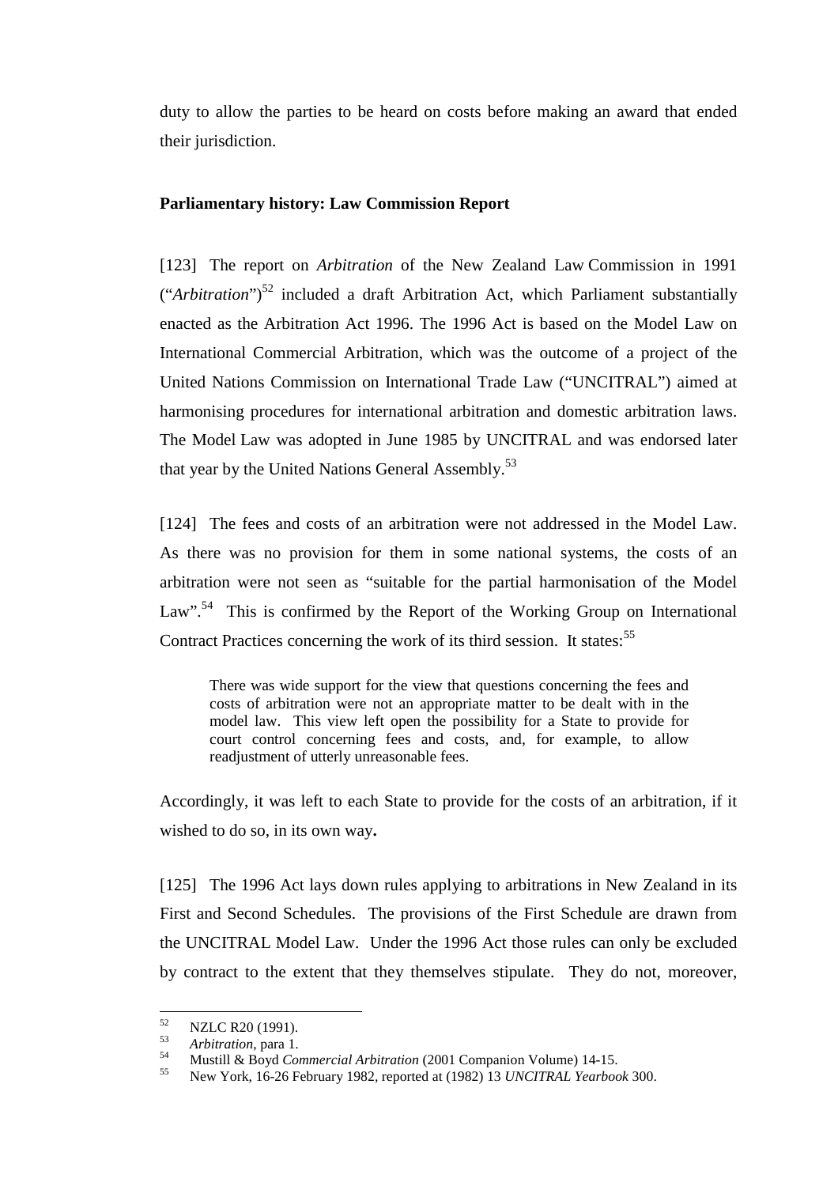duty to allow the parties to be heard on costs before making an award that ended their jurisdiction.

**Parliamentary history: Law Commission Report**

[123] The report on *Arbitration* of the New Zealand Law Commission in 1991 ("*Arbitration*")[52] included a draft Arbitration Act, which Parliament substantially enacted as the Arbitration Act 1996. The 1996 Act is based on the Model Law on International Commercial Arbitration, which was the outcome of a project of the United Nations Commission on International Trade Law ("UNCITRAL") aimed at harmonising procedures for international arbitration and domestic arbitration laws. The Model Law was adopted in June 1985 by UNCITRAL and was endorsed later that year by the United Nations General Assembly.[53]

[124] The fees and costs of an arbitration were not addressed in the Model Law. As there was no provision for them in some national systems, the costs of an arbitration were not seen as "suitable for the partial harmonisation of the Model Law".[54] This is confirmed by the Report of the Working Group on International Contract Practices concerning the work of its third session. It states:[55]

> There was wide support for the view that questions concerning the fees and costs of arbitration were not an appropriate matter to be dealt with in the model law. This view left open the possibility for a State to provide for court control concerning fees and costs, and, for example, to allow readjustment of utterly unreasonable fees.

Accordingly, it was left to each State to provide for the costs of an arbitration, if it wished to do so, in its own way**.**

[125] The 1996 Act lays down rules applying to arbitrations in New Zealand in its First and Second Schedules. The provisions of the First Schedule are drawn from the UNCITRAL Model Law. Under the 1996 Act those rules can only be excluded by contract to the extent that they themselves stipulate. They do not, moreover,

---

[52] NZLC R20 (1991).

[53] *Arbitration*, para 1.

[54] Mustill & Boyd *Commercial Arbitration* (2001 Companion Volume) 14-15.

[55] New York, 16-26 February 1982, reported at (1982) 13 *UNCITRAL Yearbook* 300.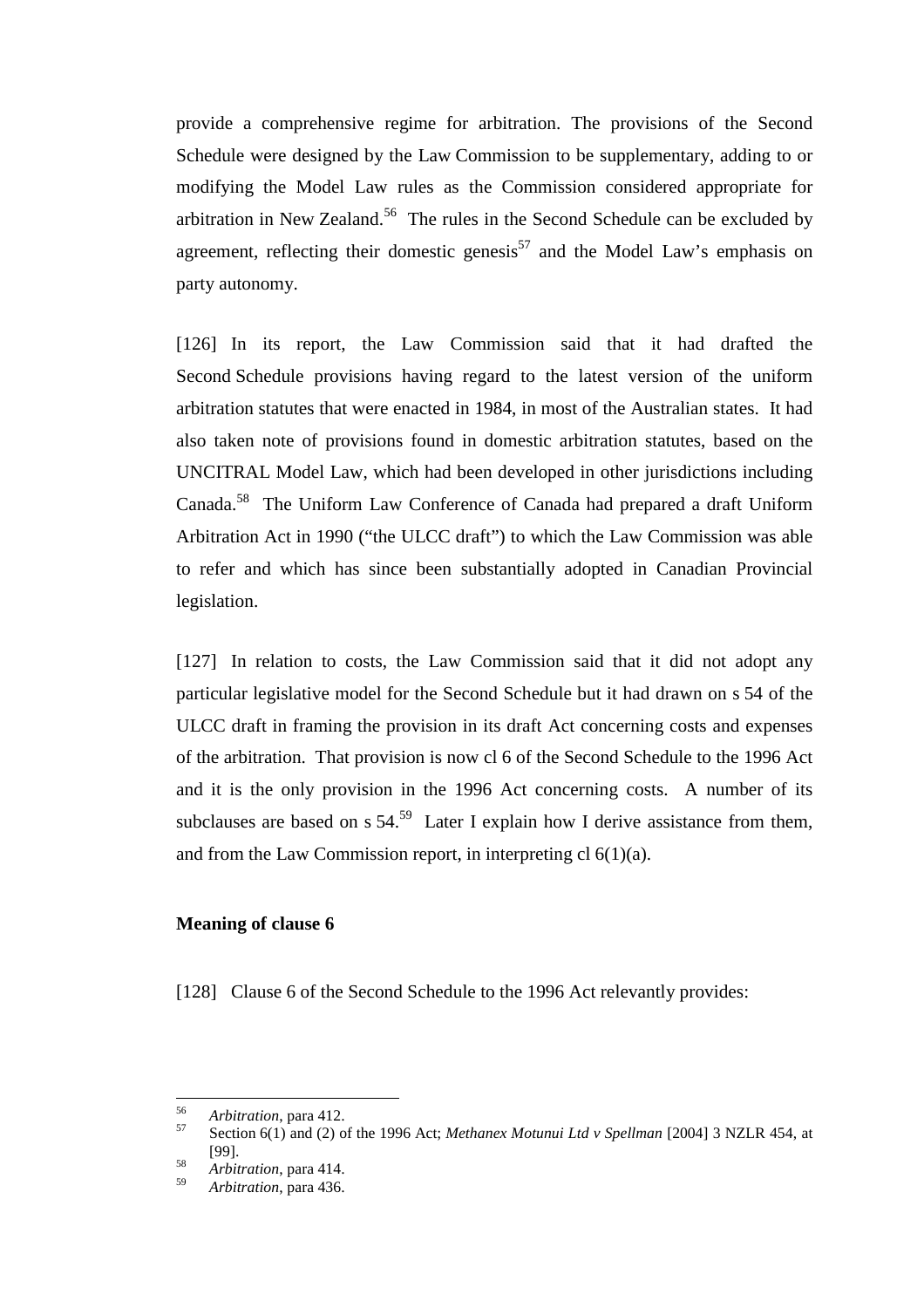provide a comprehensive regime for arbitration. The provisions of the Second Schedule were designed by the Law Commission to be supplementary, adding to or modifying the Model Law rules as the Commission considered appropriate for arbitration in New Zealand.[56] The rules in the Second Schedule can be excluded by agreement, reflecting their domestic genesis[57] and the Model Law's emphasis on party autonomy.

[126] In its report, the Law Commission said that it had drafted the Second Schedule provisions having regard to the latest version of the uniform arbitration statutes that were enacted in 1984, in most of the Australian states. It had also taken note of provisions found in domestic arbitration statutes, based on the UNCITRAL Model Law, which had been developed in other jurisdictions including Canada.[58] The Uniform Law Conference of Canada had prepared a draft Uniform Arbitration Act in 1990 ("the ULCC draft") to which the Law Commission was able to refer and which has since been substantially adopted in Canadian Provincial legislation.

[127] In relation to costs, the Law Commission said that it did not adopt any particular legislative model for the Second Schedule but it had drawn on s 54 of the ULCC draft in framing the provision in its draft Act concerning costs and expenses of the arbitration. That provision is now cl 6 of the Second Schedule to the 1996 Act and it is the only provision in the 1996 Act concerning costs. A number of its subclauses are based on s 54.[59] Later I explain how I derive assistance from them, and from the Law Commission report, in interpreting cl 6(1)(a).

### Meaning of clause 6

[128] Clause 6 of the Second Schedule to the 1996 Act relevantly provides:

---

[56] *Arbitration*, para 412.

[57] Section 6(1) and (2) of the 1996 Act; *Methanex Motunui Ltd v Spellman* [2004] 3 NZLR 454, at [99].

[58] *Arbitration*, para 414.

[59] *Arbitration*, para 436.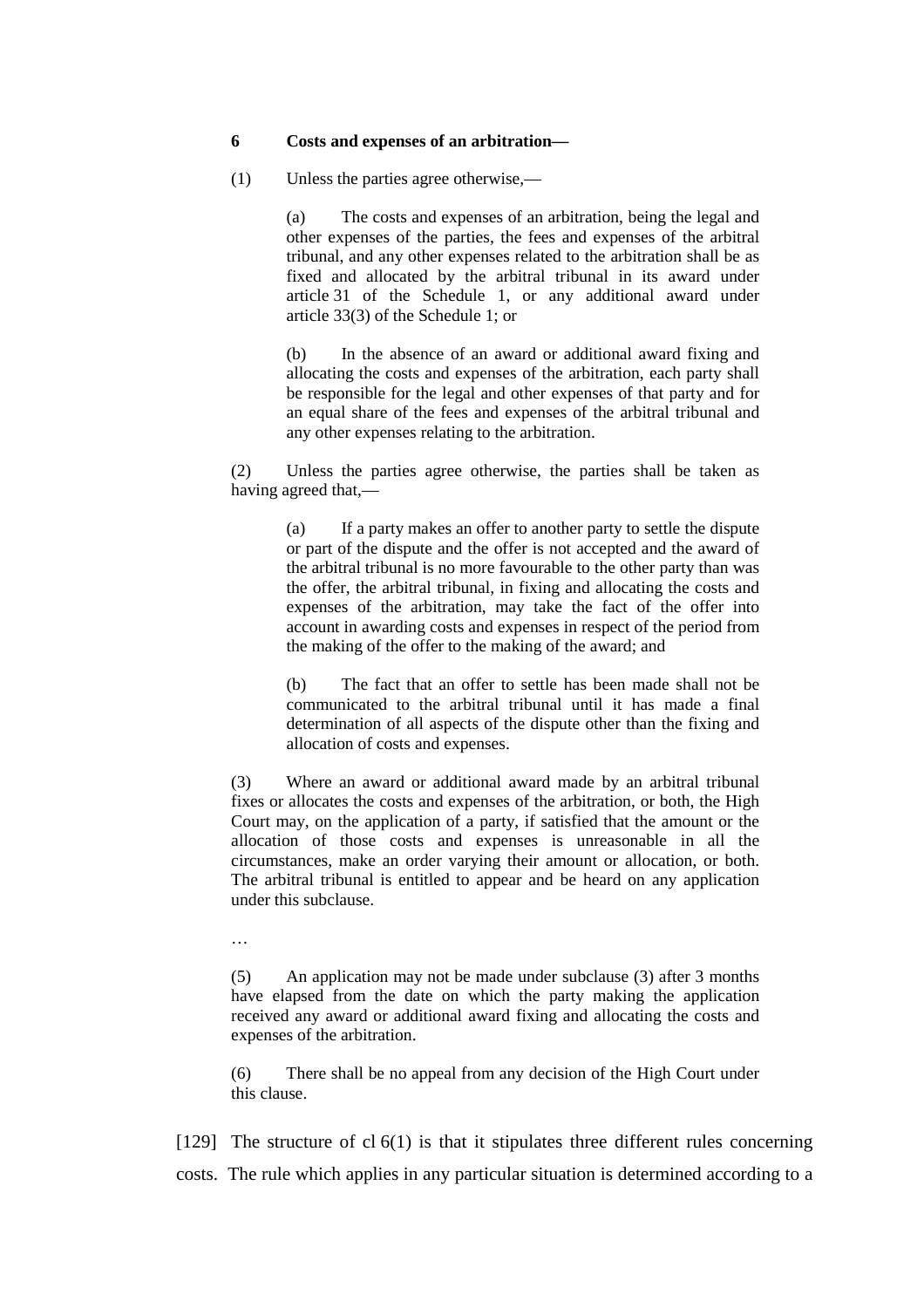**6 Costs and expenses of an arbitration—**

(1) Unless the parties agree otherwise,—

> (a) The costs and expenses of an arbitration, being the legal and other expenses of the parties, the fees and expenses of the arbitral tribunal, and any other expenses related to the arbitration shall be as fixed and allocated by the arbitral tribunal in its award under article 31 of the Schedule 1, or any additional award under article 33(3) of the Schedule 1; or
>
> (b) In the absence of an award or additional award fixing and allocating the costs and expenses of the arbitration, each party shall be responsible for the legal and other expenses of that party and for an equal share of the fees and expenses of the arbitral tribunal and any other expenses relating to the arbitration.

(2) Unless the parties agree otherwise, the parties shall be taken as having agreed that,—

> (a) If a party makes an offer to another party to settle the dispute or part of the dispute and the offer is not accepted and the award of the arbitral tribunal is no more favourable to the other party than was the offer, the arbitral tribunal, in fixing and allocating the costs and expenses of the arbitration, may take the fact of the offer into account in awarding costs and expenses in respect of the period from the making of the offer to the making of the award; and
>
> (b) The fact that an offer to settle has been made shall not be communicated to the arbitral tribunal until it has made a final determination of all aspects of the dispute other than the fixing and allocation of costs and expenses.

(3) Where an award or additional award made by an arbitral tribunal fixes or allocates the costs and expenses of the arbitration, or both, the High Court may, on the application of a party, if satisfied that the amount or the allocation of those costs and expenses is unreasonable in all the circumstances, make an order varying their amount or allocation, or both. The arbitral tribunal is entitled to appear and be heard on any application under this subclause.

…

(5) An application may not be made under subclause (3) after 3 months have elapsed from the date on which the party making the application received any award or additional award fixing and allocating the costs and expenses of the arbitration.

(6) There shall be no appeal from any decision of the High Court under this clause.

[129] The structure of cl 6(1) is that it stipulates three different rules concerning costs. The rule which applies in any particular situation is determined according to a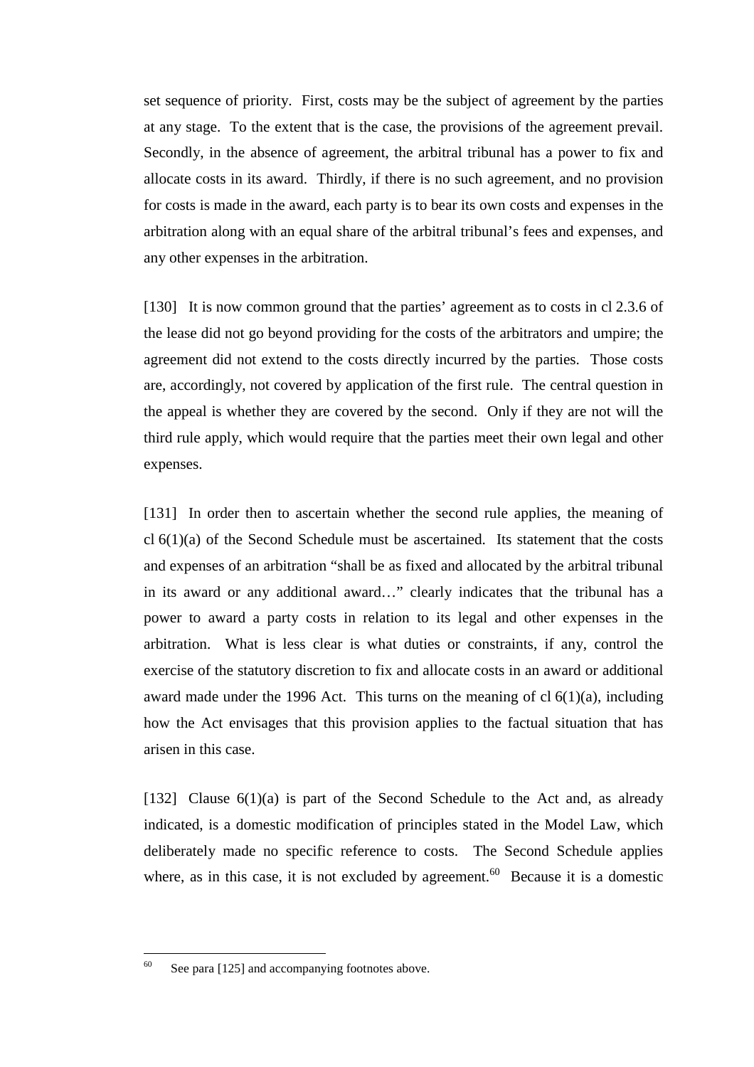set sequence of priority. First, costs may be the subject of agreement by the parties at any stage. To the extent that is the case, the provisions of the agreement prevail. Secondly, in the absence of agreement, the arbitral tribunal has a power to fix and allocate costs in its award. Thirdly, if there is no such agreement, and no provision for costs is made in the award, each party is to bear its own costs and expenses in the arbitration along with an equal share of the arbitral tribunal's fees and expenses, and any other expenses in the arbitration.

[130] It is now common ground that the parties' agreement as to costs in cl 2.3.6 of the lease did not go beyond providing for the costs of the arbitrators and umpire; the agreement did not extend to the costs directly incurred by the parties. Those costs are, accordingly, not covered by application of the first rule. The central question in the appeal is whether they are covered by the second. Only if they are not will the third rule apply, which would require that the parties meet their own legal and other expenses.

[131] In order then to ascertain whether the second rule applies, the meaning of cl 6(1)(a) of the Second Schedule must be ascertained. Its statement that the costs and expenses of an arbitration "shall be as fixed and allocated by the arbitral tribunal in its award or any additional award…" clearly indicates that the tribunal has a power to award a party costs in relation to its legal and other expenses in the arbitration. What is less clear is what duties or constraints, if any, control the exercise of the statutory discretion to fix and allocate costs in an award or additional award made under the 1996 Act. This turns on the meaning of cl 6(1)(a), including how the Act envisages that this provision applies to the factual situation that has arisen in this case.

[132] Clause 6(1)(a) is part of the Second Schedule to the Act and, as already indicated, is a domestic modification of principles stated in the Model Law, which deliberately made no specific reference to costs. The Second Schedule applies where, as in this case, it is not excluded by agreement.[60] Because it is a domestic

[60] See para [125] and accompanying footnotes above.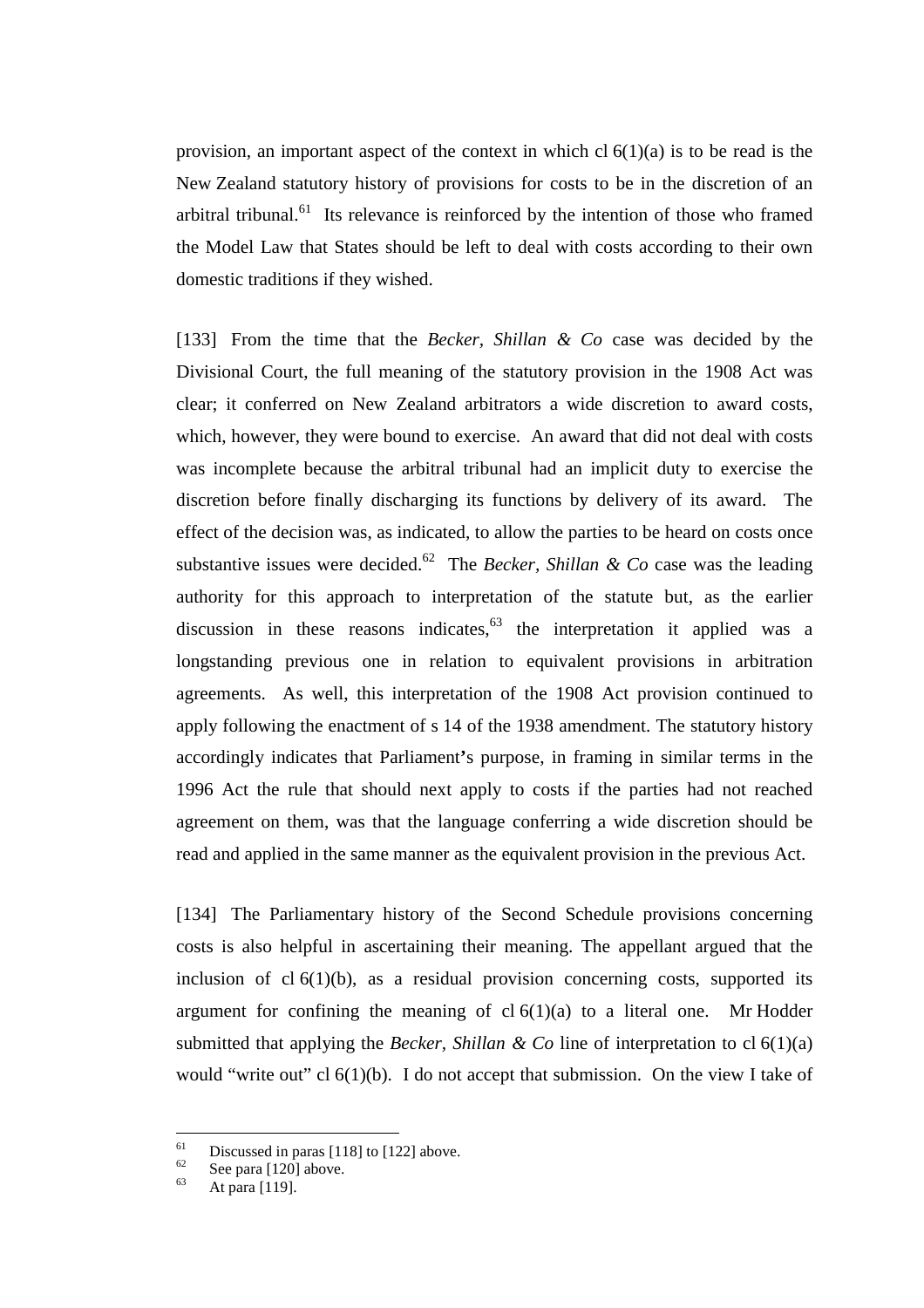provision, an important aspect of the context in which cl 6(1)(a) is to be read is the New Zealand statutory history of provisions for costs to be in the discretion of an arbitral tribunal.[61] Its relevance is reinforced by the intention of those who framed the Model Law that States should be left to deal with costs according to their own domestic traditions if they wished.

[133] From the time that the *Becker, Shillan & Co* case was decided by the Divisional Court, the full meaning of the statutory provision in the 1908 Act was clear; it conferred on New Zealand arbitrators a wide discretion to award costs, which, however, they were bound to exercise. An award that did not deal with costs was incomplete because the arbitral tribunal had an implicit duty to exercise the discretion before finally discharging its functions by delivery of its award. The effect of the decision was, as indicated, to allow the parties to be heard on costs once substantive issues were decided.[62] The *Becker, Shillan & Co* case was the leading authority for this approach to interpretation of the statute but, as the earlier discussion in these reasons indicates,[63] the interpretation it applied was a longstanding previous one in relation to equivalent provisions in arbitration agreements. As well, this interpretation of the 1908 Act provision continued to apply following the enactment of s 14 of the 1938 amendment. The statutory history accordingly indicates that Parliament's purpose, in framing in similar terms in the 1996 Act the rule that should next apply to costs if the parties had not reached agreement on them, was that the language conferring a wide discretion should be read and applied in the same manner as the equivalent provision in the previous Act.

[134] The Parliamentary history of the Second Schedule provisions concerning costs is also helpful in ascertaining their meaning. The appellant argued that the inclusion of cl 6(1)(b), as a residual provision concerning costs, supported its argument for confining the meaning of cl 6(1)(a) to a literal one. Mr Hodder submitted that applying the *Becker, Shillan & Co* line of interpretation to cl 6(1)(a) would "write out" cl 6(1)(b). I do not accept that submission. On the view I take of

[61] Discussed in paras [118] to [122] above.

[62] See para [120] above.

[63] At para [119].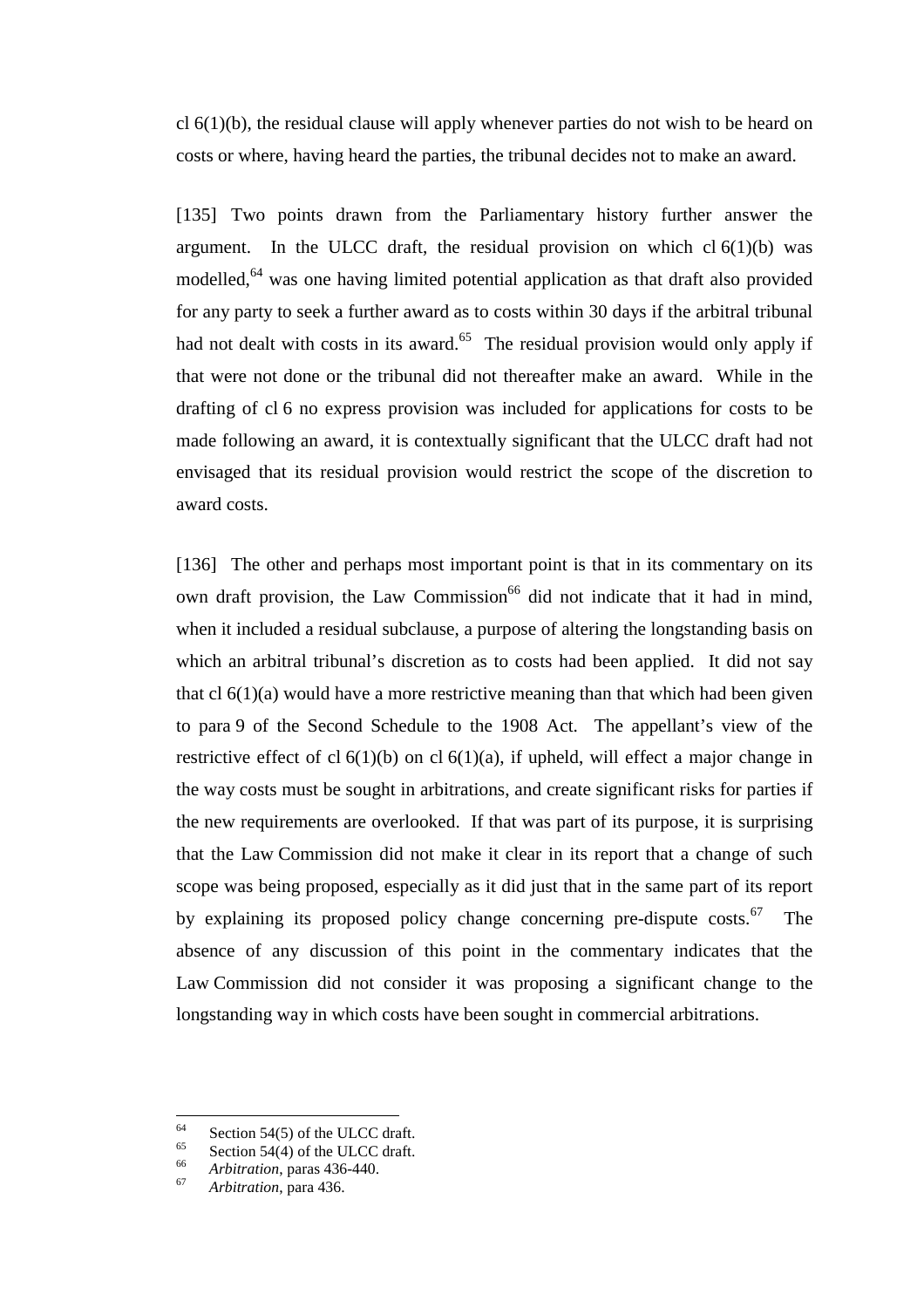cl 6(1)(b), the residual clause will apply whenever parties do not wish to be heard on costs or where, having heard the parties, the tribunal decides not to make an award.

[135] Two points drawn from the Parliamentary history further answer the argument. In the ULCC draft, the residual provision on which cl 6(1)(b) was modelled,[64] was one having limited potential application as that draft also provided for any party to seek a further award as to costs within 30 days if the arbitral tribunal had not dealt with costs in its award.[65] The residual provision would only apply if that were not done or the tribunal did not thereafter make an award. While in the drafting of cl 6 no express provision was included for applications for costs to be made following an award, it is contextually significant that the ULCC draft had not envisaged that its residual provision would restrict the scope of the discretion to award costs.

[136] The other and perhaps most important point is that in its commentary on its own draft provision, the Law Commission[66] did not indicate that it had in mind, when it included a residual subclause, a purpose of altering the longstanding basis on which an arbitral tribunal's discretion as to costs had been applied. It did not say that cl 6(1)(a) would have a more restrictive meaning than that which had been given to para 9 of the Second Schedule to the 1908 Act. The appellant's view of the restrictive effect of cl 6(1)(b) on cl 6(1)(a), if upheld, will effect a major change in the way costs must be sought in arbitrations, and create significant risks for parties if the new requirements are overlooked. If that was part of its purpose, it is surprising that the Law Commission did not make it clear in its report that a change of such scope was being proposed, especially as it did just that in the same part of its report by explaining its proposed policy change concerning pre-dispute costs.[67] The absence of any discussion of this point in the commentary indicates that the Law Commission did not consider it was proposing a significant change to the longstanding way in which costs have been sought in commercial arbitrations.

---

[64] Section 54(5) of the ULCC draft.
[65] Section 54(4) of the ULCC draft.
[66] *Arbitration*, paras 436-440.
[67] *Arbitration*, para 436.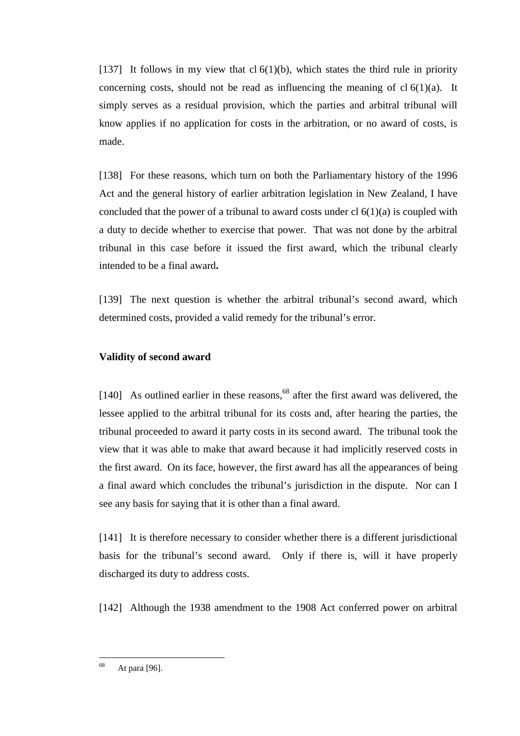[137] It follows in my view that cl 6(1)(b), which states the third rule in priority concerning costs, should not be read as influencing the meaning of cl 6(1)(a). It simply serves as a residual provision, which the parties and arbitral tribunal will know applies if no application for costs in the arbitration, or no award of costs, is made.

[138] For these reasons, which turn on both the Parliamentary history of the 1996 Act and the general history of earlier arbitration legislation in New Zealand, I have concluded that the power of a tribunal to award costs under cl 6(1)(a) is coupled with a duty to decide whether to exercise that power. That was not done by the arbitral tribunal in this case before it issued the first award, which the tribunal clearly intended to be a final award**.**

[139] The next question is whether the arbitral tribunal's second award, which determined costs, provided a valid remedy for the tribunal's error.

**Validity of second award**

[140] As outlined earlier in these reasons,[68] after the first award was delivered, the lessee applied to the arbitral tribunal for its costs and, after hearing the parties, the tribunal proceeded to award it party costs in its second award. The tribunal took the view that it was able to make that award because it had implicitly reserved costs in the first award. On its face, however, the first award has all the appearances of being a final award which concludes the tribunal's jurisdiction in the dispute. Nor can I see any basis for saying that it is other than a final award.

[141] It is therefore necessary to consider whether there is a different jurisdictional basis for the tribunal's second award. Only if there is, will it have properly discharged its duty to address costs.

[142] Although the 1938 amendment to the 1908 Act conferred power on arbitral

---

[68] At para [96].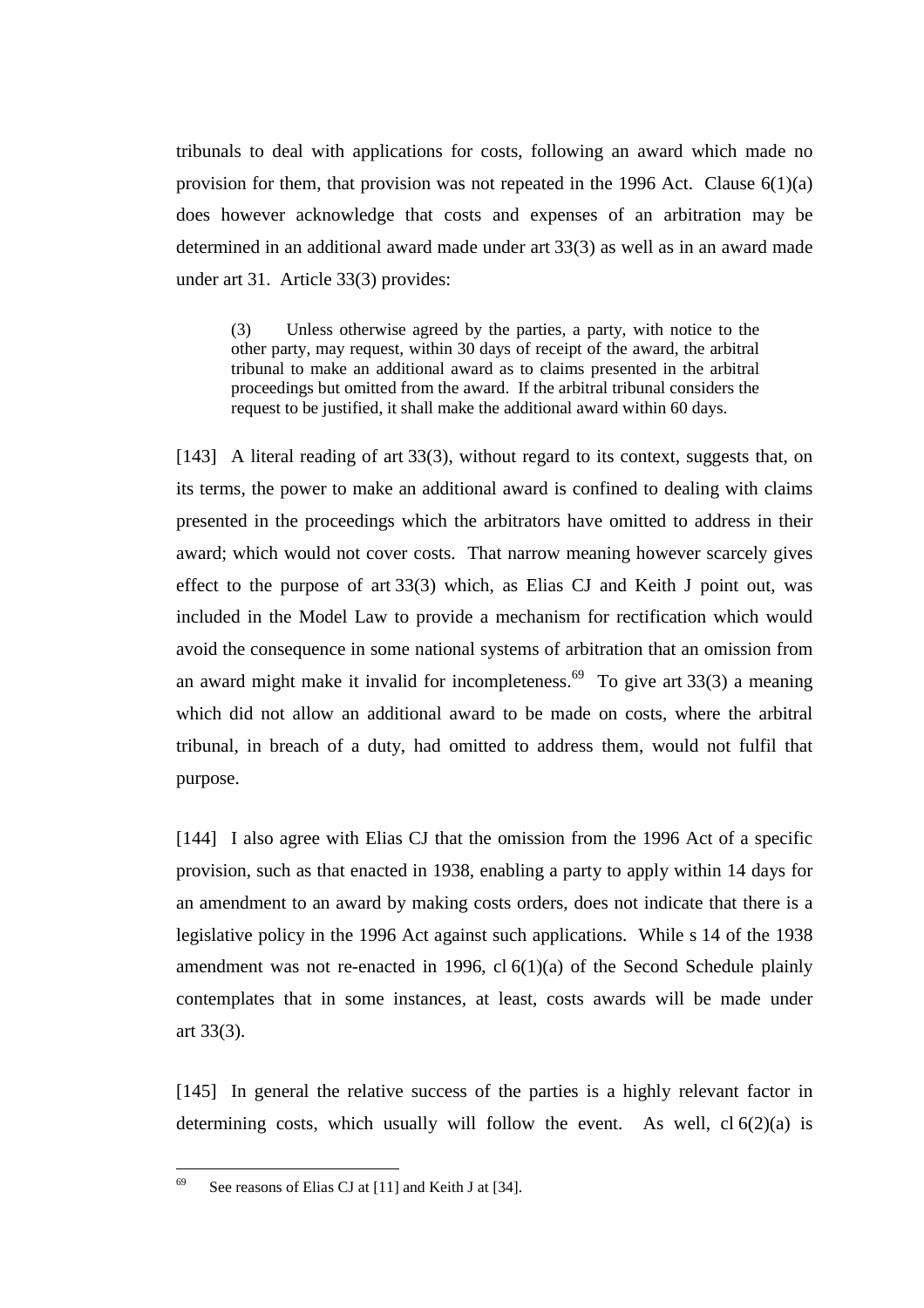tribunals to deal with applications for costs, following an award which made no provision for them, that provision was not repeated in the 1996 Act. Clause 6(1)(a) does however acknowledge that costs and expenses of an arbitration may be determined in an additional award made under art 33(3) as well as in an award made under art 31. Article 33(3) provides:

> (3) Unless otherwise agreed by the parties, a party, with notice to the other party, may request, within 30 days of receipt of the award, the arbitral tribunal to make an additional award as to claims presented in the arbitral proceedings but omitted from the award. If the arbitral tribunal considers the request to be justified, it shall make the additional award within 60 days.

[143] A literal reading of art 33(3), without regard to its context, suggests that, on its terms, the power to make an additional award is confined to dealing with claims presented in the proceedings which the arbitrators have omitted to address in their award; which would not cover costs. That narrow meaning however scarcely gives effect to the purpose of art 33(3) which, as Elias CJ and Keith J point out, was included in the Model Law to provide a mechanism for rectification which would avoid the consequence in some national systems of arbitration that an omission from an award might make it invalid for incompleteness.[69] To give art 33(3) a meaning which did not allow an additional award to be made on costs, where the arbitral tribunal, in breach of a duty, had omitted to address them, would not fulfil that purpose.

[144] I also agree with Elias CJ that the omission from the 1996 Act of a specific provision, such as that enacted in 1938, enabling a party to apply within 14 days for an amendment to an award by making costs orders, does not indicate that there is a legislative policy in the 1996 Act against such applications. While s 14 of the 1938 amendment was not re-enacted in 1996, cl 6(1)(a) of the Second Schedule plainly contemplates that in some instances, at least, costs awards will be made under art 33(3).

[145] In general the relative success of the parties is a highly relevant factor in determining costs, which usually will follow the event. As well, cl 6(2)(a) is

---

[69] See reasons of Elias CJ at [11] and Keith J at [34].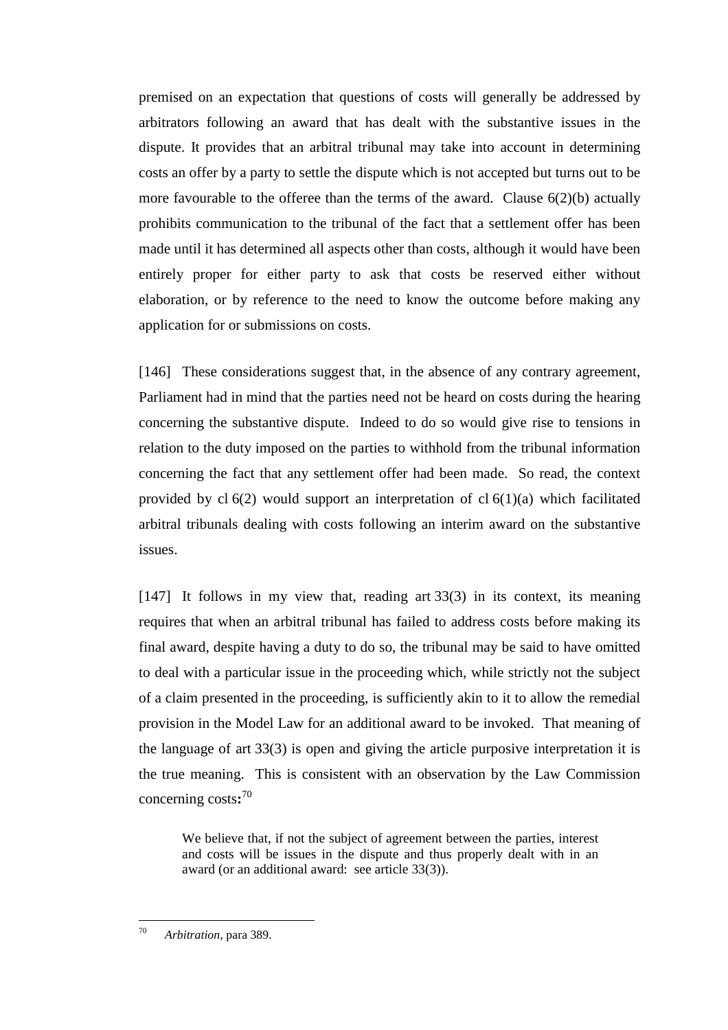premised on an expectation that questions of costs will generally be addressed by arbitrators following an award that has dealt with the substantive issues in the dispute. It provides that an arbitral tribunal may take into account in determining costs an offer by a party to settle the dispute which is not accepted but turns out to be more favourable to the offeree than the terms of the award. Clause 6(2)(b) actually prohibits communication to the tribunal of the fact that a settlement offer has been made until it has determined all aspects other than costs, although it would have been entirely proper for either party to ask that costs be reserved either without elaboration, or by reference to the need to know the outcome before making any application for or submissions on costs.

[146] These considerations suggest that, in the absence of any contrary agreement, Parliament had in mind that the parties need not be heard on costs during the hearing concerning the substantive dispute. Indeed to do so would give rise to tensions in relation to the duty imposed on the parties to withhold from the tribunal information concerning the fact that any settlement offer had been made. So read, the context provided by cl 6(2) would support an interpretation of cl 6(1)(a) which facilitated arbitral tribunals dealing with costs following an interim award on the substantive issues.

[147] It follows in my view that, reading art 33(3) in its context, its meaning requires that when an arbitral tribunal has failed to address costs before making its final award, despite having a duty to do so, the tribunal may be said to have omitted to deal with a particular issue in the proceeding which, while strictly not the subject of a claim presented in the proceeding, is sufficiently akin to it to allow the remedial provision in the Model Law for an additional award to be invoked. That meaning of the language of art 33(3) is open and giving the article purposive interpretation it is the true meaning. This is consistent with an observation by the Law Commission concerning costs**:**[70]

> We believe that, if not the subject of agreement between the parties, interest and costs will be issues in the dispute and thus properly dealt with in an award (or an additional award: see article 33(3)).

---

[70] *Arbitration*, para 389.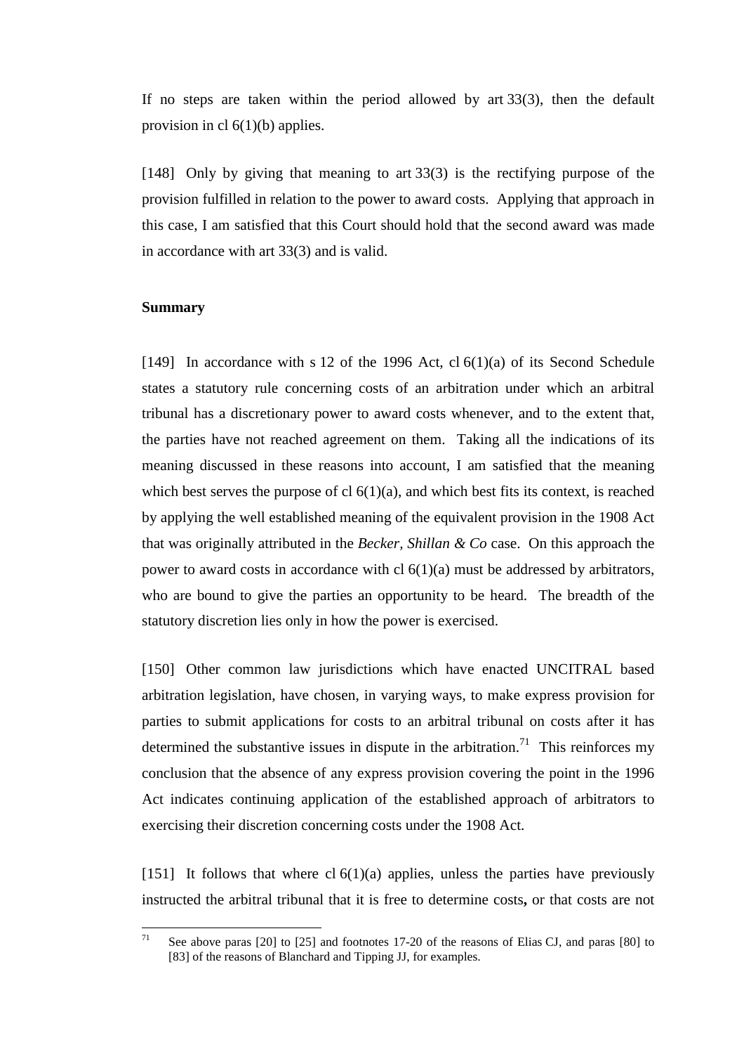If no steps are taken within the period allowed by art 33(3), then the default provision in cl 6(1)(b) applies.

[148] Only by giving that meaning to art 33(3) is the rectifying purpose of the provision fulfilled in relation to the power to award costs. Applying that approach in this case, I am satisfied that this Court should hold that the second award was made in accordance with art 33(3) and is valid.

**Summary**

[149] In accordance with s 12 of the 1996 Act, cl 6(1)(a) of its Second Schedule states a statutory rule concerning costs of an arbitration under which an arbitral tribunal has a discretionary power to award costs whenever, and to the extent that, the parties have not reached agreement on them. Taking all the indications of its meaning discussed in these reasons into account, I am satisfied that the meaning which best serves the purpose of cl 6(1)(a), and which best fits its context, is reached by applying the well established meaning of the equivalent provision in the 1908 Act that was originally attributed in the *Becker, Shillan & Co* case. On this approach the power to award costs in accordance with cl 6(1)(a) must be addressed by arbitrators, who are bound to give the parties an opportunity to be heard. The breadth of the statutory discretion lies only in how the power is exercised.

[150] Other common law jurisdictions which have enacted UNCITRAL based arbitration legislation, have chosen, in varying ways, to make express provision for parties to submit applications for costs to an arbitral tribunal on costs after it has determined the substantive issues in dispute in the arbitration.[71] This reinforces my conclusion that the absence of any express provision covering the point in the 1996 Act indicates continuing application of the established approach of arbitrators to exercising their discretion concerning costs under the 1908 Act.

[151] It follows that where cl 6(1)(a) applies, unless the parties have previously instructed the arbitral tribunal that it is free to determine costs**,** or that costs are not

[71] See above paras [20] to [25] and footnotes 17-20 of the reasons of Elias CJ, and paras [80] to [83] of the reasons of Blanchard and Tipping JJ, for examples.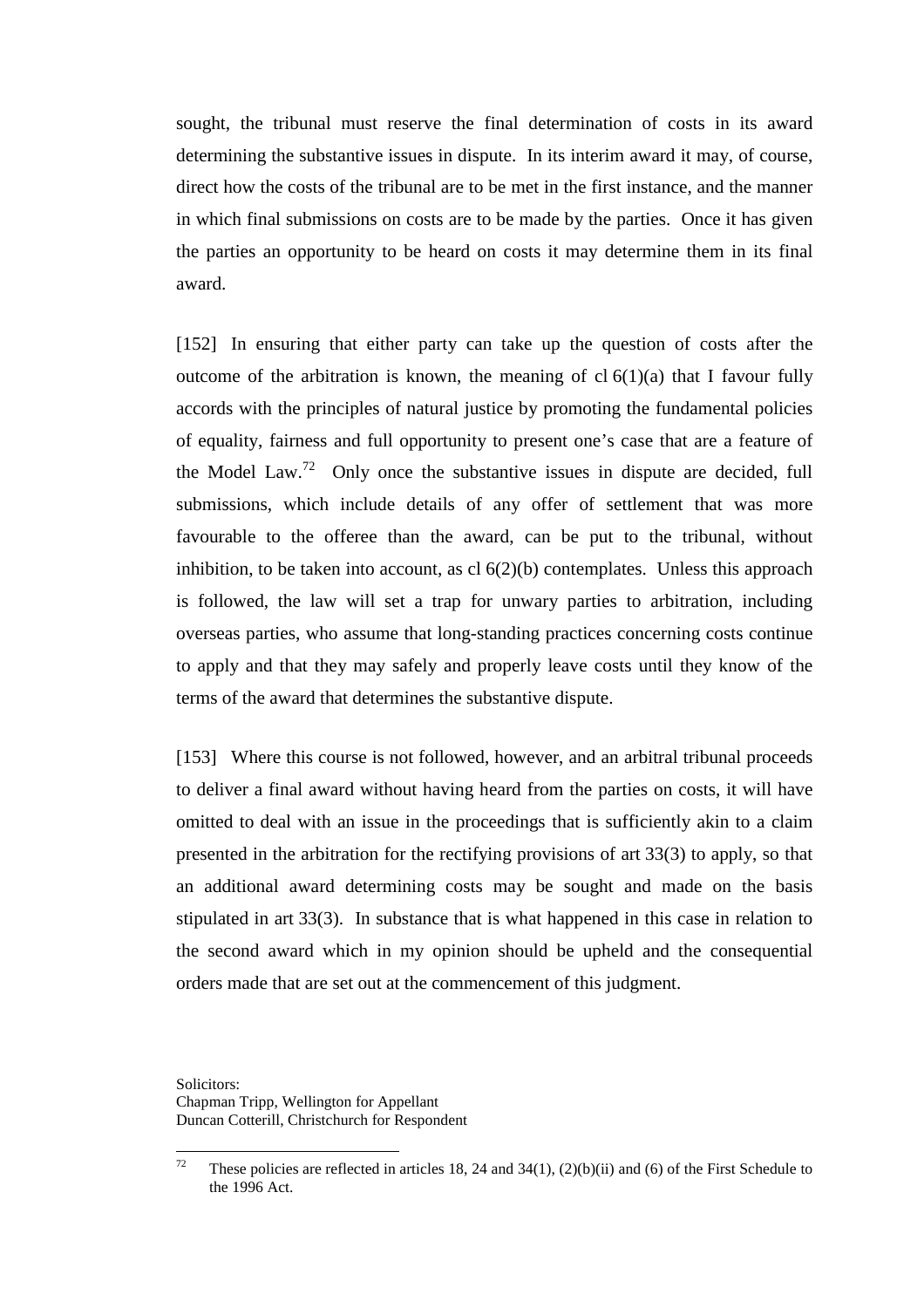sought, the tribunal must reserve the final determination of costs in its award determining the substantive issues in dispute. In its interim award it may, of course, direct how the costs of the tribunal are to be met in the first instance, and the manner in which final submissions on costs are to be made by the parties. Once it has given the parties an opportunity to be heard on costs it may determine them in its final award.

[152] In ensuring that either party can take up the question of costs after the outcome of the arbitration is known, the meaning of cl 6(1)(a) that I favour fully accords with the principles of natural justice by promoting the fundamental policies of equality, fairness and full opportunity to present one's case that are a feature of the Model Law.[72] Only once the substantive issues in dispute are decided, full submissions, which include details of any offer of settlement that was more favourable to the offeree than the award, can be put to the tribunal, without inhibition, to be taken into account, as cl 6(2)(b) contemplates. Unless this approach is followed, the law will set a trap for unwary parties to arbitration, including overseas parties, who assume that long-standing practices concerning costs continue to apply and that they may safely and properly leave costs until they know of the terms of the award that determines the substantive dispute.

[153] Where this course is not followed, however, and an arbitral tribunal proceeds to deliver a final award without having heard from the parties on costs, it will have omitted to deal with an issue in the proceedings that is sufficiently akin to a claim presented in the arbitration for the rectifying provisions of art 33(3) to apply, so that an additional award determining costs may be sought and made on the basis stipulated in art 33(3). In substance that is what happened in this case in relation to the second award which in my opinion should be upheld and the consequential orders made that are set out at the commencement of this judgment.

Solicitors:
Chapman Tripp, Wellington for Appellant
Duncan Cotterill, Christchurch for Respondent

[72] These policies are reflected in articles 18, 24 and 34(1), (2)(b)(ii) and (6) of the First Schedule to the 1996 Act.